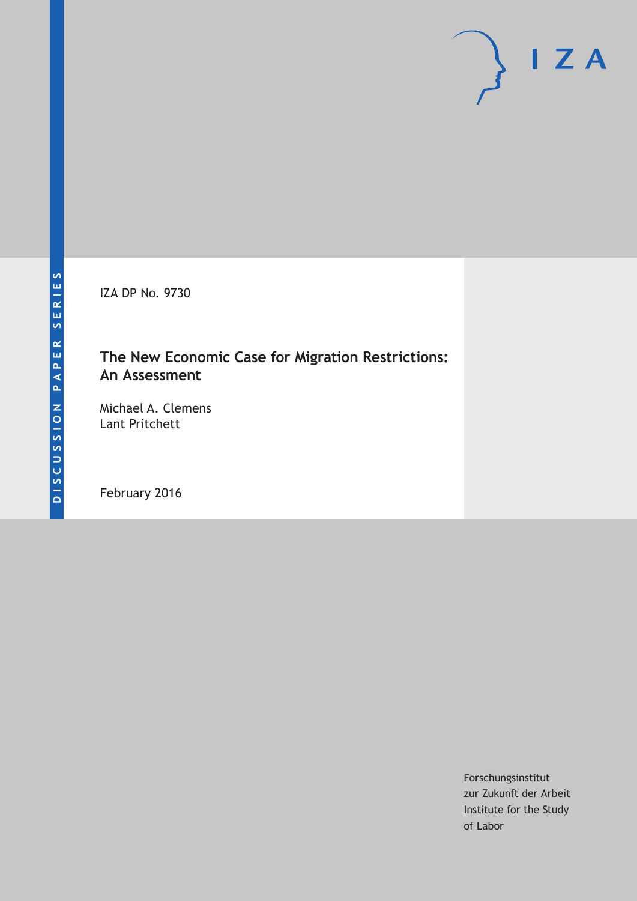DISCUSSION PAPER SERIES

IZA DP No. 9730

# The New Economic Case for Migration Restrictions: An Assessment

Michael A. Clemens
Lant Pritchett

February 2016

Forschungsinstitut
zur Zukunft der Arbeit
Institute for the Study
of Labor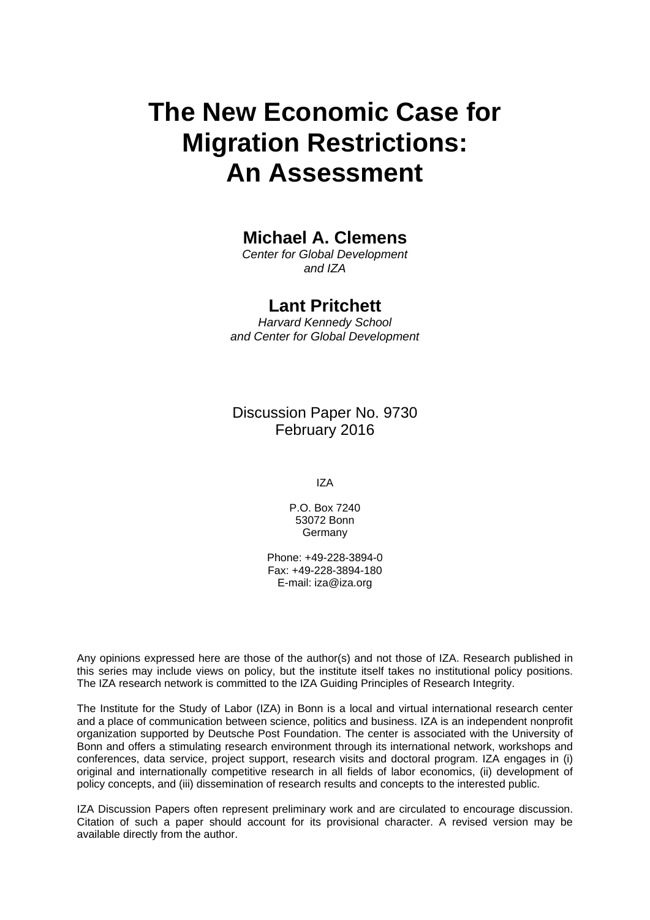# The New Economic Case for Migration Restrictions: An Assessment

**Michael A. Clemens**
*Center for Global Development and IZA*

**Lant Pritchett**
*Harvard Kennedy School and Center for Global Development*

Discussion Paper No. 9730
February 2016

IZA

P.O. Box 7240
53072 Bonn
Germany

Phone: +49-228-3894-0
Fax: +49-228-3894-180
E-mail: iza@iza.org

Any opinions expressed here are those of the author(s) and not those of IZA. Research published in this series may include views on policy, but the institute itself takes no institutional policy positions. The IZA research network is committed to the IZA Guiding Principles of Research Integrity.

The Institute for the Study of Labor (IZA) in Bonn is a local and virtual international research center and a place of communication between science, politics and business. IZA is an independent nonprofit organization supported by Deutsche Post Foundation. The center is associated with the University of Bonn and offers a stimulating research environment through its international network, workshops and conferences, data service, project support, research visits and doctoral program. IZA engages in (i) original and internationally competitive research in all fields of labor economics, (ii) development of policy concepts, and (iii) dissemination of research results and concepts to the interested public.

IZA Discussion Papers often represent preliminary work and are circulated to encourage discussion. Citation of such a paper should account for its provisional character. A revised version may be available directly from the author.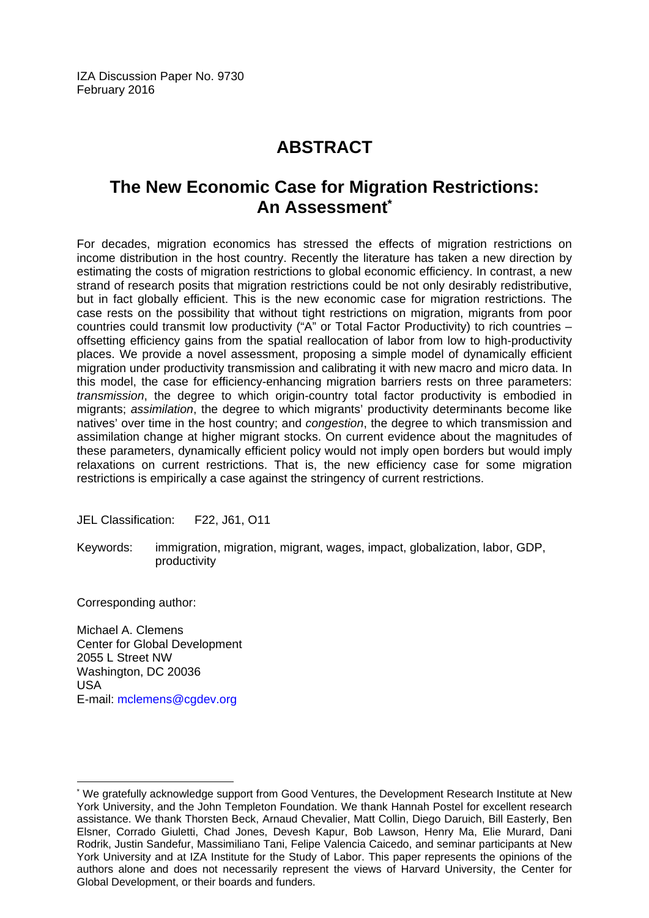IZA Discussion Paper No. 9730
February 2016

# ABSTRACT

## The New Economic Case for Migration Restrictions: An Assessment*

For decades, migration economics has stressed the effects of migration restrictions on income distribution in the host country. Recently the literature has taken a new direction by estimating the costs of migration restrictions to global economic efficiency. In contrast, a new strand of research posits that migration restrictions could be not only desirably redistributive, but in fact globally efficient. This is the new economic case for migration restrictions. The case rests on the possibility that without tight restrictions on migration, migrants from poor countries could transmit low productivity ("A" or Total Factor Productivity) to rich countries – offsetting efficiency gains from the spatial reallocation of labor from low to high-productivity places. We provide a novel assessment, proposing a simple model of dynamically efficient migration under productivity transmission and calibrating it with new macro and micro data. In this model, the case for efficiency-enhancing migration barriers rests on three parameters: *transmission*, the degree to which origin-country total factor productivity is embodied in migrants; *assimilation*, the degree to which migrants' productivity determinants become like natives' over time in the host country; and *congestion*, the degree to which transmission and assimilation change at higher migrant stocks. On current evidence about the magnitudes of these parameters, dynamically efficient policy would not imply open borders but would imply relaxations on current restrictions. That is, the new efficiency case for some migration restrictions is empirically a case against the stringency of current restrictions.

JEL Classification: F22, J61, O11

Keywords: immigration, migration, migrant, wages, impact, globalization, labor, GDP, productivity

Corresponding author:

Michael A. Clemens
Center for Global Development
2055 L Street NW
Washington, DC 20036
USA
E-mail: mclemens@cgdev.org

* We gratefully acknowledge support from Good Ventures, the Development Research Institute at New York University, and the John Templeton Foundation. We thank Hannah Postel for excellent research assistance. We thank Thorsten Beck, Arnaud Chevalier, Matt Collin, Diego Daruich, Bill Easterly, Ben Elsner, Corrado Giuletti, Chad Jones, Devesh Kapur, Bob Lawson, Henry Ma, Elie Murard, Dani Rodrik, Justin Sandefur, Massimiliano Tani, Felipe Valencia Caicedo, and seminar participants at New York University and at IZA Institute for the Study of Labor. This paper represents the opinions of the authors alone and does not necessarily represent the views of Harvard University, the Center for Global Development, or their boards and funders.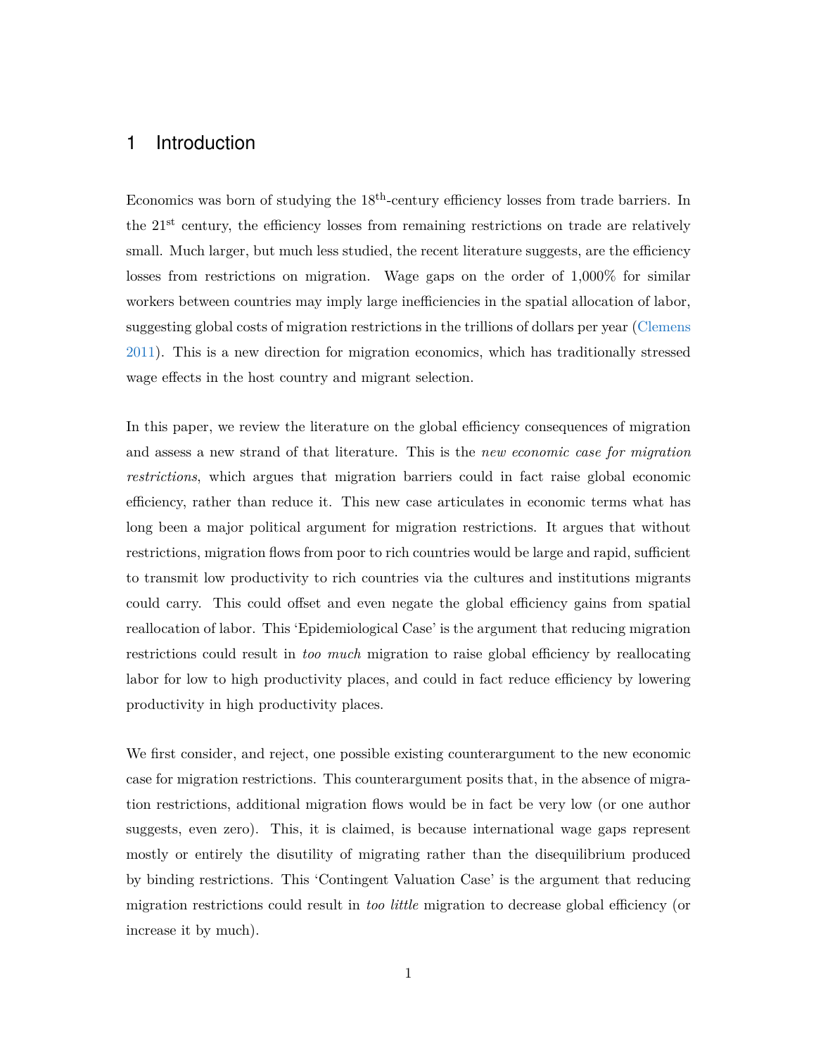# 1 Introduction

Economics was born of studying the 18th-century efficiency losses from trade barriers. In the 21st century, the efficiency losses from remaining restrictions on trade are relatively small. Much larger, but much less studied, the recent literature suggests, are the efficiency losses from restrictions on migration. Wage gaps on the order of 1,000% for similar workers between countries may imply large inefficiencies in the spatial allocation of labor, suggesting global costs of migration restrictions in the trillions of dollars per year (Clemens 2011). This is a new direction for migration economics, which has traditionally stressed wage effects in the host country and migrant selection.

In this paper, we review the literature on the global efficiency consequences of migration and assess a new strand of that literature. This is the *new economic case for migration restrictions*, which argues that migration barriers could in fact raise global economic efficiency, rather than reduce it. This new case articulates in economic terms what has long been a major political argument for migration restrictions. It argues that without restrictions, migration flows from poor to rich countries would be large and rapid, sufficient to transmit low productivity to rich countries via the cultures and institutions migrants could carry. This could offset and even negate the global efficiency gains from spatial reallocation of labor. This 'Epidemiological Case' is the argument that reducing migration restrictions could result in *too much* migration to raise global efficiency by reallocating labor for low to high productivity places, and could in fact reduce efficiency by lowering productivity in high productivity places.

We first consider, and reject, one possible existing counterargument to the new economic case for migration restrictions. This counterargument posits that, in the absence of migration restrictions, additional migration flows would be in fact be very low (or one author suggests, even zero). This, it is claimed, is because international wage gaps represent mostly or entirely the disutility of migrating rather than the disequilibrium produced by binding restrictions. This 'Contingent Valuation Case' is the argument that reducing migration restrictions could result in *too little* migration to decrease global efficiency (or increase it by much).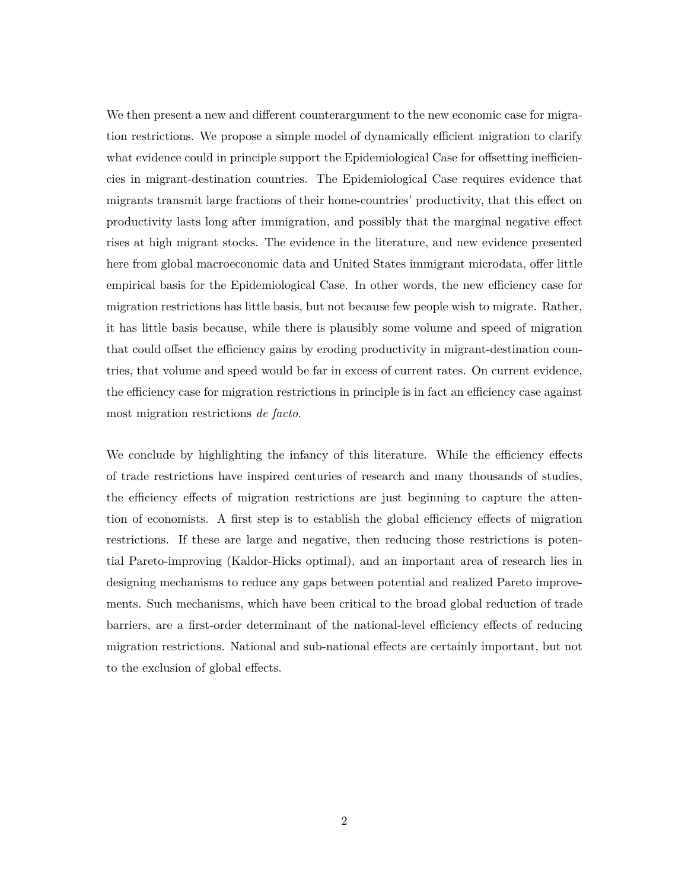We then present a new and different counterargument to the new economic case for migration restrictions. We propose a simple model of dynamically efficient migration to clarify what evidence could in principle support the Epidemiological Case for offsetting inefficiencies in migrant-destination countries. The Epidemiological Case requires evidence that migrants transmit large fractions of their home-countries' productivity, that this effect on productivity lasts long after immigration, and possibly that the marginal negative effect rises at high migrant stocks. The evidence in the literature, and new evidence presented here from global macroeconomic data and United States immigrant microdata, offer little empirical basis for the Epidemiological Case. In other words, the new efficiency case for migration restrictions has little basis, but not because few people wish to migrate. Rather, it has little basis because, while there is plausibly some volume and speed of migration that could offset the efficiency gains by eroding productivity in migrant-destination countries, that volume and speed would be far in excess of current rates. On current evidence, the efficiency case for migration restrictions in principle is in fact an efficiency case against most migration restrictions *de facto*.

We conclude by highlighting the infancy of this literature. While the efficiency effects of trade restrictions have inspired centuries of research and many thousands of studies, the efficiency effects of migration restrictions are just beginning to capture the attention of economists. A first step is to establish the global efficiency effects of migration restrictions. If these are large and negative, then reducing those restrictions is potential Pareto-improving (Kaldor-Hicks optimal), and an important area of research lies in designing mechanisms to reduce any gaps between potential and realized Pareto improvements. Such mechanisms, which have been critical to the broad global reduction of trade barriers, are a first-order determinant of the national-level efficiency effects of reducing migration restrictions. National and sub-national effects are certainly important, but not to the exclusion of global effects.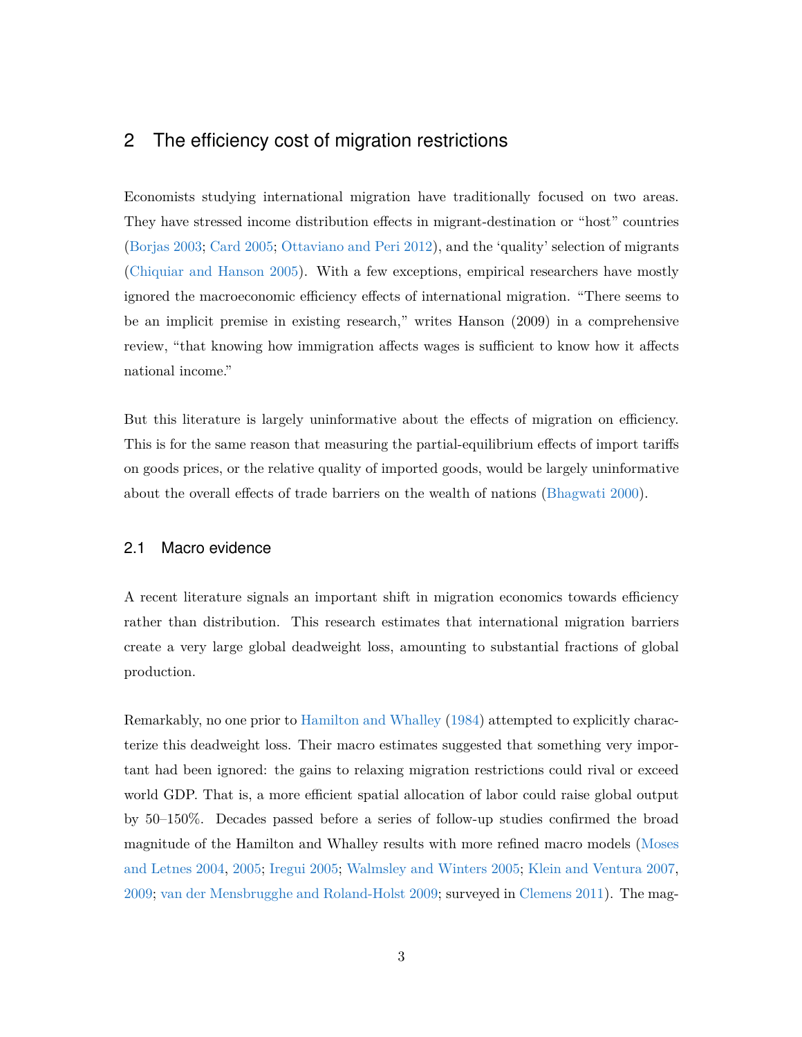## 2 The efficiency cost of migration restrictions

Economists studying international migration have traditionally focused on two areas. They have stressed income distribution effects in migrant-destination or "host" countries (Borjas 2003; Card 2005; Ottaviano and Peri 2012), and the 'quality' selection of migrants (Chiquiar and Hanson 2005). With a few exceptions, empirical researchers have mostly ignored the macroeconomic efficiency effects of international migration. "There seems to be an implicit premise in existing research," writes Hanson (2009) in a comprehensive review, "that knowing how immigration affects wages is sufficient to know how it affects national income."

But this literature is largely uninformative about the effects of migration on efficiency. This is for the same reason that measuring the partial-equilibrium effects of import tariffs on goods prices, or the relative quality of imported goods, would be largely uninformative about the overall effects of trade barriers on the wealth of nations (Bhagwati 2000).

### 2.1 Macro evidence

A recent literature signals an important shift in migration economics towards efficiency rather than distribution. This research estimates that international migration barriers create a very large global deadweight loss, amounting to substantial fractions of global production.

Remarkably, no one prior to Hamilton and Whalley (1984) attempted to explicitly characterize this deadweight loss. Their macro estimates suggested that something very important had been ignored: the gains to relaxing migration restrictions could rival or exceed world GDP. That is, a more efficient spatial allocation of labor could raise global output by 50–150%. Decades passed before a series of follow-up studies confirmed the broad magnitude of the Hamilton and Whalley results with more refined macro models (Moses and Letnes 2004, 2005; Iregui 2005; Walmsley and Winters 2005; Klein and Ventura 2007, 2009; van der Mensbrugghe and Roland-Holst 2009; surveyed in Clemens 2011). The mag-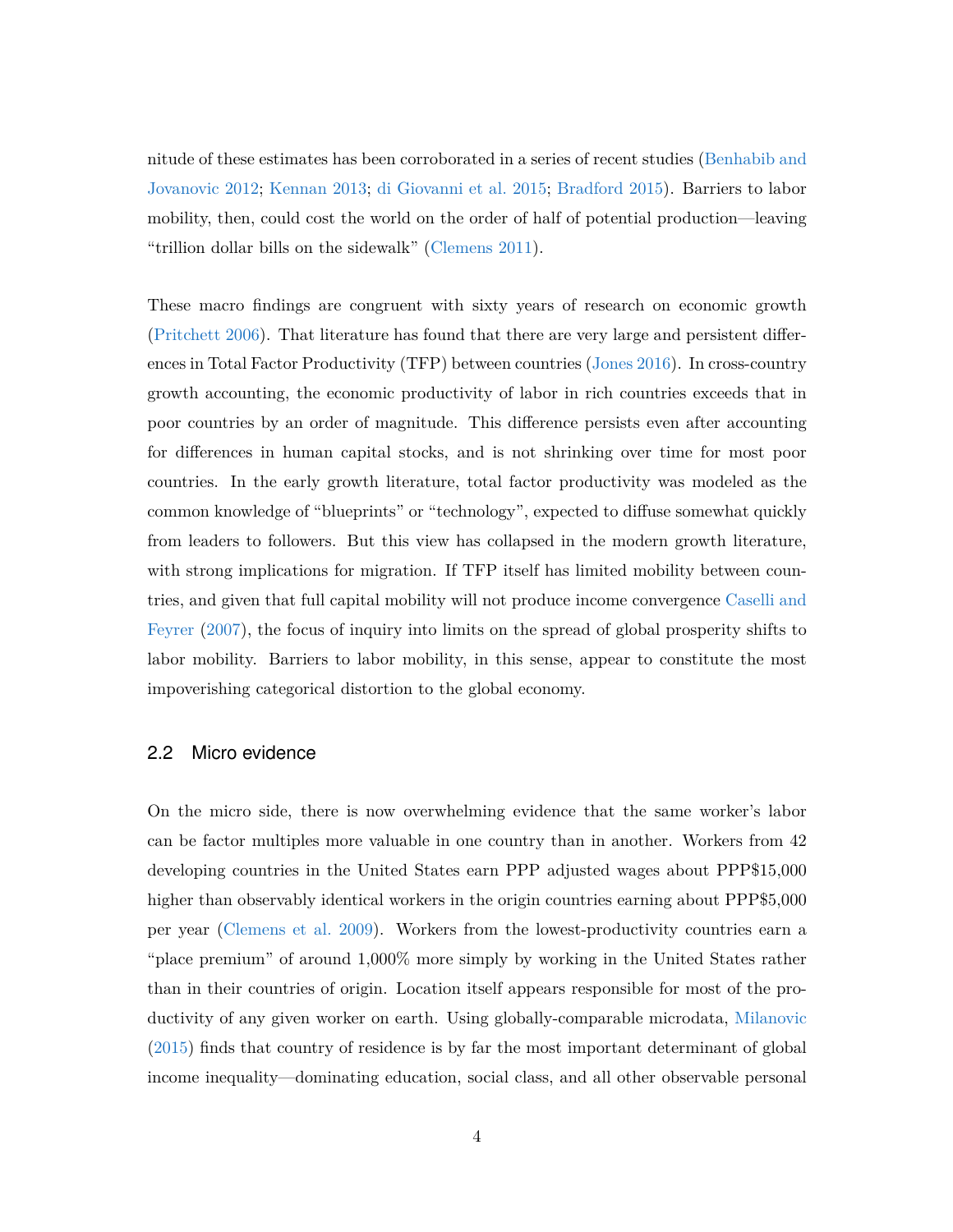nitude of these estimates has been corroborated in a series of recent studies (Benhabib and Jovanovic 2012; Kennan 2013; di Giovanni et al. 2015; Bradford 2015). Barriers to labor mobility, then, could cost the world on the order of half of potential production—leaving "trillion dollar bills on the sidewalk" (Clemens 2011).

These macro findings are congruent with sixty years of research on economic growth (Pritchett 2006). That literature has found that there are very large and persistent differences in Total Factor Productivity (TFP) between countries (Jones 2016). In cross-country growth accounting, the economic productivity of labor in rich countries exceeds that in poor countries by an order of magnitude. This difference persists even after accounting for differences in human capital stocks, and is not shrinking over time for most poor countries. In the early growth literature, total factor productivity was modeled as the common knowledge of "blueprints" or "technology", expected to diffuse somewhat quickly from leaders to followers. But this view has collapsed in the modern growth literature, with strong implications for migration. If TFP itself has limited mobility between countries, and given that full capital mobility will not produce income convergence Caselli and Feyrer (2007), the focus of inquiry into limits on the spread of global prosperity shifts to labor mobility. Barriers to labor mobility, in this sense, appear to constitute the most impoverishing categorical distortion to the global economy.

## 2.2 Micro evidence

On the micro side, there is now overwhelming evidence that the same worker's labor can be factor multiples more valuable in one country than in another. Workers from 42 developing countries in the United States earn PPP adjusted wages about PPP$15,000 higher than observably identical workers in the origin countries earning about PPP$5,000 per year (Clemens et al. 2009). Workers from the lowest-productivity countries earn a "place premium" of around 1,000% more simply by working in the United States rather than in their countries of origin. Location itself appears responsible for most of the productivity of any given worker on earth. Using globally-comparable microdata, Milanovic (2015) finds that country of residence is by far the most important determinant of global income inequality—dominating education, social class, and all other observable personal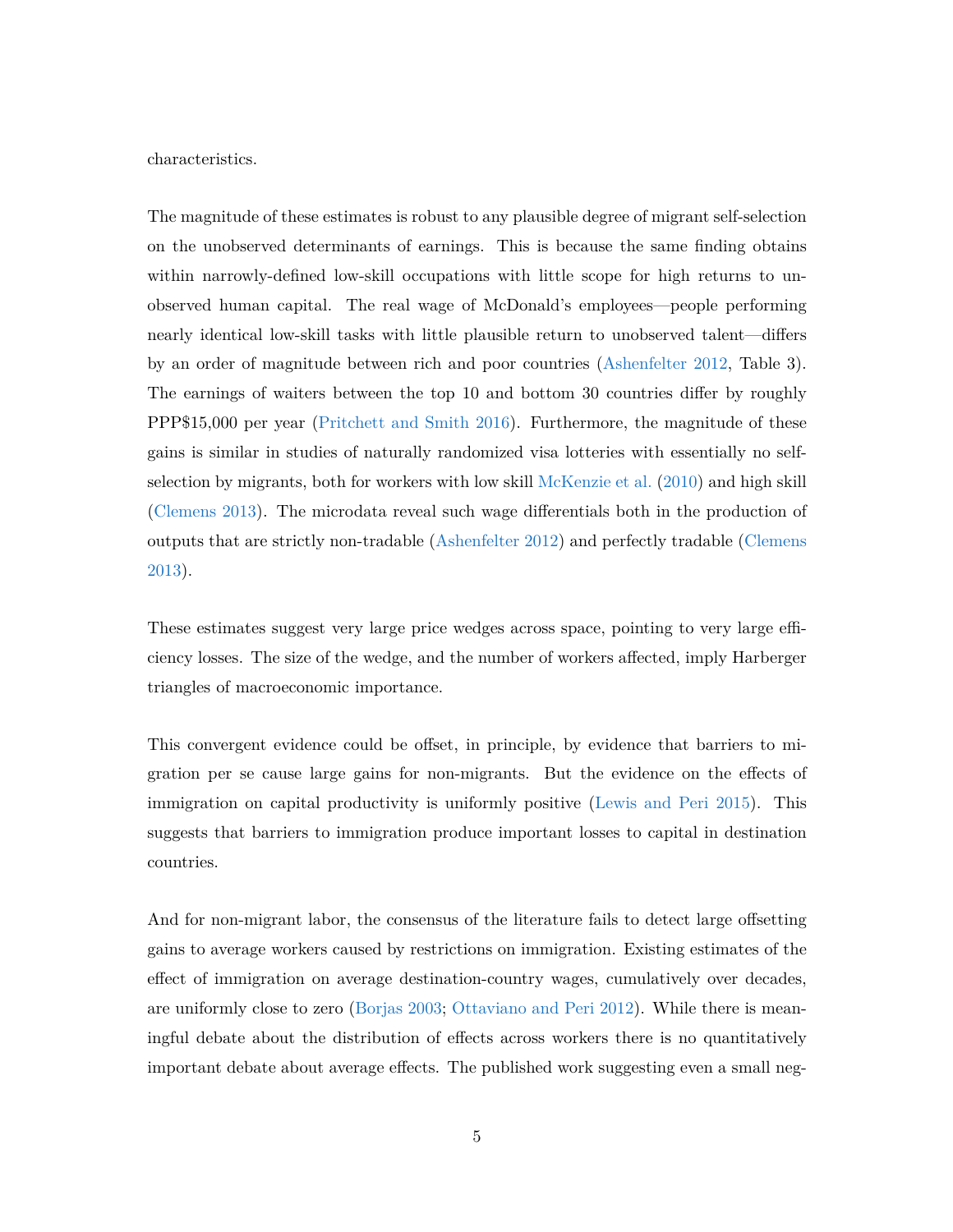characteristics.

The magnitude of these estimates is robust to any plausible degree of migrant self-selection on the unobserved determinants of earnings. This is because the same finding obtains within narrowly-defined low-skill occupations with little scope for high returns to unobserved human capital. The real wage of McDonald's employees—people performing nearly identical low-skill tasks with little plausible return to unobserved talent—differs by an order of magnitude between rich and poor countries (Ashenfelter 2012, Table 3). The earnings of waiters between the top 10 and bottom 30 countries differ by roughly PPP$15,000 per year (Pritchett and Smith 2016). Furthermore, the magnitude of these gains is similar in studies of naturally randomized visa lotteries with essentially no self-selection by migrants, both for workers with low skill McKenzie et al. (2010) and high skill (Clemens 2013). The microdata reveal such wage differentials both in the production of outputs that are strictly non-tradable (Ashenfelter 2012) and perfectly tradable (Clemens 2013).

These estimates suggest very large price wedges across space, pointing to very large efficiency losses. The size of the wedge, and the number of workers affected, imply Harberger triangles of macroeconomic importance.

This convergent evidence could be offset, in principle, by evidence that barriers to migration per se cause large gains for non-migrants. But the evidence on the effects of immigration on capital productivity is uniformly positive (Lewis and Peri 2015). This suggests that barriers to immigration produce important losses to capital in destination countries.

And for non-migrant labor, the consensus of the literature fails to detect large offsetting gains to average workers caused by restrictions on immigration. Existing estimates of the effect of immigration on average destination-country wages, cumulatively over decades, are uniformly close to zero (Borjas 2003; Ottaviano and Peri 2012). While there is meaningful debate about the distribution of effects across workers there is no quantitatively important debate about average effects. The published work suggesting even a small neg-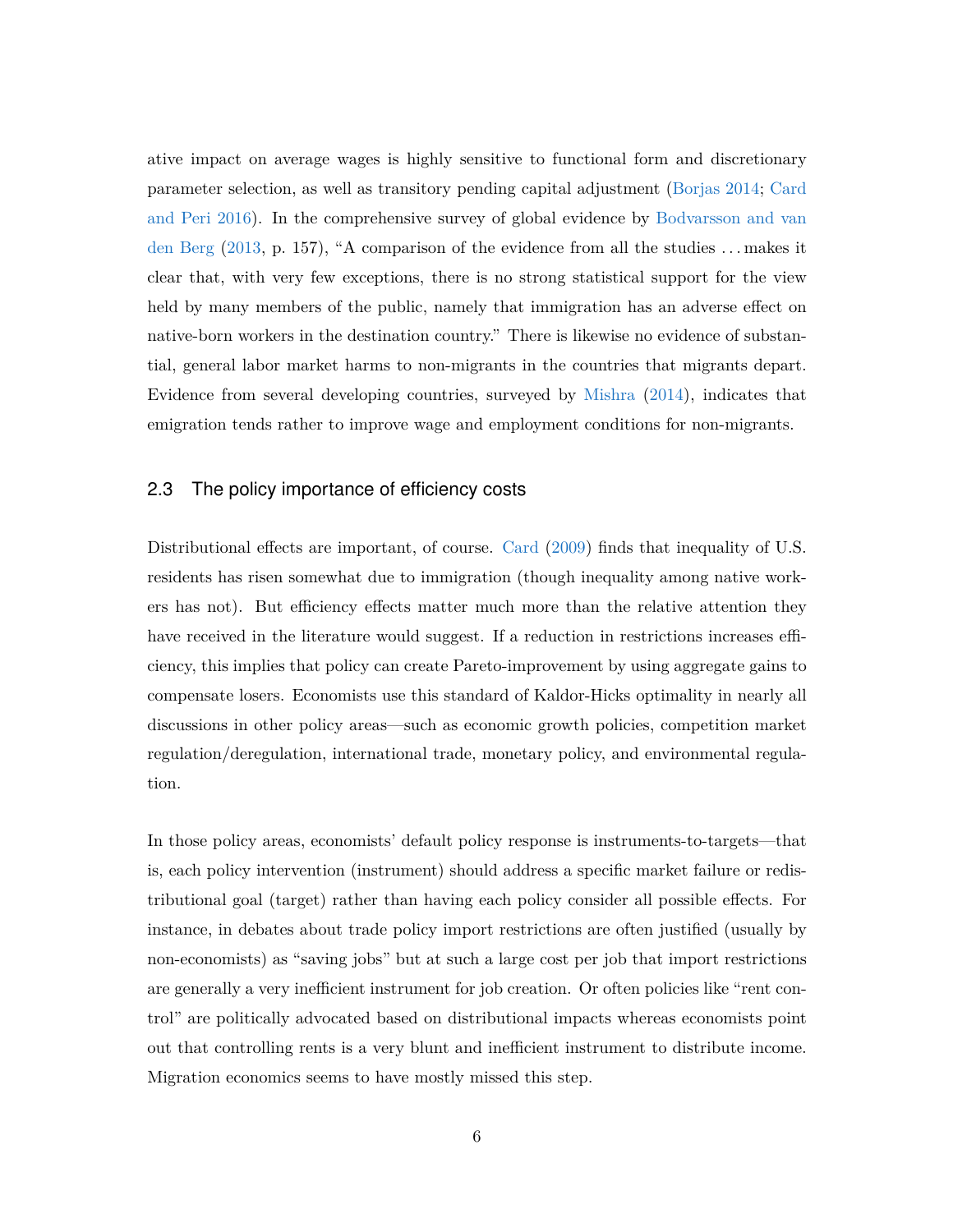ative impact on average wages is highly sensitive to functional form and discretionary parameter selection, as well as transitory pending capital adjustment (Borjas 2014; Card and Peri 2016). In the comprehensive survey of global evidence by Bodvarsson and van den Berg (2013, p. 157), "A comparison of the evidence from all the studies . . . makes it clear that, with very few exceptions, there is no strong statistical support for the view held by many members of the public, namely that immigration has an adverse effect on native-born workers in the destination country." There is likewise no evidence of substantial, general labor market harms to non-migrants in the countries that migrants depart. Evidence from several developing countries, surveyed by Mishra (2014), indicates that emigration tends rather to improve wage and employment conditions for non-migrants.

### 2.3 The policy importance of efficiency costs

Distributional effects are important, of course. Card (2009) finds that inequality of U.S. residents has risen somewhat due to immigration (though inequality among native workers has not). But efficiency effects matter much more than the relative attention they have received in the literature would suggest. If a reduction in restrictions increases efficiency, this implies that policy can create Pareto-improvement by using aggregate gains to compensate losers. Economists use this standard of Kaldor-Hicks optimality in nearly all discussions in other policy areas—such as economic growth policies, competition market regulation/deregulation, international trade, monetary policy, and environmental regulation.

In those policy areas, economists' default policy response is instruments-to-targets—that is, each policy intervention (instrument) should address a specific market failure or redistributional goal (target) rather than having each policy consider all possible effects. For instance, in debates about trade policy import restrictions are often justified (usually by non-economists) as "saving jobs" but at such a large cost per job that import restrictions are generally a very inefficient instrument for job creation. Or often policies like "rent control" are politically advocated based on distributional impacts whereas economists point out that controlling rents is a very blunt and inefficient instrument to distribute income. Migration economics seems to have mostly missed this step.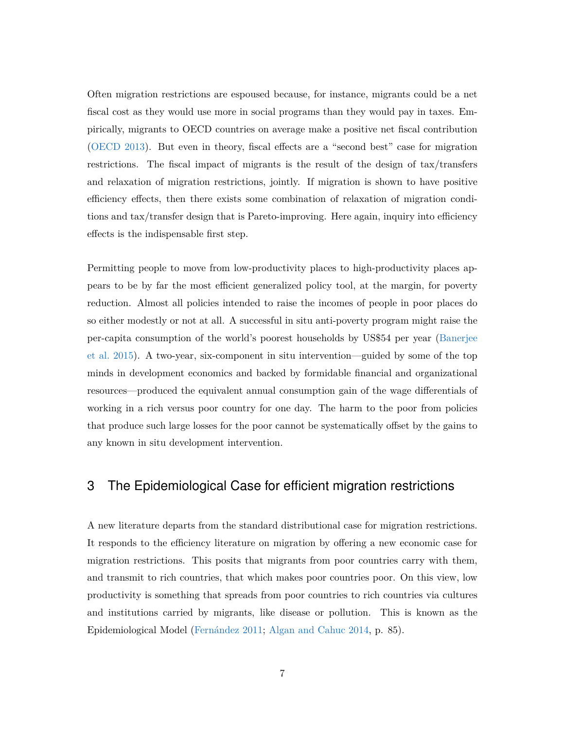Often migration restrictions are espoused because, for instance, migrants could be a net fiscal cost as they would use more in social programs than they would pay in taxes. Empirically, migrants to OECD countries on average make a positive net fiscal contribution (OECD 2013). But even in theory, fiscal effects are a "second best" case for migration restrictions. The fiscal impact of migrants is the result of the design of tax/transfers and relaxation of migration restrictions, jointly. If migration is shown to have positive efficiency effects, then there exists some combination of relaxation of migration conditions and tax/transfer design that is Pareto-improving. Here again, inquiry into efficiency effects is the indispensable first step.

Permitting people to move from low-productivity places to high-productivity places appears to be by far the most efficient generalized policy tool, at the margin, for poverty reduction. Almost all policies intended to raise the incomes of people in poor places do so either modestly or not at all. A successful in situ anti-poverty program might raise the per-capita consumption of the world's poorest households by US$54 per year (Banerjee et al. 2015). A two-year, six-component in situ intervention—guided by some of the top minds in development economics and backed by formidable financial and organizational resources—produced the equivalent annual consumption gain of the wage differentials of working in a rich versus poor country for one day. The harm to the poor from policies that produce such large losses for the poor cannot be systematically offset by the gains to any known in situ development intervention.

## 3 The Epidemiological Case for efficient migration restrictions

A new literature departs from the standard distributional case for migration restrictions. It responds to the efficiency literature on migration by offering a new economic case for migration restrictions. This posits that migrants from poor countries carry with them, and transmit to rich countries, that which makes poor countries poor. On this view, low productivity is something that spreads from poor countries to rich countries via cultures and institutions carried by migrants, like disease or pollution. This is known as the Epidemiological Model (Fernández 2011; Algan and Cahuc 2014, p. 85).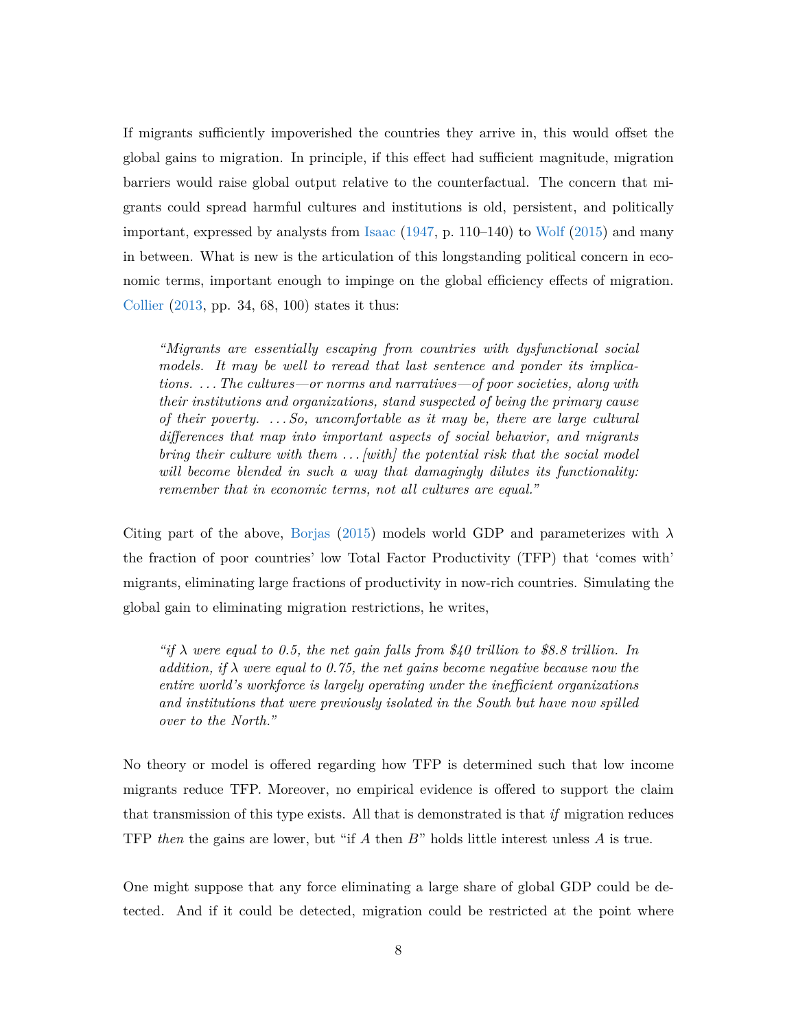If migrants sufficiently impoverished the countries they arrive in, this would offset the global gains to migration. In principle, if this effect had sufficient magnitude, migration barriers would raise global output relative to the counterfactual. The concern that migrants could spread harmful cultures and institutions is old, persistent, and politically important, expressed by analysts from Isaac (1947, p. 110–140) to Wolf (2015) and many in between. What is new is the articulation of this longstanding political concern in economic terms, important enough to impinge on the global efficiency effects of migration. Collier (2013, pp. 34, 68, 100) states it thus:

> *"Migrants are essentially escaping from countries with dysfunctional social models. It may be well to reread that last sentence and ponder its implications. . . . The cultures—or norms and narratives—of poor societies, along with their institutions and organizations, stand suspected of being the primary cause of their poverty. . . . So, uncomfortable as it may be, there are large cultural differences that map into important aspects of social behavior, and migrants bring their culture with them . . . [with] the potential risk that the social model will become blended in such a way that damagingly dilutes its functionality: remember that in economic terms, not all cultures are equal."*

Citing part of the above, Borjas (2015) models world GDP and parameterizes with $\lambda$ the fraction of poor countries' low Total Factor Productivity (TFP) that 'comes with' migrants, eliminating large fractions of productivity in now-rich countries. Simulating the global gain to eliminating migration restrictions, he writes,

> *"if $\lambda$ were equal to 0.5, the net gain falls from $40 trillion to $8.8 trillion. In addition, if $\lambda$ were equal to 0.75, the net gains become negative because now the entire world's workforce is largely operating under the inefficient organizations and institutions that were previously isolated in the South but have now spilled over to the North."*

No theory or model is offered regarding how TFP is determined such that low income migrants reduce TFP. Moreover, no empirical evidence is offered to support the claim that transmission of this type exists. All that is demonstrated is that *if* migration reduces TFP *then* the gains are lower, but "if $A$ then $B$" holds little interest unless $A$ is true.

One might suppose that any force eliminating a large share of global GDP could be detected. And if it could be detected, migration could be restricted at the point where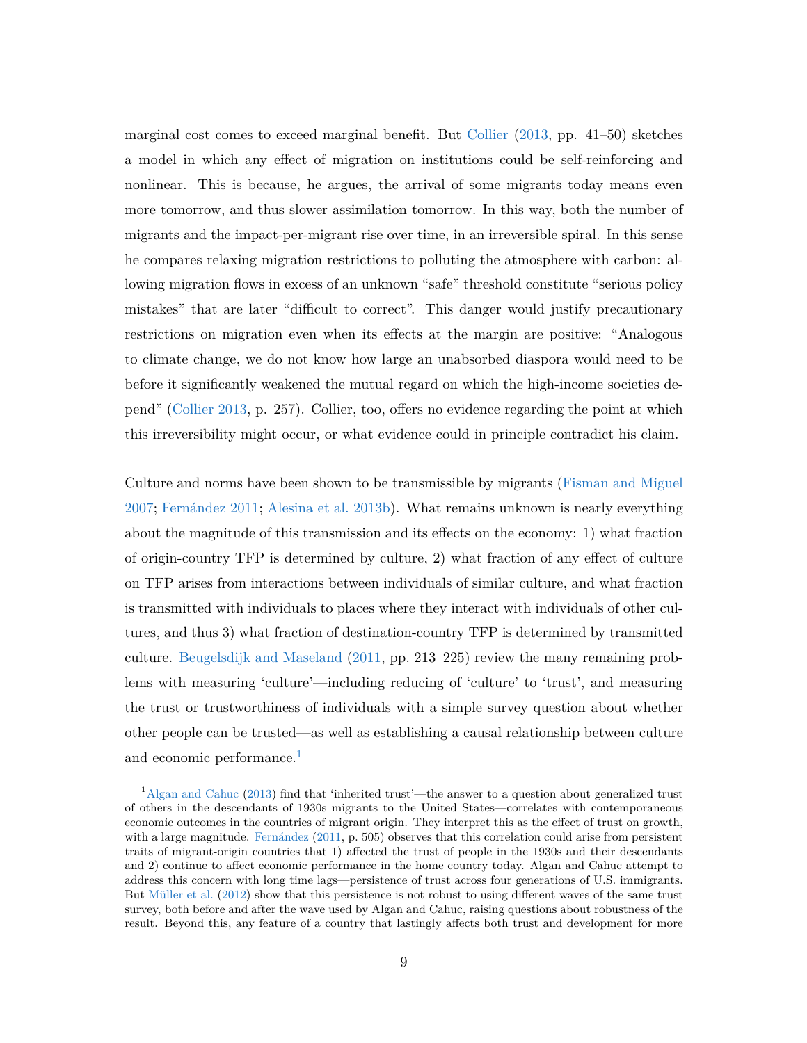marginal cost comes to exceed marginal benefit. But Collier (2013, pp. 41–50) sketches a model in which any effect of migration on institutions could be self-reinforcing and nonlinear. This is because, he argues, the arrival of some migrants today means even more tomorrow, and thus slower assimilation tomorrow. In this way, both the number of migrants and the impact-per-migrant rise over time, in an irreversible spiral. In this sense he compares relaxing migration restrictions to polluting the atmosphere with carbon: allowing migration flows in excess of an unknown "safe" threshold constitute "serious policy mistakes" that are later "difficult to correct". This danger would justify precautionary restrictions on migration even when its effects at the margin are positive: "Analogous to climate change, we do not know how large an unabsorbed diaspora would need to be before it significantly weakened the mutual regard on which the high-income societies depend" (Collier 2013, p. 257). Collier, too, offers no evidence regarding the point at which this irreversibility might occur, or what evidence could in principle contradict his claim.

Culture and norms have been shown to be transmissible by migrants (Fisman and Miguel 2007; Fernández 2011; Alesina et al. 2013b). What remains unknown is nearly everything about the magnitude of this transmission and its effects on the economy: 1) what fraction of origin-country TFP is determined by culture, 2) what fraction of any effect of culture on TFP arises from interactions between individuals of similar culture, and what fraction is transmitted with individuals to places where they interact with individuals of other cultures, and thus 3) what fraction of destination-country TFP is determined by transmitted culture. Beugelsdijk and Maseland (2011, pp. 213–225) review the many remaining problems with measuring 'culture'—including reducing of 'culture' to 'trust', and measuring the trust or trustworthiness of individuals with a simple survey question about whether other people can be trusted—as well as establishing a causal relationship between culture and economic performance.[1]

[1] Algan and Cahuc (2013) find that 'inherited trust'—the answer to a question about generalized trust of others in the descendants of 1930s migrants to the United States—correlates with contemporaneous economic outcomes in the countries of migrant origin. They interpret this as the effect of trust on growth, with a large magnitude. Fernández (2011, p. 505) observes that this correlation could arise from persistent traits of migrant-origin countries that 1) affected the trust of people in the 1930s and their descendants and 2) continue to affect economic performance in the home country today. Algan and Cahuc attempt to address this concern with long time lags—persistence of trust across four generations of U.S. immigrants. But Müller et al. (2012) show that this persistence is not robust to using different waves of the same trust survey, both before and after the wave used by Algan and Cahuc, raising questions about robustness of the result. Beyond this, any feature of a country that lastingly affects both trust and development for more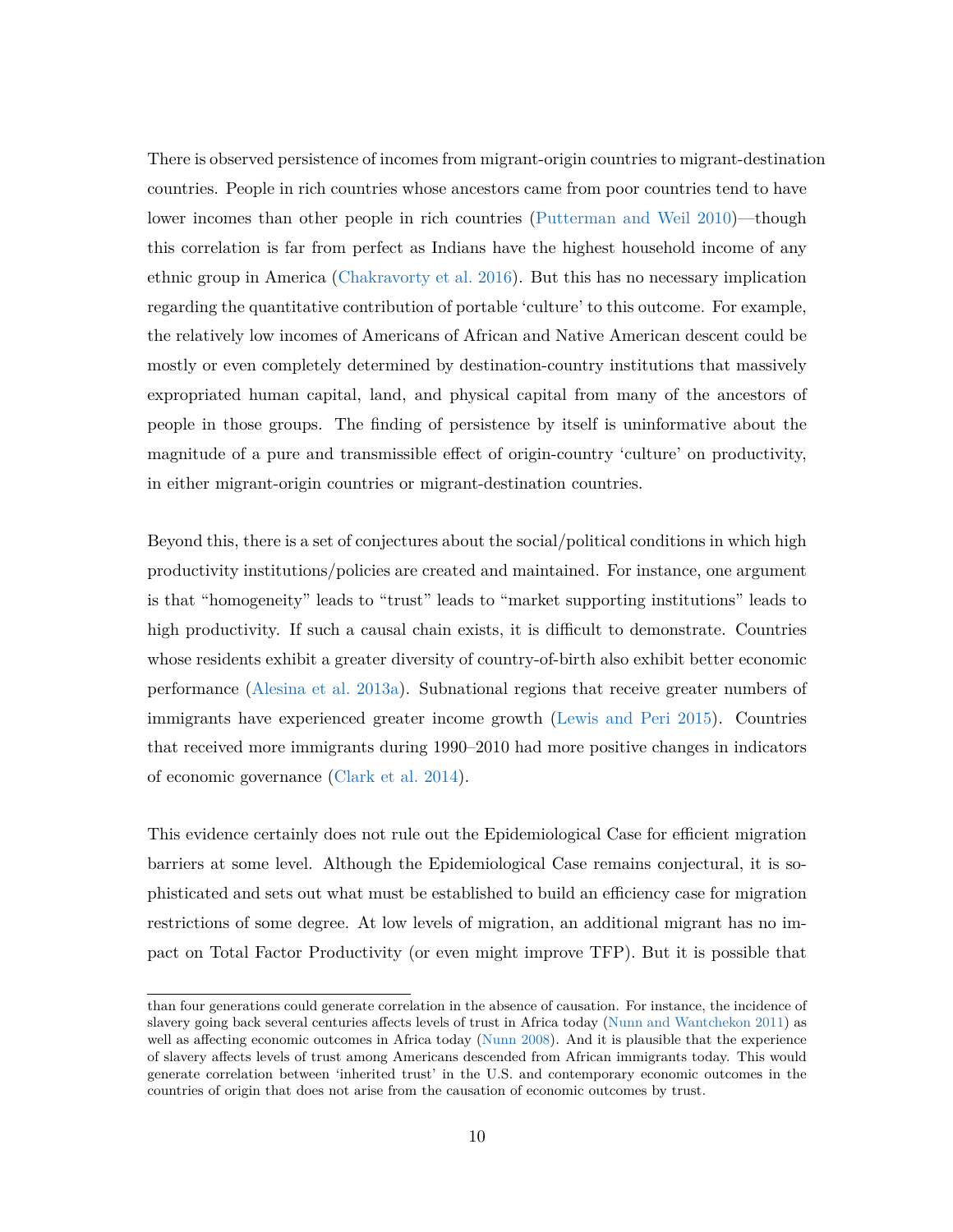There is observed persistence of incomes from migrant-origin countries to migrant-destination countries. People in rich countries whose ancestors came from poor countries tend to have lower incomes than other people in rich countries (Putterman and Weil 2010)—though this correlation is far from perfect as Indians have the highest household income of any ethnic group in America (Chakravorty et al. 2016). But this has no necessary implication regarding the quantitative contribution of portable 'culture' to this outcome. For example, the relatively low incomes of Americans of African and Native American descent could be mostly or even completely determined by destination-country institutions that massively expropriated human capital, land, and physical capital from many of the ancestors of people in those groups. The finding of persistence by itself is uninformative about the magnitude of a pure and transmissible effect of origin-country 'culture' on productivity, in either migrant-origin countries or migrant-destination countries.

Beyond this, there is a set of conjectures about the social/political conditions in which high productivity institutions/policies are created and maintained. For instance, one argument is that "homogeneity" leads to "trust" leads to "market supporting institutions" leads to high productivity. If such a causal chain exists, it is difficult to demonstrate. Countries whose residents exhibit a greater diversity of country-of-birth also exhibit better economic performance (Alesina et al. 2013a). Subnational regions that receive greater numbers of immigrants have experienced greater income growth (Lewis and Peri 2015). Countries that received more immigrants during 1990–2010 had more positive changes in indicators of economic governance (Clark et al. 2014).

This evidence certainly does not rule out the Epidemiological Case for efficient migration barriers at some level. Although the Epidemiological Case remains conjectural, it is sophisticated and sets out what must be established to build an efficiency case for migration restrictions of some degree. At low levels of migration, an additional migrant has no impact on Total Factor Productivity (or even might improve TFP). But it is possible that

than four generations could generate correlation in the absence of causation. For instance, the incidence of slavery going back several centuries affects levels of trust in Africa today (Nunn and Wantchekon 2011) as well as affecting economic outcomes in Africa today (Nunn 2008). And it is plausible that the experience of slavery affects levels of trust among Americans descended from African immigrants today. This would generate correlation between 'inherited trust' in the U.S. and contemporary economic outcomes in the countries of origin that does not arise from the causation of economic outcomes by trust.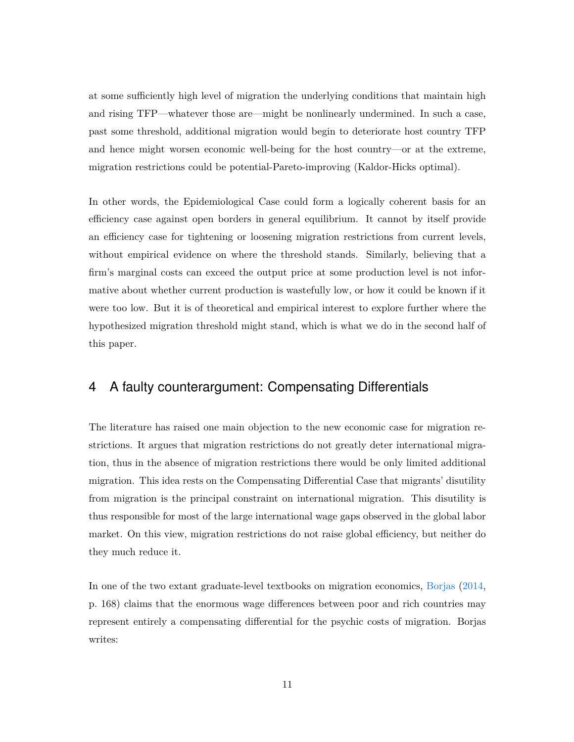at some sufficiently high level of migration the underlying conditions that maintain high and rising TFP—whatever those are—might be nonlinearly undermined. In such a case, past some threshold, additional migration would begin to deteriorate host country TFP and hence might worsen economic well-being for the host country—or at the extreme, migration restrictions could be potential-Pareto-improving (Kaldor-Hicks optimal).

In other words, the Epidemiological Case could form a logically coherent basis for an efficiency case against open borders in general equilibrium. It cannot by itself provide an efficiency case for tightening or loosening migration restrictions from current levels, without empirical evidence on where the threshold stands. Similarly, believing that a firm's marginal costs can exceed the output price at some production level is not informative about whether current production is wastefully low, or how it could be known if it were too low. But it is of theoretical and empirical interest to explore further where the hypothesized migration threshold might stand, which is what we do in the second half of this paper.

## 4 A faulty counterargument: Compensating Differentials

The literature has raised one main objection to the new economic case for migration restrictions. It argues that migration restrictions do not greatly deter international migration, thus in the absence of migration restrictions there would be only limited additional migration. This idea rests on the Compensating Differential Case that migrants' disutility from migration is the principal constraint on international migration. This disutility is thus responsible for most of the large international wage gaps observed in the global labor market. On this view, migration restrictions do not raise global efficiency, but neither do they much reduce it.

In one of the two extant graduate-level textbooks on migration economics, Borjas (2014, p. 168) claims that the enormous wage differences between poor and rich countries may represent entirely a compensating differential for the psychic costs of migration. Borjas writes: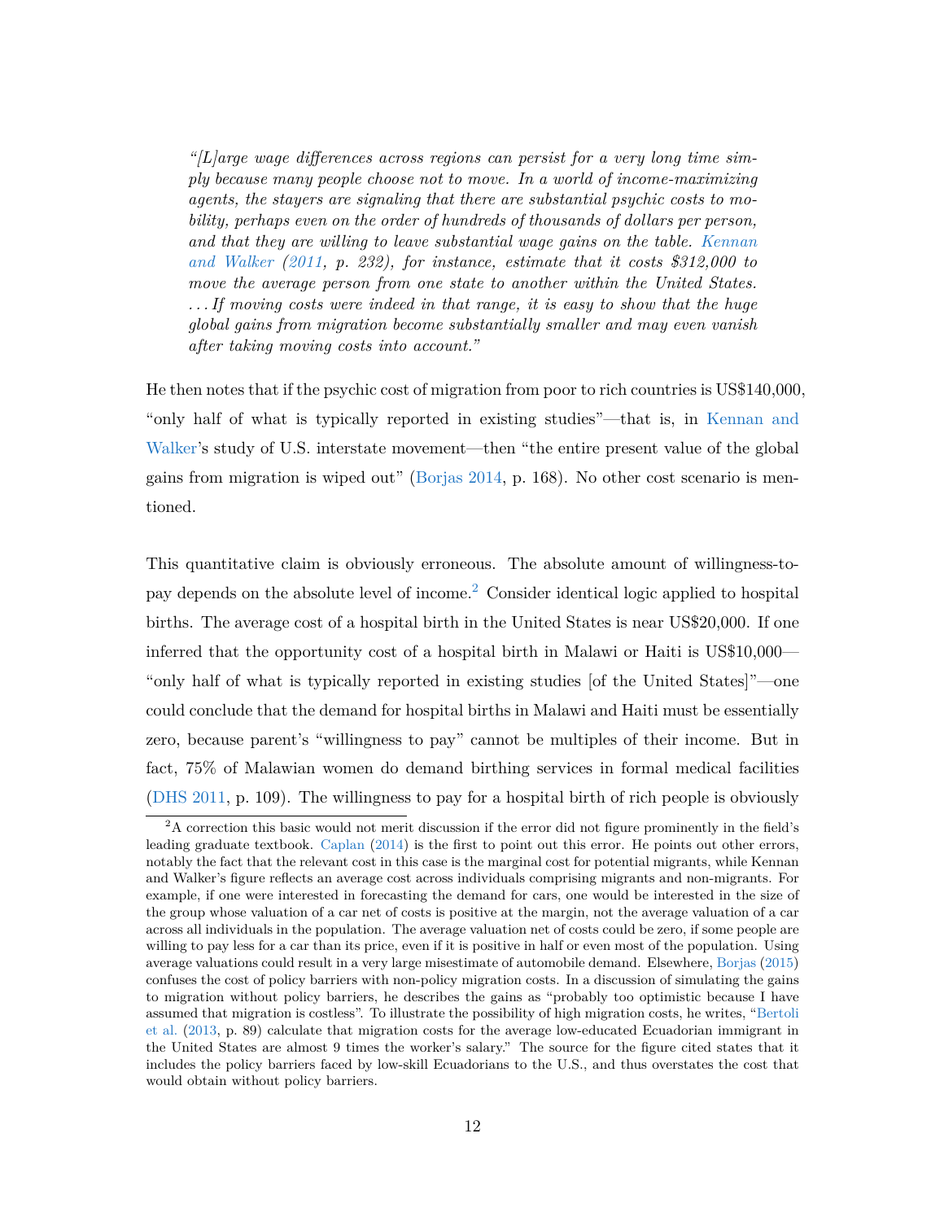> *"[L]arge wage differences across regions can persist for a very long time simply because many people choose not to move. In a world of income-maximizing agents, the stayers are signaling that there are substantial psychic costs to mobility, perhaps even on the order of hundreds of thousands of dollars per person, and that they are willing to leave substantial wage gains on the table. Kennan and Walker (2011, p. 232), for instance, estimate that it costs $312,000 to move the average person from one state to another within the United States. . . . If moving costs were indeed in that range, it is easy to show that the huge global gains from migration become substantially smaller and may even vanish after taking moving costs into account."*

He then notes that if the psychic cost of migration from poor to rich countries is US$140,000, "only half of what is typically reported in existing studies"—that is, in Kennan and Walker's study of U.S. interstate movement—then "the entire present value of the global gains from migration is wiped out" (Borjas 2014, p. 168). No other cost scenario is mentioned.

This quantitative claim is obviously erroneous. The absolute amount of willingness-to-pay depends on the absolute level of income.[2] Consider identical logic applied to hospital births. The average cost of a hospital birth in the United States is near US$20,000. If one inferred that the opportunity cost of a hospital birth in Malawi or Haiti is US$10,000—"only half of what is typically reported in existing studies [of the United States]"—one could conclude that the demand for hospital births in Malawi and Haiti must be essentially zero, because parent's "willingness to pay" cannot be multiples of their income. But in fact, 75% of Malawian women do demand birthing services in formal medical facilities (DHS 2011, p. 109). The willingness to pay for a hospital birth of rich people is obviously

[2] A correction this basic would not merit discussion if the error did not figure prominently in the field's leading graduate textbook. Caplan (2014) is the first to point out this error. He points out other errors, notably the fact that the relevant cost in this case is the marginal cost for potential migrants, while Kennan and Walker's figure reflects an average cost across individuals comprising migrants and non-migrants. For example, if one were interested in forecasting the demand for cars, one would be interested in the size of the group whose valuation of a car net of costs is positive at the margin, not the average valuation of a car across all individuals in the population. The average valuation net of costs could be zero, if some people are willing to pay less for a car than its price, even if it is positive in half or even most of the population. Using average valuations could result in a very large misestimate of automobile demand. Elsewhere, Borjas (2015) confuses the cost of policy barriers with non-policy migration costs. In a discussion of simulating the gains to migration without policy barriers, he describes the gains as "probably too optimistic because I have assumed that migration is costless". To illustrate the possibility of high migration costs, he writes, "Bertoli et al. (2013, p. 89) calculate that migration costs for the average low-educated Ecuadorian immigrant in the United States are almost 9 times the worker's salary." The source for the figure cited states that it includes the policy barriers faced by low-skill Ecuadorians to the U.S., and thus overstates the cost that would obtain without policy barriers.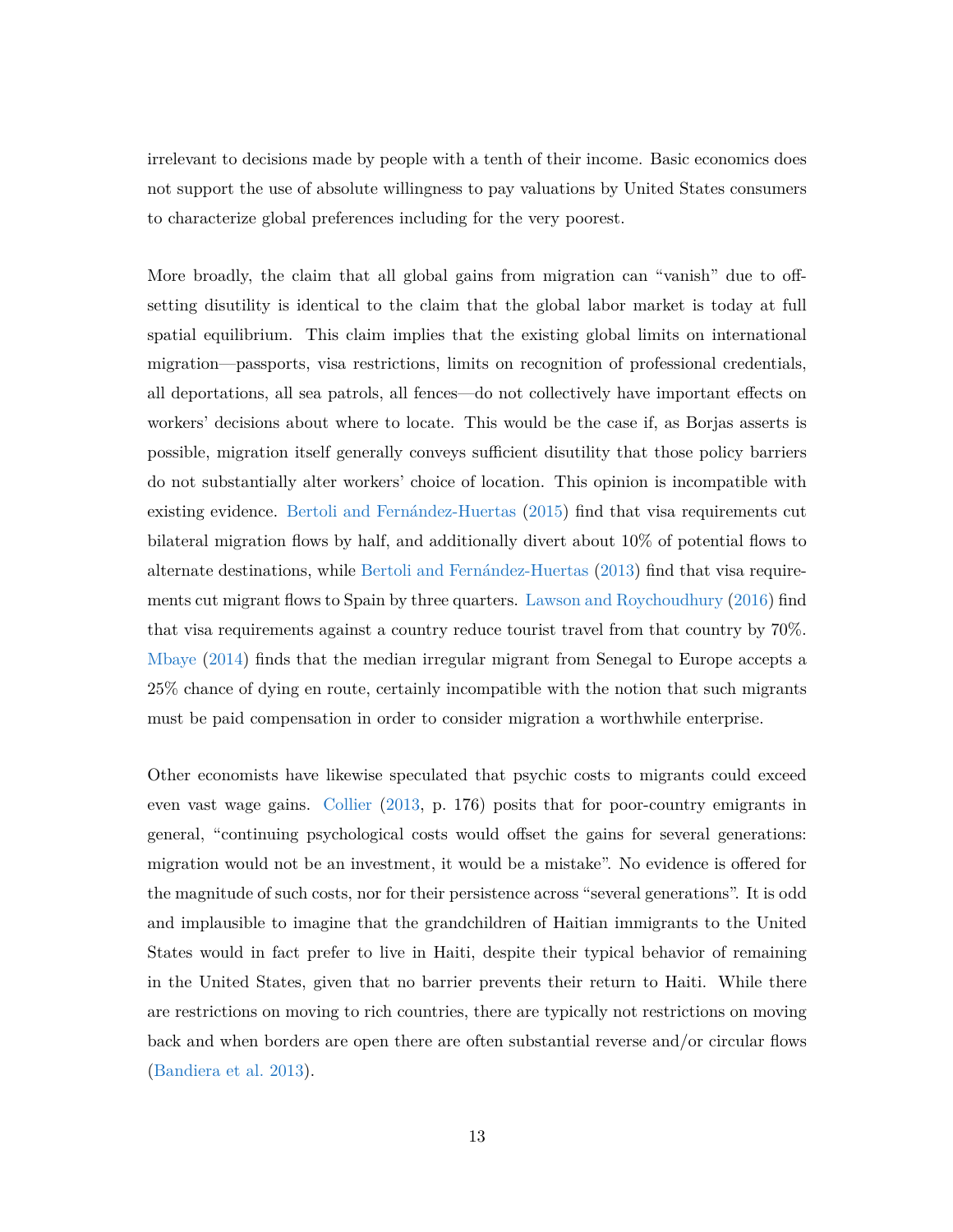irrelevant to decisions made by people with a tenth of their income. Basic economics does not support the use of absolute willingness to pay valuations by United States consumers to characterize global preferences including for the very poorest.

More broadly, the claim that all global gains from migration can "vanish" due to offsetting disutility is identical to the claim that the global labor market is today at full spatial equilibrium. This claim implies that the existing global limits on international migration—passports, visa restrictions, limits on recognition of professional credentials, all deportations, all sea patrols, all fences—do not collectively have important effects on workers' decisions about where to locate. This would be the case if, as Borjas asserts is possible, migration itself generally conveys sufficient disutility that those policy barriers do not substantially alter workers' choice of location. This opinion is incompatible with existing evidence. Bertoli and Fernández-Huertas (2015) find that visa requirements cut bilateral migration flows by half, and additionally divert about 10% of potential flows to alternate destinations, while Bertoli and Fernández-Huertas (2013) find that visa requirements cut migrant flows to Spain by three quarters. Lawson and Roychoudhury (2016) find that visa requirements against a country reduce tourist travel from that country by 70%. Mbaye (2014) finds that the median irregular migrant from Senegal to Europe accepts a 25% chance of dying en route, certainly incompatible with the notion that such migrants must be paid compensation in order to consider migration a worthwhile enterprise.

Other economists have likewise speculated that psychic costs to migrants could exceed even vast wage gains. Collier (2013, p. 176) posits that for poor-country emigrants in general, "continuing psychological costs would offset the gains for several generations: migration would not be an investment, it would be a mistake". No evidence is offered for the magnitude of such costs, nor for their persistence across "several generations". It is odd and implausible to imagine that the grandchildren of Haitian immigrants to the United States would in fact prefer to live in Haiti, despite their typical behavior of remaining in the United States, given that no barrier prevents their return to Haiti. While there are restrictions on moving to rich countries, there are typically not restrictions on moving back and when borders are open there are often substantial reverse and/or circular flows (Bandiera et al. 2013).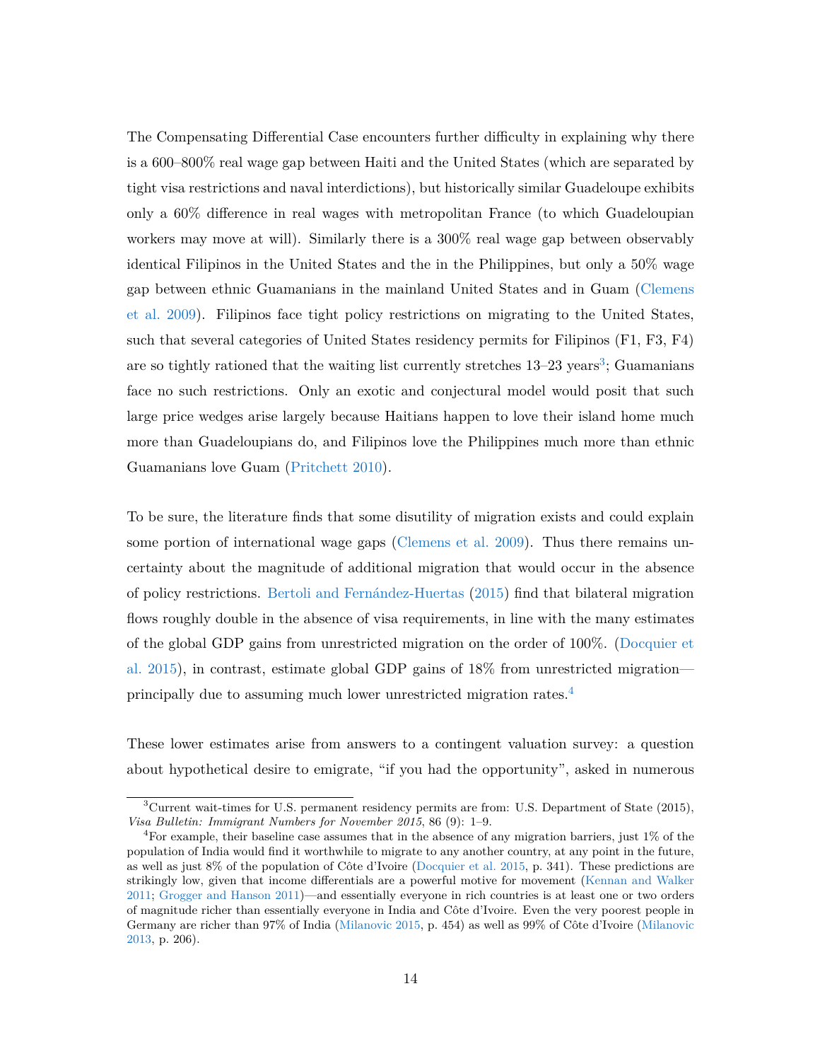The Compensating Differential Case encounters further difficulty in explaining why there is a 600–800% real wage gap between Haiti and the United States (which are separated by tight visa restrictions and naval interdictions), but historically similar Guadeloupe exhibits only a 60% difference in real wages with metropolitan France (to which Guadeloupian workers may move at will). Similarly there is a 300% real wage gap between observably identical Filipinos in the United States and the in the Philippines, but only a 50% wage gap between ethnic Guamanians in the mainland United States and in Guam (Clemens et al. 2009). Filipinos face tight policy restrictions on migrating to the United States, such that several categories of United States residency permits for Filipinos (F1, F3, F4) are so tightly rationed that the waiting list currently stretches 13–23 years[3]; Guamanians face no such restrictions. Only an exotic and conjectural model would posit that such large price wedges arise largely because Haitians happen to love their island home much more than Guadeloupians do, and Filipinos love the Philippines much more than ethnic Guamanians love Guam (Pritchett 2010).

To be sure, the literature finds that some disutility of migration exists and could explain some portion of international wage gaps (Clemens et al. 2009). Thus there remains uncertainty about the magnitude of additional migration that would occur in the absence of policy restrictions. Bertoli and Fernández-Huertas (2015) find that bilateral migration flows roughly double in the absence of visa requirements, in line with the many estimates of the global GDP gains from unrestricted migration on the order of 100%. (Docquier et al. 2015), in contrast, estimate global GDP gains of 18% from unrestricted migration—principally due to assuming much lower unrestricted migration rates.[4]

These lower estimates arise from answers to a contingent valuation survey: a question about hypothetical desire to emigrate, "if you had the opportunity", asked in numerous

---

[3]Current wait-times for U.S. permanent residency permits are from: U.S. Department of State (2015), *Visa Bulletin: Immigrant Numbers for November 2015*, 86 (9): 1–9.

[4]For example, their baseline case assumes that in the absence of any migration barriers, just 1% of the population of India would find it worthwhile to migrate to any another country, at any point in the future, as well as just 8% of the population of Côte d'Ivoire (Docquier et al. 2015, p. 341). These predictions are strikingly low, given that income differentials are a powerful motive for movement (Kennan and Walker 2011; Grogger and Hanson 2011)—and essentially everyone in rich countries is at least one or two orders of magnitude richer than essentially everyone in India and Côte d'Ivoire. Even the very poorest people in Germany are richer than 97% of India (Milanovic 2015, p. 454) as well as 99% of Côte d'Ivoire (Milanovic 2013, p. 206).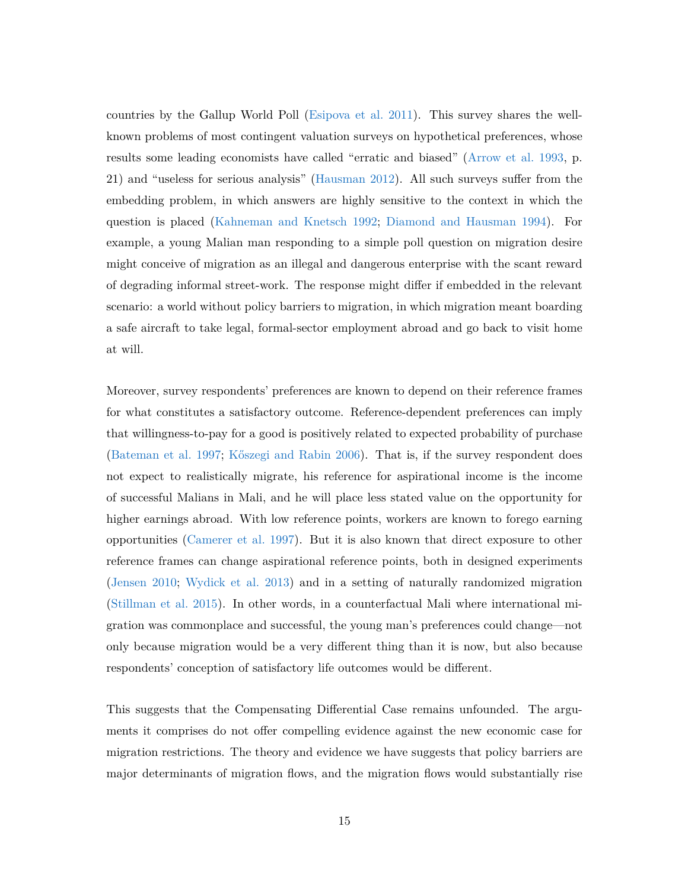countries by the Gallup World Poll (Esipova et al. 2011). This survey shares the well-known problems of most contingent valuation surveys on hypothetical preferences, whose results some leading economists have called "erratic and biased" (Arrow et al. 1993, p. 21) and "useless for serious analysis" (Hausman 2012). All such surveys suffer from the embedding problem, in which answers are highly sensitive to the context in which the question is placed (Kahneman and Knetsch 1992; Diamond and Hausman 1994). For example, a young Malian man responding to a simple poll question on migration desire might conceive of migration as an illegal and dangerous enterprise with the scant reward of degrading informal street-work. The response might differ if embedded in the relevant scenario: a world without policy barriers to migration, in which migration meant boarding a safe aircraft to take legal, formal-sector employment abroad and go back to visit home at will.

Moreover, survey respondents' preferences are known to depend on their reference frames for what constitutes a satisfactory outcome. Reference-dependent preferences can imply that willingness-to-pay for a good is positively related to expected probability of purchase (Bateman et al. 1997; Kőszegi and Rabin 2006). That is, if the survey respondent does not expect to realistically migrate, his reference for aspirational income is the income of successful Malians in Mali, and he will place less stated value on the opportunity for higher earnings abroad. With low reference points, workers are known to forego earning opportunities (Camerer et al. 1997). But it is also known that direct exposure to other reference frames can change aspirational reference points, both in designed experiments (Jensen 2010; Wydick et al. 2013) and in a setting of naturally randomized migration (Stillman et al. 2015). In other words, in a counterfactual Mali where international migration was commonplace and successful, the young man's preferences could change—not only because migration would be a very different thing than it is now, but also because respondents' conception of satisfactory life outcomes would be different.

This suggests that the Compensating Differential Case remains unfounded. The arguments it comprises do not offer compelling evidence against the new economic case for migration restrictions. The theory and evidence we have suggests that policy barriers are major determinants of migration flows, and the migration flows would substantially rise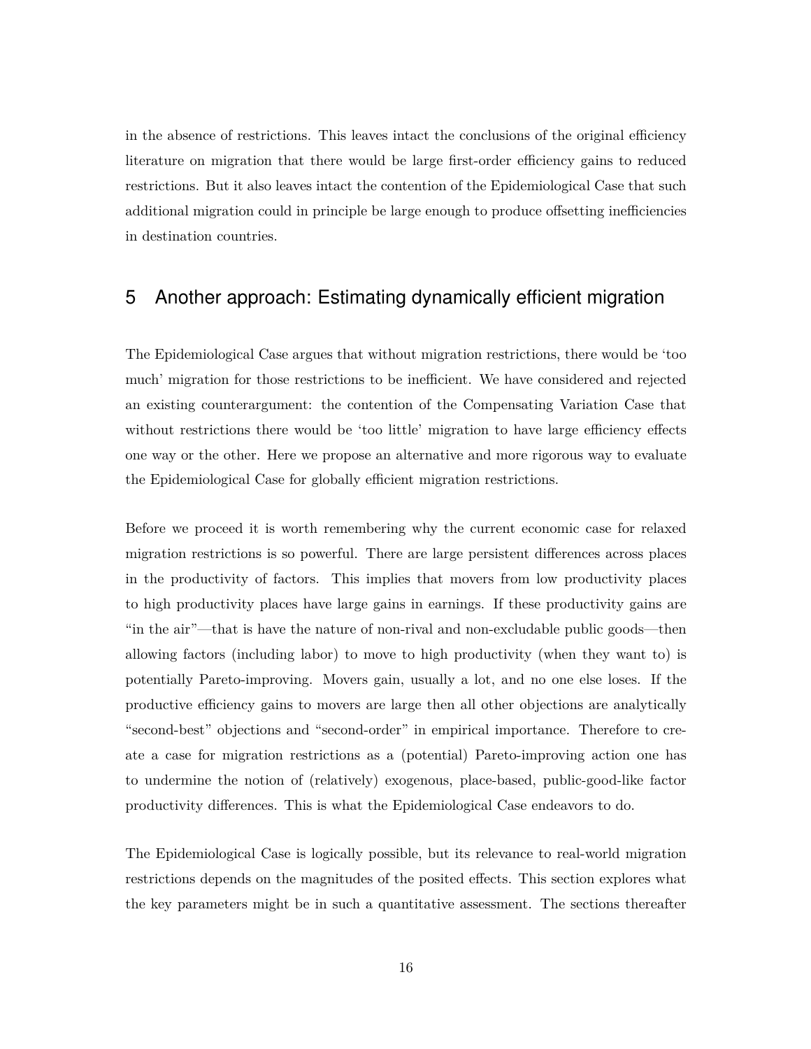in the absence of restrictions. This leaves intact the conclusions of the original efficiency literature on migration that there would be large first-order efficiency gains to reduced restrictions. But it also leaves intact the contention of the Epidemiological Case that such additional migration could in principle be large enough to produce offsetting inefficiencies in destination countries.

## 5 Another approach: Estimating dynamically efficient migration

The Epidemiological Case argues that without migration restrictions, there would be 'too much' migration for those restrictions to be inefficient. We have considered and rejected an existing counterargument: the contention of the Compensating Variation Case that without restrictions there would be 'too little' migration to have large efficiency effects one way or the other. Here we propose an alternative and more rigorous way to evaluate the Epidemiological Case for globally efficient migration restrictions.

Before we proceed it is worth remembering why the current economic case for relaxed migration restrictions is so powerful. There are large persistent differences across places in the productivity of factors. This implies that movers from low productivity places to high productivity places have large gains in earnings. If these productivity gains are "in the air"—that is have the nature of non-rival and non-excludable public goods—then allowing factors (including labor) to move to high productivity (when they want to) is potentially Pareto-improving. Movers gain, usually a lot, and no one else loses. If the productive efficiency gains to movers are large then all other objections are analytically "second-best" objections and "second-order" in empirical importance. Therefore to create a case for migration restrictions as a (potential) Pareto-improving action one has to undermine the notion of (relatively) exogenous, place-based, public-good-like factor productivity differences. This is what the Epidemiological Case endeavors to do.

The Epidemiological Case is logically possible, but its relevance to real-world migration restrictions depends on the magnitudes of the posited effects. This section explores what the key parameters might be in such a quantitative assessment. The sections thereafter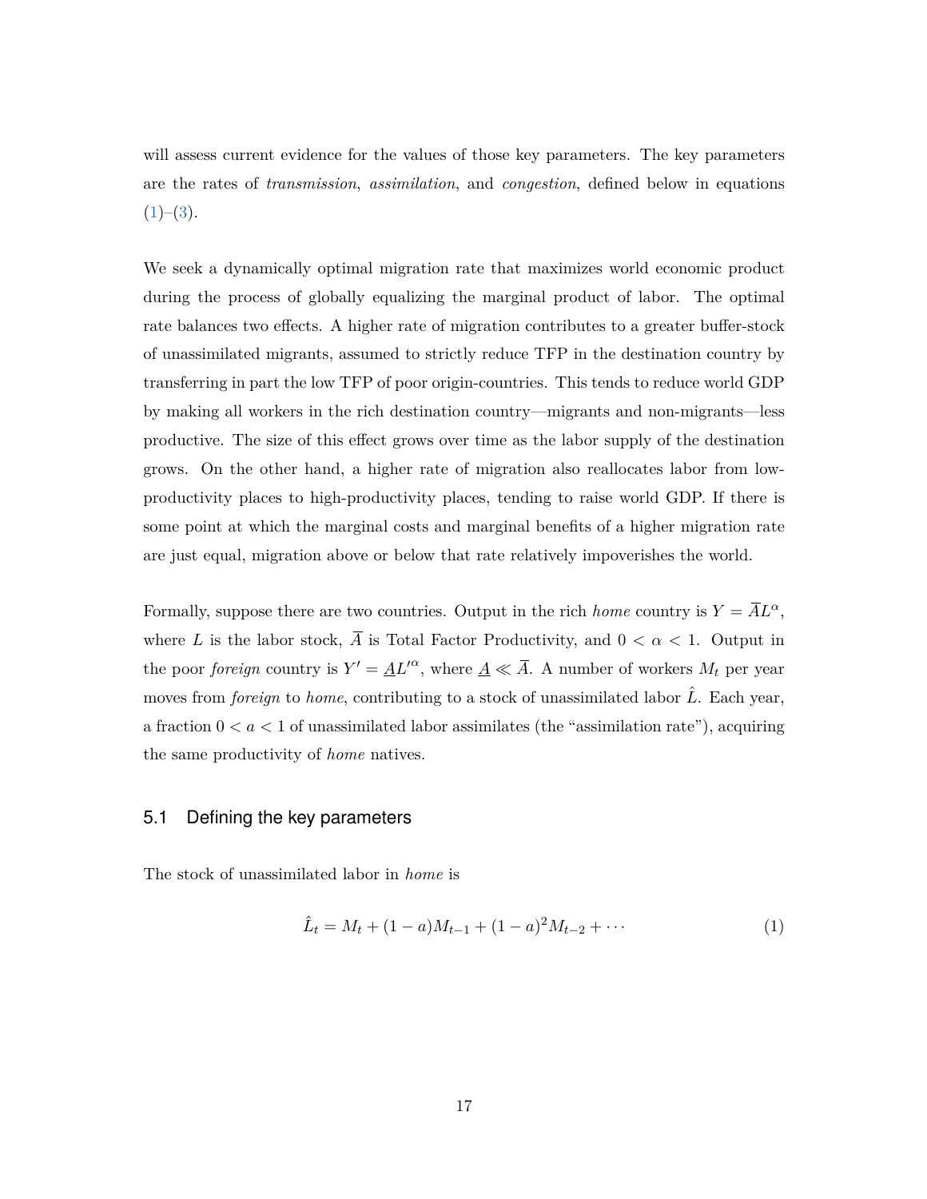will assess current evidence for the values of those key parameters. The key parameters are the rates of *transmission*, *assimilation*, and *congestion*, defined below in equations (1)–(3).

We seek a dynamically optimal migration rate that maximizes world economic product during the process of globally equalizing the marginal product of labor. The optimal rate balances two effects. A higher rate of migration contributes to a greater buffer-stock of unassimilated migrants, assumed to strictly reduce TFP in the destination country by transferring in part the low TFP of poor origin-countries. This tends to reduce world GDP by making all workers in the rich destination country—migrants and non-migrants—less productive. The size of this effect grows over time as the labor supply of the destination grows. On the other hand, a higher rate of migration also reallocates labor from low-productivity places to high-productivity places, tending to raise world GDP. If there is some point at which the marginal costs and marginal benefits of a higher migration rate are just equal, migration above or below that rate relatively impoverishes the world.

Formally, suppose there are two countries. Output in the rich *home* country is $Y = \overline{A}L^{\alpha}$, where $L$ is the labor stock, $\overline{A}$ is Total Factor Productivity, and $0 < \alpha < 1$. Output in the poor *foreign* country is $Y' = \underline{A}L'^{\alpha}$, where $\underline{A} \ll \overline{A}$. A number of workers $M_t$ per year moves from *foreign* to *home*, contributing to a stock of unassimilated labor $\hat{L}$. Each year, a fraction $0 < a < 1$ of unassimilated labor assimilates (the "assimilation rate"), acquiring the same productivity of *home* natives.

## 5.1 Defining the key parameters

The stock of unassimilated labor in *home* is

$$\hat{L}_t = M_t + (1-a)M_{t-1} + (1-a)^2 M_{t-2} + \cdots \tag{1}$$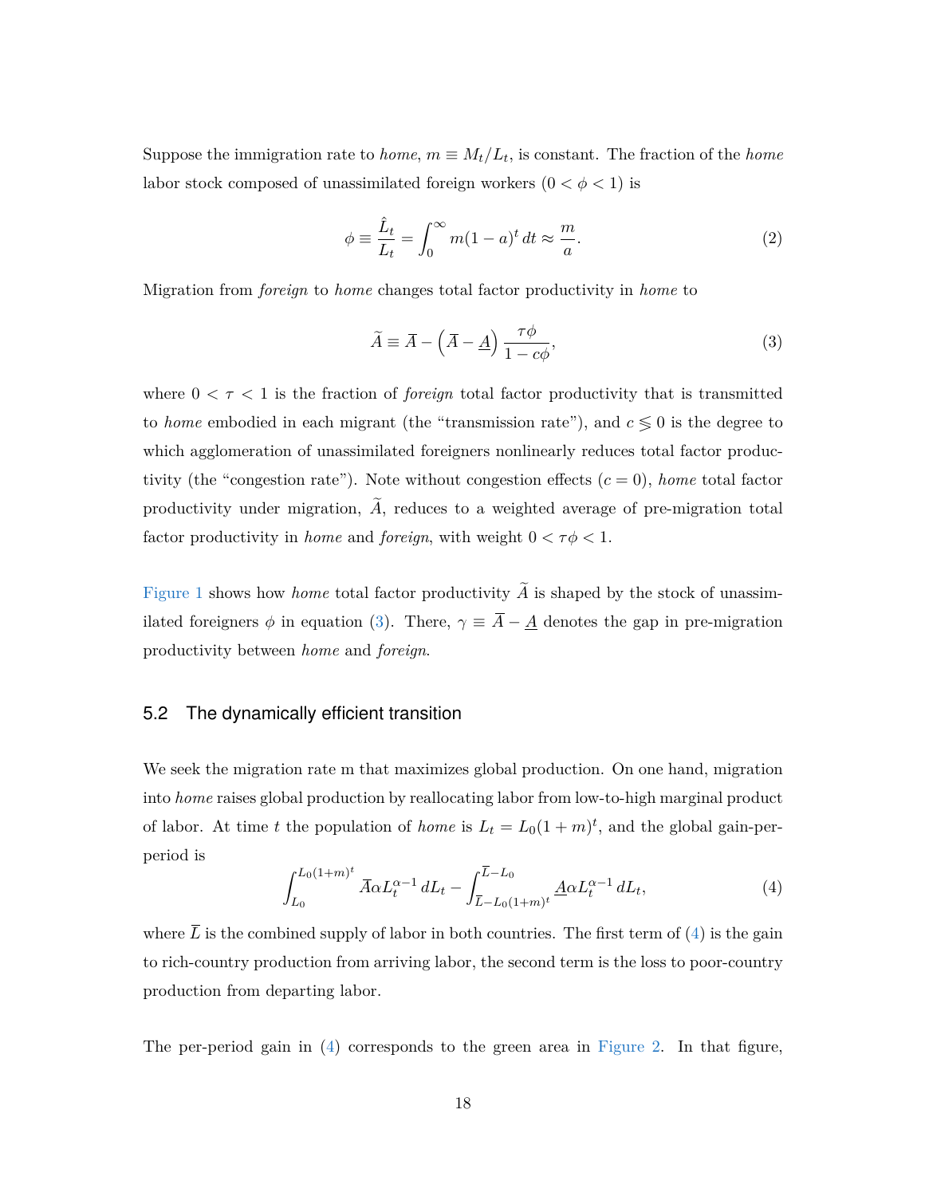Suppose the immigration rate to *home*, $m \equiv M_t/L_t$, is constant. The fraction of the *home* labor stock composed of unassimilated foreign workers $(0 < \phi < 1)$ is

$$\phi \equiv \frac{\hat{L}_t}{L_t} = \int_0^\infty m(1-a)^t \, dt \approx \frac{m}{a}. \tag{2}$$

Migration from *foreign* to *home* changes total factor productivity in *home* to

$$\widetilde{A} \equiv \overline{A} - \left(\overline{A} - \underline{A}\right) \frac{\tau\phi}{1 - c\phi}, \tag{3}$$

where $0 < \tau < 1$ is the fraction of *foreign* total factor productivity that is transmitted to *home* embodied in each migrant (the "transmission rate"), and $c \lesseqgtr 0$ is the degree to which agglomeration of unassimilated foreigners nonlinearly reduces total factor productivity (the "congestion rate"). Note without congestion effects $(c = 0)$, *home* total factor productivity under migration, $\widetilde{A}$, reduces to a weighted average of pre-migration total factor productivity in *home* and *foreign*, with weight $0 < \tau\phi < 1$.

Figure 1 shows how *home* total factor productivity $\widetilde{A}$ is shaped by the stock of unassimilated foreigners $\phi$ in equation (3). There, $\gamma \equiv \overline{A} - \underline{A}$ denotes the gap in pre-migration productivity between *home* and *foreign*.

### 5.2 The dynamically efficient transition

We seek the migration rate m that maximizes global production. On one hand, migration into *home* raises global production by reallocating labor from low-to-high marginal product of labor. At time $t$ the population of *home* is $L_t = L_0(1+m)^t$, and the global gain-per-period is

$$\int_{L_0}^{L_0(1+m)^t} \overline{A}\alpha L_t^{\alpha-1} \, dL_t - \int_{\overline{L}-L_0(1+m)^t}^{\overline{L}-L_0} \underline{A}\alpha L_t^{\alpha-1} \, dL_t, \tag{4}$$

where $\overline{L}$ is the combined supply of labor in both countries. The first term of (4) is the gain to rich-country production from arriving labor, the second term is the loss to poor-country production from departing labor.

The per-period gain in (4) corresponds to the green area in Figure 2. In that figure,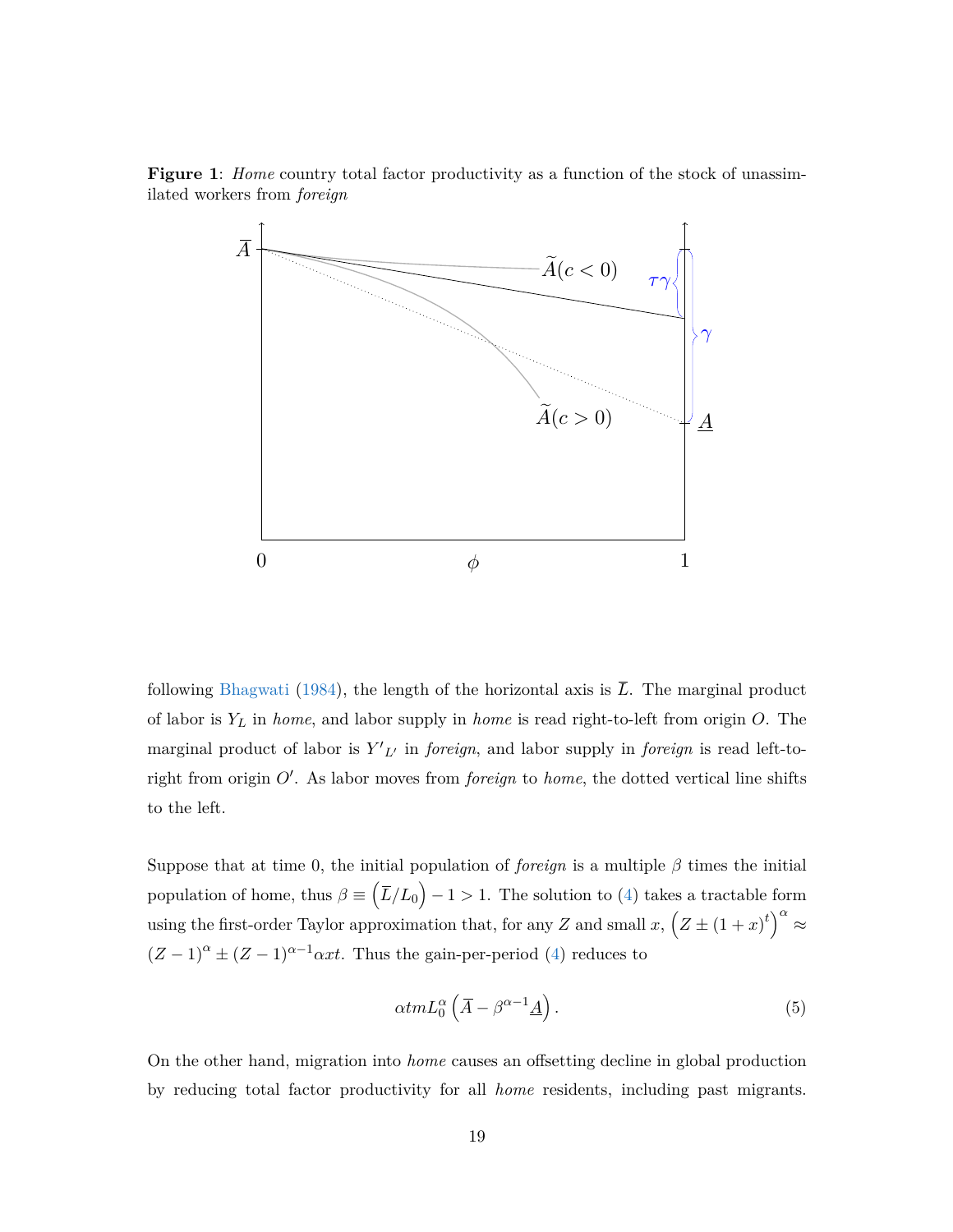**Figure 1**: *Home* country total factor productivity as a function of the stock of unassimilated workers from *foreign*

following Bhagwati (1984), the length of the horizontal axis is $\overline{L}$. The marginal product of labor is $Y_L$ in *home*, and labor supply in *home* is read right-to-left from origin $O$. The marginal product of labor is $Y'_{L'}$ in *foreign*, and labor supply in *foreign* is read left-to-right from origin $O'$. As labor moves from *foreign* to *home*, the dotted vertical line shifts to the left.

Suppose that at time 0, the initial population of *foreign* is a multiple $\beta$ times the initial population of home, thus $\beta \equiv \left(\overline{L}/L_0\right) - 1 > 1$. The solution to (4) takes a tractable form using the first-order Taylor approximation that, for any $Z$ and small $x$, $\left(Z \pm (1+x)^t\right)^\alpha \approx (Z-1)^\alpha \pm (Z-1)^{\alpha-1}\alpha x t$. Thus the gain-per-period (4) reduces to

$$\alpha t m L_0^\alpha \left(\overline{A} - \beta^{\alpha-1}\underline{A}\right). \tag{5}$$

On the other hand, migration into *home* causes an offsetting decline in global production by reducing total factor productivity for all *home* residents, including past migrants.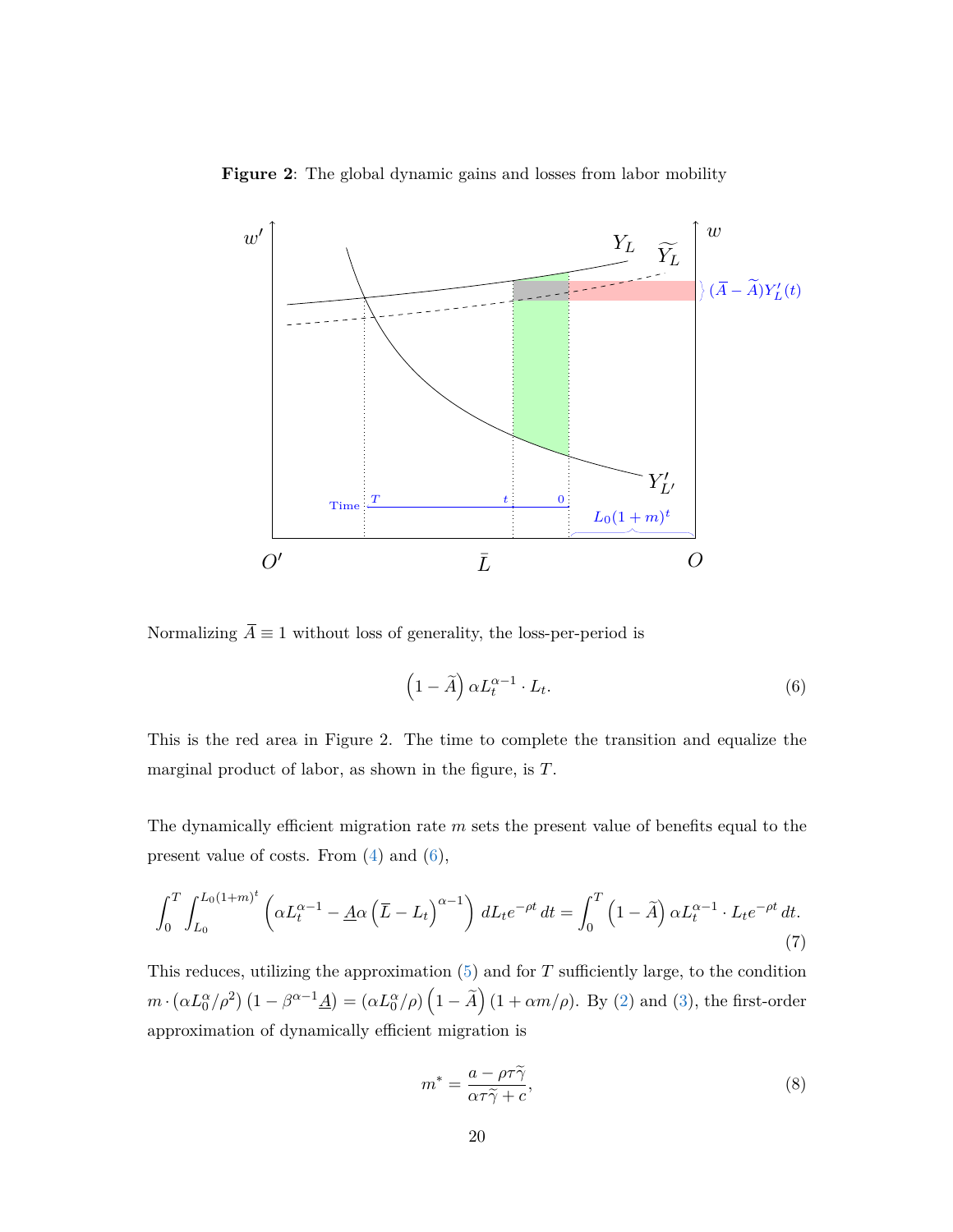**Figure 2**: The global dynamic gains and losses from labor mobility

Normalizing $\overline{A} \equiv 1$ without loss of generality, the loss-per-period is

$$\left(1 - \widetilde{A}\right) \alpha L_t^{\alpha-1} \cdot L_t. \tag{6}$$

This is the red area in Figure 2. The time to complete the transition and equalize the marginal product of labor, as shown in the figure, is $T$.

The dynamically efficient migration rate $m$ sets the present value of benefits equal to the present value of costs. From (4) and (6),

$$\int_0^T \int_{L_0}^{L_0(1+m)^t} \left( \alpha L_t^{\alpha-1} - \underline{A}\alpha \left(\overline{L} - L_t\right)^{\alpha-1} \right) dL_t e^{-\rho t} \, dt = \int_0^T \left(1 - \widetilde{A}\right) \alpha L_t^{\alpha-1} \cdot L_t e^{-\rho t} \, dt. \tag{7}$$

This reduces, utilizing the approximation (5) and for $T$ sufficiently large, to the condition $m \cdot \left(\alpha L_0^\alpha / \rho^2\right) \left(1 - \beta^{\alpha-1}\underline{A}\right) = \left(\alpha L_0^\alpha / \rho\right) \left(1 - \widetilde{A}\right) (1 + \alpha m/\rho)$. By (2) and (3), the first-order approximation of dynamically efficient migration is

$$m^* = \frac{a - \rho\tau\widetilde{\gamma}}{\alpha\tau\widetilde{\gamma} + c}, \tag{8}$$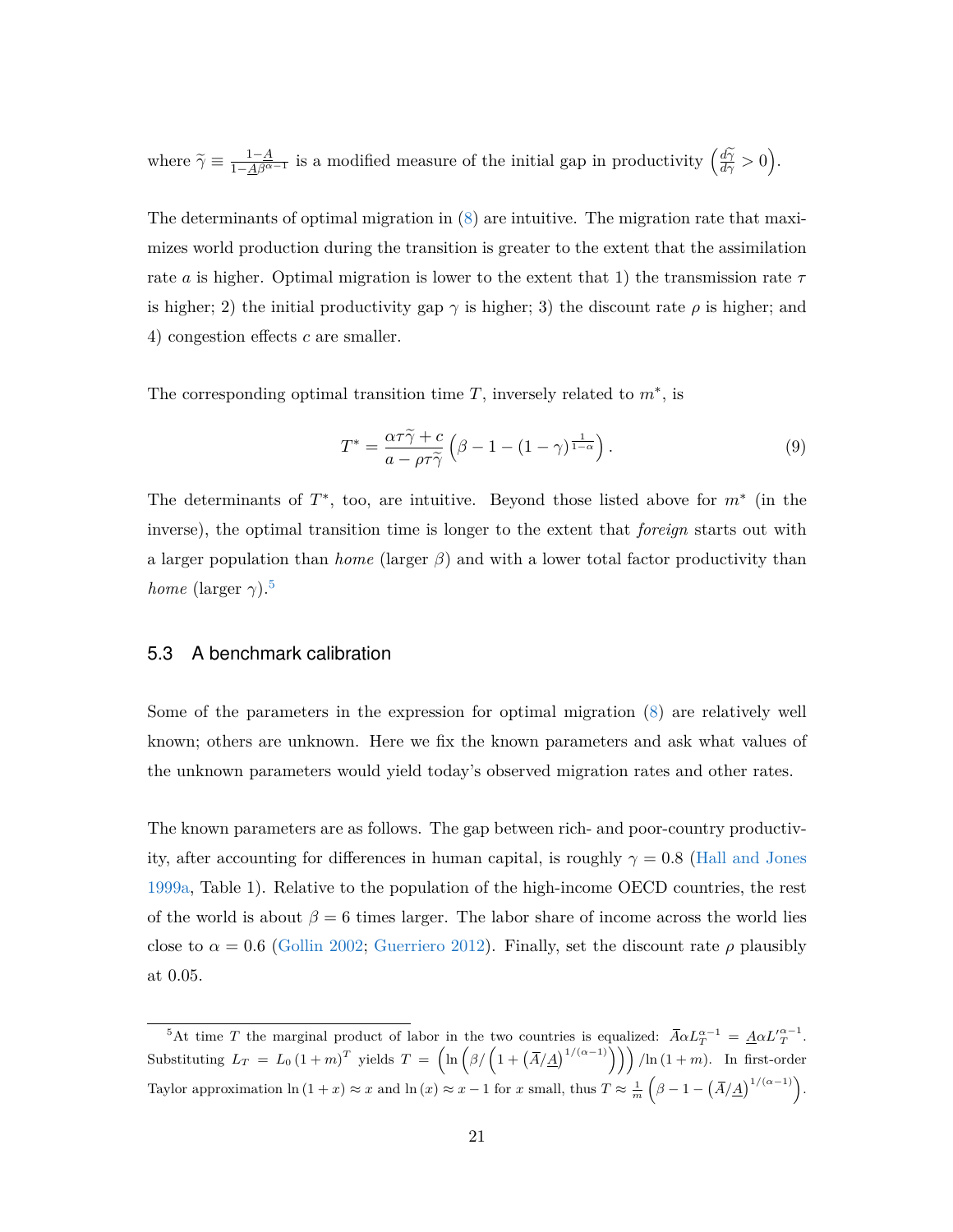where $\widetilde{\gamma} \equiv \frac{1-\underline{A}}{1-\underline{A}\beta^{\alpha-1}}$ is a modified measure of the initial gap in productivity $\left(\frac{d\widetilde{\gamma}}{d\gamma} > 0\right)$.

The determinants of optimal migration in (8) are intuitive. The migration rate that maximizes world production during the transition is greater to the extent that the assimilation rate $a$ is higher. Optimal migration is lower to the extent that 1) the transmission rate $\tau$ is higher; 2) the initial productivity gap $\gamma$ is higher; 3) the discount rate $\rho$ is higher; and 4) congestion effects $c$ are smaller.

The corresponding optimal transition time $T$, inversely related to $m^*$, is

$$T^* = \frac{\alpha\tau\widetilde{\gamma} + c}{a - \rho\tau\widetilde{\gamma}} \left(\beta - 1 - (1-\gamma)^{\frac{1}{1-\alpha}}\right). \tag{9}$$

The determinants of $T^*$, too, are intuitive. Beyond those listed above for $m^*$ (in the inverse), the optimal transition time is longer to the extent that *foreign* starts out with a larger population than *home* (larger $\beta$) and with a lower total factor productivity than *home* (larger $\gamma$).[5]

### 5.3 A benchmark calibration

Some of the parameters in the expression for optimal migration (8) are relatively well known; others are unknown. Here we fix the known parameters and ask what values of the unknown parameters would yield today's observed migration rates and other rates.

The known parameters are as follows. The gap between rich- and poor-country productivity, after accounting for differences in human capital, is roughly $\gamma = 0.8$ (Hall and Jones 1999a, Table 1). Relative to the population of the high-income OECD countries, the rest of the world is about $\beta = 6$ times larger. The labor share of income across the world lies close to $\alpha = 0.6$ (Gollin 2002; Guerriero 2012). Finally, set the discount rate $\rho$ plausibly at 0.05.

---

[5] At time $T$ the marginal product of labor in the two countries is equalized: $\overline{A}\alpha L_T^{\alpha-1} = \underline{A}\alpha L_T'^{\alpha-1}$. Substituting $L_T = L_0 (1+m)^T$ yields $T = \left(\ln\left(\beta/\left(1+\left(\overline{A}/\underline{A}\right)^{1/(\alpha-1)}\right)\right)\right)/\ln(1+m)$. In first-order Taylor approximation $\ln(1+x) \approx x$ and $\ln(x) \approx x - 1$ for $x$ small, thus $T \approx \frac{1}{m}\left(\beta - 1 - \left(\overline{A}/\underline{A}\right)^{1/(\alpha-1)}\right)$.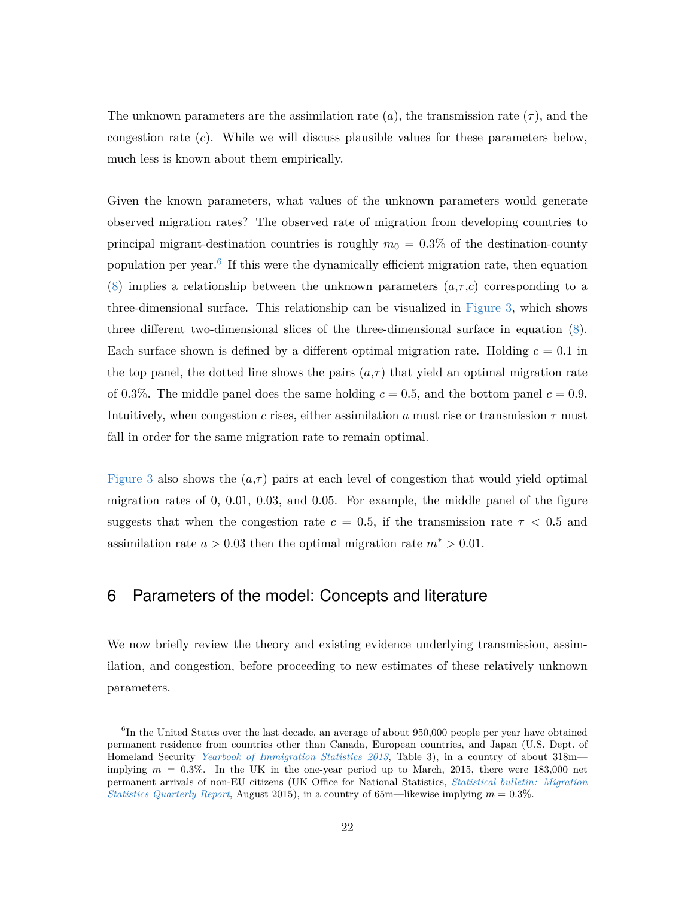The unknown parameters are the assimilation rate ($a$), the transmission rate ($\tau$), and the congestion rate ($c$). While we will discuss plausible values for these parameters below, much less is known about them empirically.

Given the known parameters, what values of the unknown parameters would generate observed migration rates? The observed rate of migration from developing countries to principal migrant-destination countries is roughly $m_0 = 0.3\%$ of the destination-county population per year.[6] If this were the dynamically efficient migration rate, then equation (8) implies a relationship between the unknown parameters ($a$,$\tau$,$c$) corresponding to a three-dimensional surface. This relationship can be visualized in Figure 3, which shows three different two-dimensional slices of the three-dimensional surface in equation (8). Each surface shown is defined by a different optimal migration rate. Holding $c = 0.1$ in the top panel, the dotted line shows the pairs ($a$,$\tau$) that yield an optimal migration rate of 0.3%. The middle panel does the same holding $c = 0.5$, and the bottom panel $c = 0.9$. Intuitively, when congestion $c$ rises, either assimilation $a$ must rise or transmission $\tau$ must fall in order for the same migration rate to remain optimal.

Figure 3 also shows the ($a$,$\tau$) pairs at each level of congestion that would yield optimal migration rates of 0, 0.01, 0.03, and 0.05. For example, the middle panel of the figure suggests that when the congestion rate $c = 0.5$, if the transmission rate $\tau < 0.5$ and assimilation rate $a > 0.03$ then the optimal migration rate $m^* > 0.01$.

## 6 Parameters of the model: Concepts and literature

We now briefly review the theory and existing evidence underlying transmission, assimilation, and congestion, before proceeding to new estimates of these relatively unknown parameters.

[6] In the United States over the last decade, an average of about 950,000 people per year have obtained permanent residence from countries other than Canada, European countries, and Japan (U.S. Dept. of Homeland Security *Yearbook of Immigration Statistics 2013*, Table 3), in a country of about 318m—implying $m = 0.3\%$. In the UK in the one-year period up to March, 2015, there were 183,000 net permanent arrivals of non-EU citizens (UK Office for National Statistics, *Statistical bulletin: Migration Statistics Quarterly Report*, August 2015), in a country of 65m—likewise implying $m = 0.3\%$.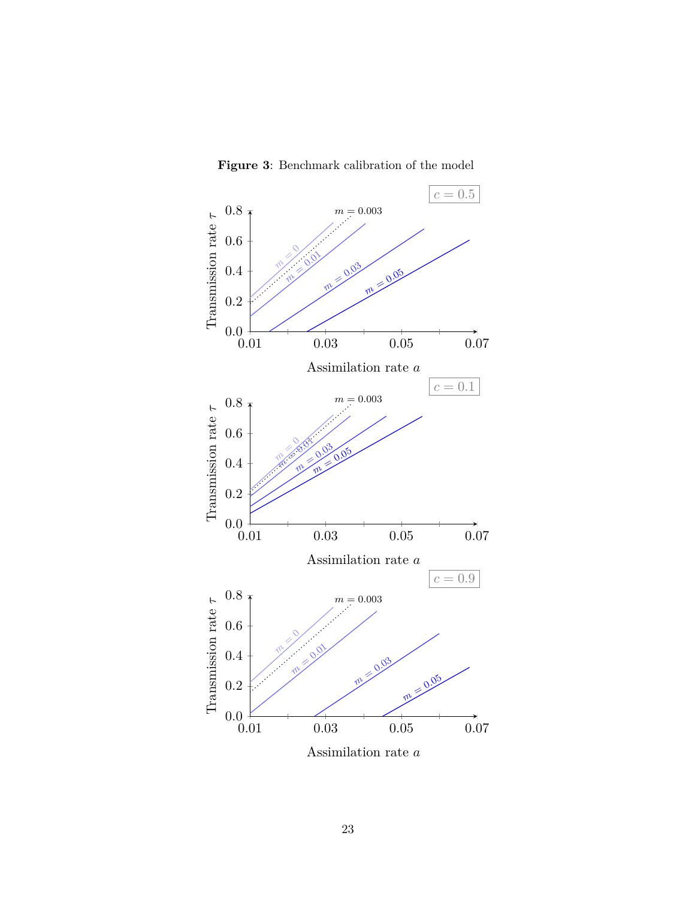**Figure 3**: Benchmark calibration of the model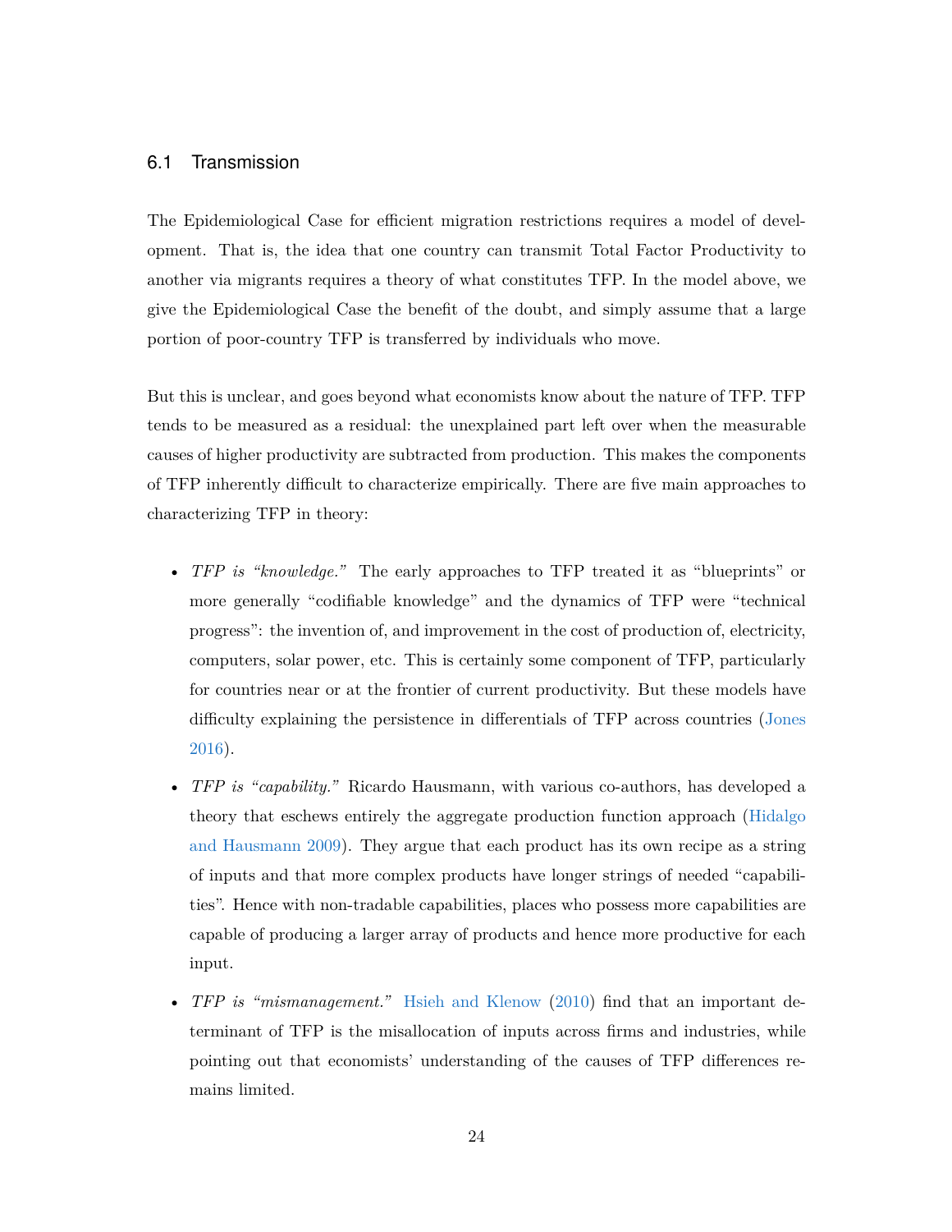### 6.1 Transmission

The Epidemiological Case for efficient migration restrictions requires a model of development. That is, the idea that one country can transmit Total Factor Productivity to another via migrants requires a theory of what constitutes TFP. In the model above, we give the Epidemiological Case the benefit of the doubt, and simply assume that a large portion of poor-country TFP is transferred by individuals who move.

But this is unclear, and goes beyond what economists know about the nature of TFP. TFP tends to be measured as a residual: the unexplained part left over when the measurable causes of higher productivity are subtracted from production. This makes the components of TFP inherently difficult to characterize empirically. There are five main approaches to characterizing TFP in theory:

- *TFP is "knowledge."* The early approaches to TFP treated it as "blueprints" or more generally "codifiable knowledge" and the dynamics of TFP were "technical progress": the invention of, and improvement in the cost of production of, electricity, computers, solar power, etc. This is certainly some component of TFP, particularly for countries near or at the frontier of current productivity. But these models have difficulty explaining the persistence in differentials of TFP across countries (Jones 2016).
- *TFP is "capability."* Ricardo Hausmann, with various co-authors, has developed a theory that eschews entirely the aggregate production function approach (Hidalgo and Hausmann 2009). They argue that each product has its own recipe as a string of inputs and that more complex products have longer strings of needed "capabilities". Hence with non-tradable capabilities, places who possess more capabilities are capable of producing a larger array of products and hence more productive for each input.
- *TFP is "mismanagement."* Hsieh and Klenow (2010) find that an important determinant of TFP is the misallocation of inputs across firms and industries, while pointing out that economists' understanding of the causes of TFP differences remains limited.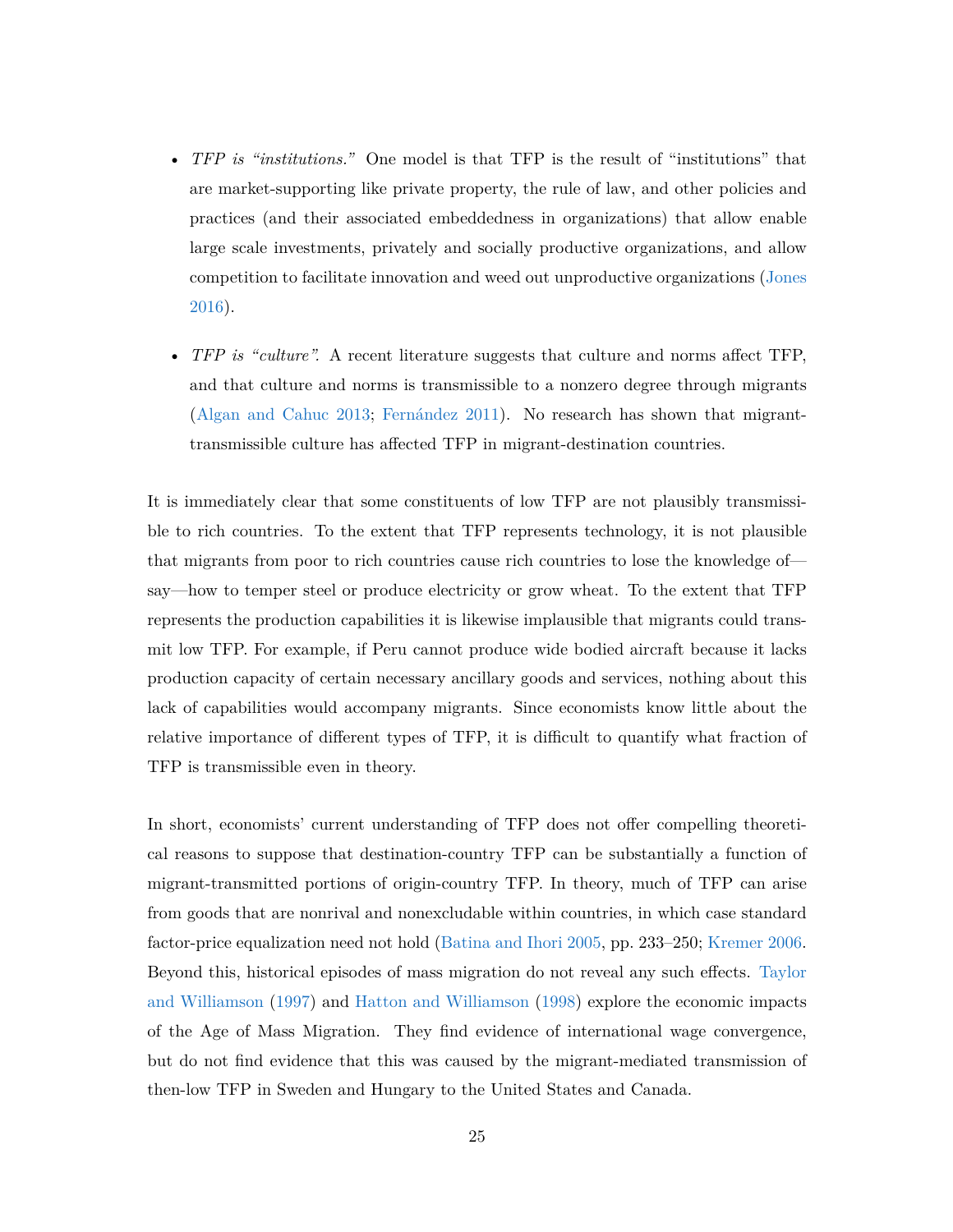- *TFP is "institutions."* One model is that TFP is the result of "institutions" that are market-supporting like private property, the rule of law, and other policies and practices (and their associated embeddedness in organizations) that allow enable large scale investments, privately and socially productive organizations, and allow competition to facilitate innovation and weed out unproductive organizations (Jones 2016).

- *TFP is "culture".* A recent literature suggests that culture and norms affect TFP, and that culture and norms is transmissible to a nonzero degree through migrants (Algan and Cahuc 2013; Fernández 2011). No research has shown that migrant-transmissible culture has affected TFP in migrant-destination countries.

It is immediately clear that some constituents of low TFP are not plausibly transmissible to rich countries. To the extent that TFP represents technology, it is not plausible that migrants from poor to rich countries cause rich countries to lose the knowledge of—say—how to temper steel or produce electricity or grow wheat. To the extent that TFP represents the production capabilities it is likewise implausible that migrants could transmit low TFP. For example, if Peru cannot produce wide bodied aircraft because it lacks production capacity of certain necessary ancillary goods and services, nothing about this lack of capabilities would accompany migrants. Since economists know little about the relative importance of different types of TFP, it is difficult to quantify what fraction of TFP is transmissible even in theory.

In short, economists' current understanding of TFP does not offer compelling theoretical reasons to suppose that destination-country TFP can be substantially a function of migrant-transmitted portions of origin-country TFP. In theory, much of TFP can arise from goods that are nonrival and nonexcludable within countries, in which case standard factor-price equalization need not hold (Batina and Ihori 2005, pp. 233–250; Kremer 2006. Beyond this, historical episodes of mass migration do not reveal any such effects. Taylor and Williamson (1997) and Hatton and Williamson (1998) explore the economic impacts of the Age of Mass Migration. They find evidence of international wage convergence, but do not find evidence that this was caused by the migrant-mediated transmission of then-low TFP in Sweden and Hungary to the United States and Canada.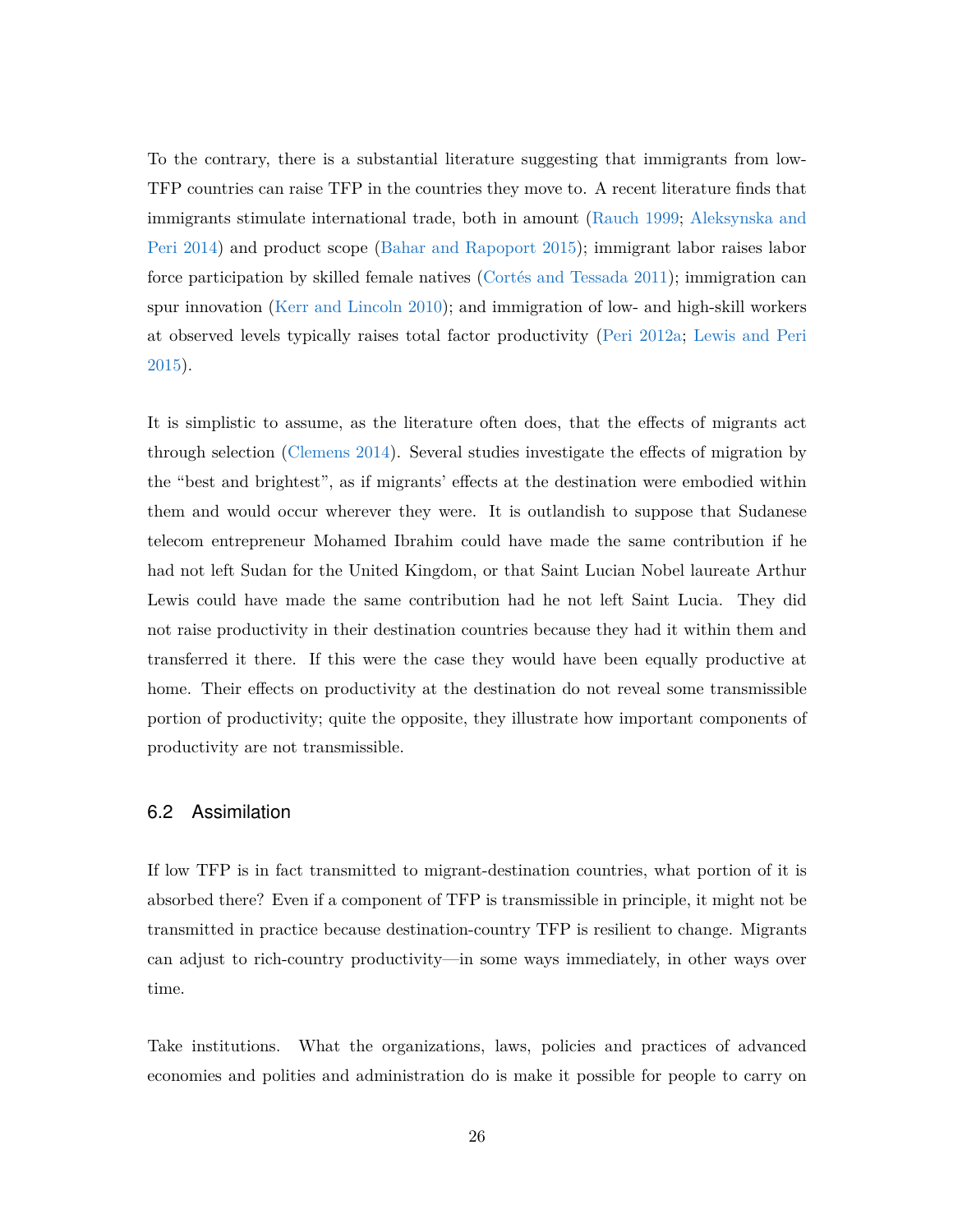To the contrary, there is a substantial literature suggesting that immigrants from low-TFP countries can raise TFP in the countries they move to. A recent literature finds that immigrants stimulate international trade, both in amount (Rauch 1999; Aleksynska and Peri 2014) and product scope (Bahar and Rapoport 2015); immigrant labor raises labor force participation by skilled female natives (Cortés and Tessada 2011); immigration can spur innovation (Kerr and Lincoln 2010); and immigration of low- and high-skill workers at observed levels typically raises total factor productivity (Peri 2012a; Lewis and Peri 2015).

It is simplistic to assume, as the literature often does, that the effects of migrants act through selection (Clemens 2014). Several studies investigate the effects of migration by the "best and brightest", as if migrants' effects at the destination were embodied within them and would occur wherever they were. It is outlandish to suppose that Sudanese telecom entrepreneur Mohamed Ibrahim could have made the same contribution if he had not left Sudan for the United Kingdom, or that Saint Lucian Nobel laureate Arthur Lewis could have made the same contribution had he not left Saint Lucia. They did not raise productivity in their destination countries because they had it within them and transferred it there. If this were the case they would have been equally productive at home. Their effects on productivity at the destination do not reveal some transmissible portion of productivity; quite the opposite, they illustrate how important components of productivity are not transmissible.

### 6.2 Assimilation

If low TFP is in fact transmitted to migrant-destination countries, what portion of it is absorbed there? Even if a component of TFP is transmissible in principle, it might not be transmitted in practice because destination-country TFP is resilient to change. Migrants can adjust to rich-country productivity—in some ways immediately, in other ways over time.

Take institutions. What the organizations, laws, policies and practices of advanced economies and polities and administration do is make it possible for people to carry on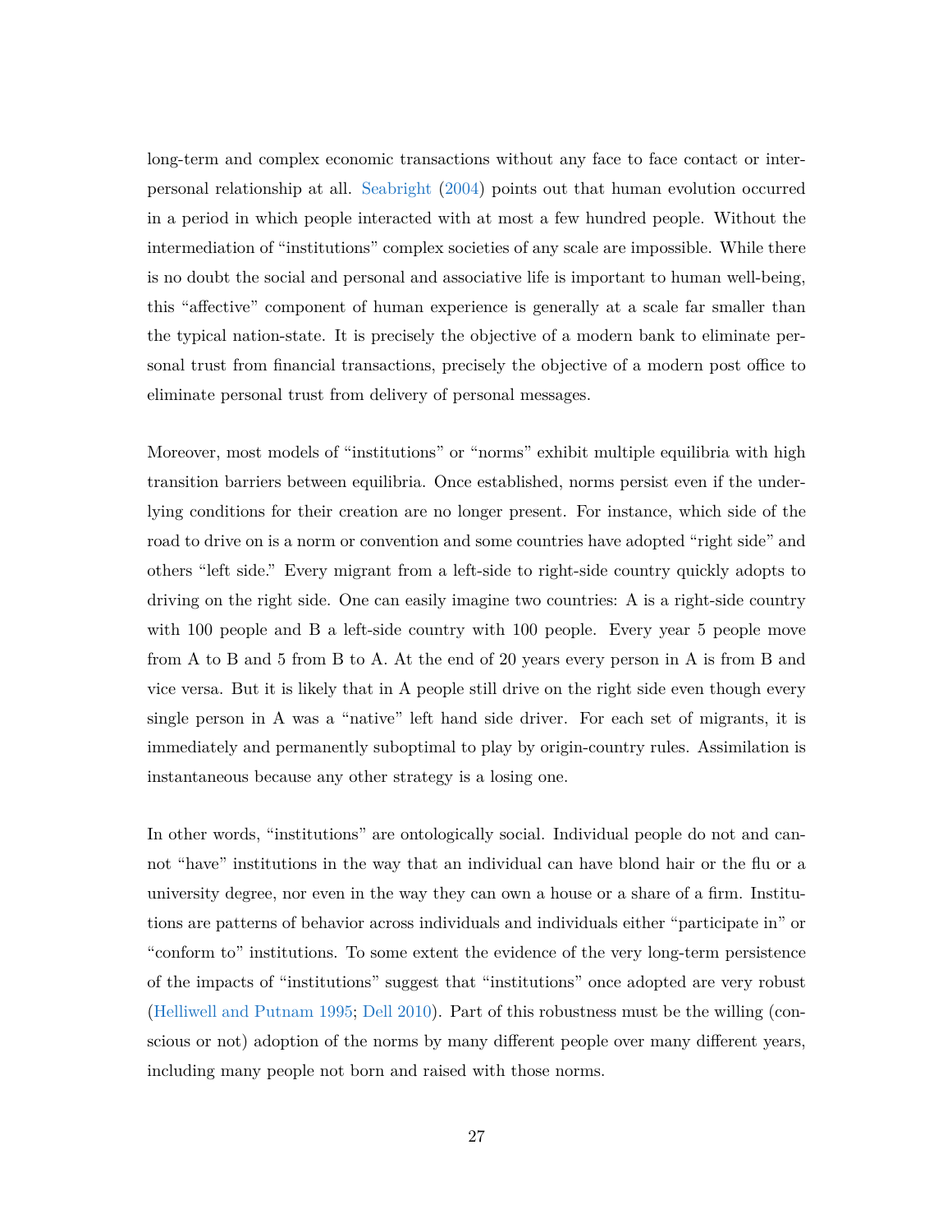long-term and complex economic transactions without any face to face contact or interpersonal relationship at all. Seabright (2004) points out that human evolution occurred in a period in which people interacted with at most a few hundred people. Without the intermediation of "institutions" complex societies of any scale are impossible. While there is no doubt the social and personal and associative life is important to human well-being, this "affective" component of human experience is generally at a scale far smaller than the typical nation-state. It is precisely the objective of a modern bank to eliminate personal trust from financial transactions, precisely the objective of a modern post office to eliminate personal trust from delivery of personal messages.

Moreover, most models of "institutions" or "norms" exhibit multiple equilibria with high transition barriers between equilibria. Once established, norms persist even if the underlying conditions for their creation are no longer present. For instance, which side of the road to drive on is a norm or convention and some countries have adopted "right side" and others "left side." Every migrant from a left-side to right-side country quickly adopts to driving on the right side. One can easily imagine two countries: A is a right-side country with 100 people and B a left-side country with 100 people. Every year 5 people move from A to B and 5 from B to A. At the end of 20 years every person in A is from B and vice versa. But it is likely that in A people still drive on the right side even though every single person in A was a "native" left hand side driver. For each set of migrants, it is immediately and permanently suboptimal to play by origin-country rules. Assimilation is instantaneous because any other strategy is a losing one.

In other words, "institutions" are ontologically social. Individual people do not and cannot "have" institutions in the way that an individual can have blond hair or the flu or a university degree, nor even in the way they can own a house or a share of a firm. Institutions are patterns of behavior across individuals and individuals either "participate in" or "conform to" institutions. To some extent the evidence of the very long-term persistence of the impacts of "institutions" suggest that "institutions" once adopted are very robust (Helliwell and Putnam 1995; Dell 2010). Part of this robustness must be the willing (conscious or not) adoption of the norms by many different people over many different years, including many people not born and raised with those norms.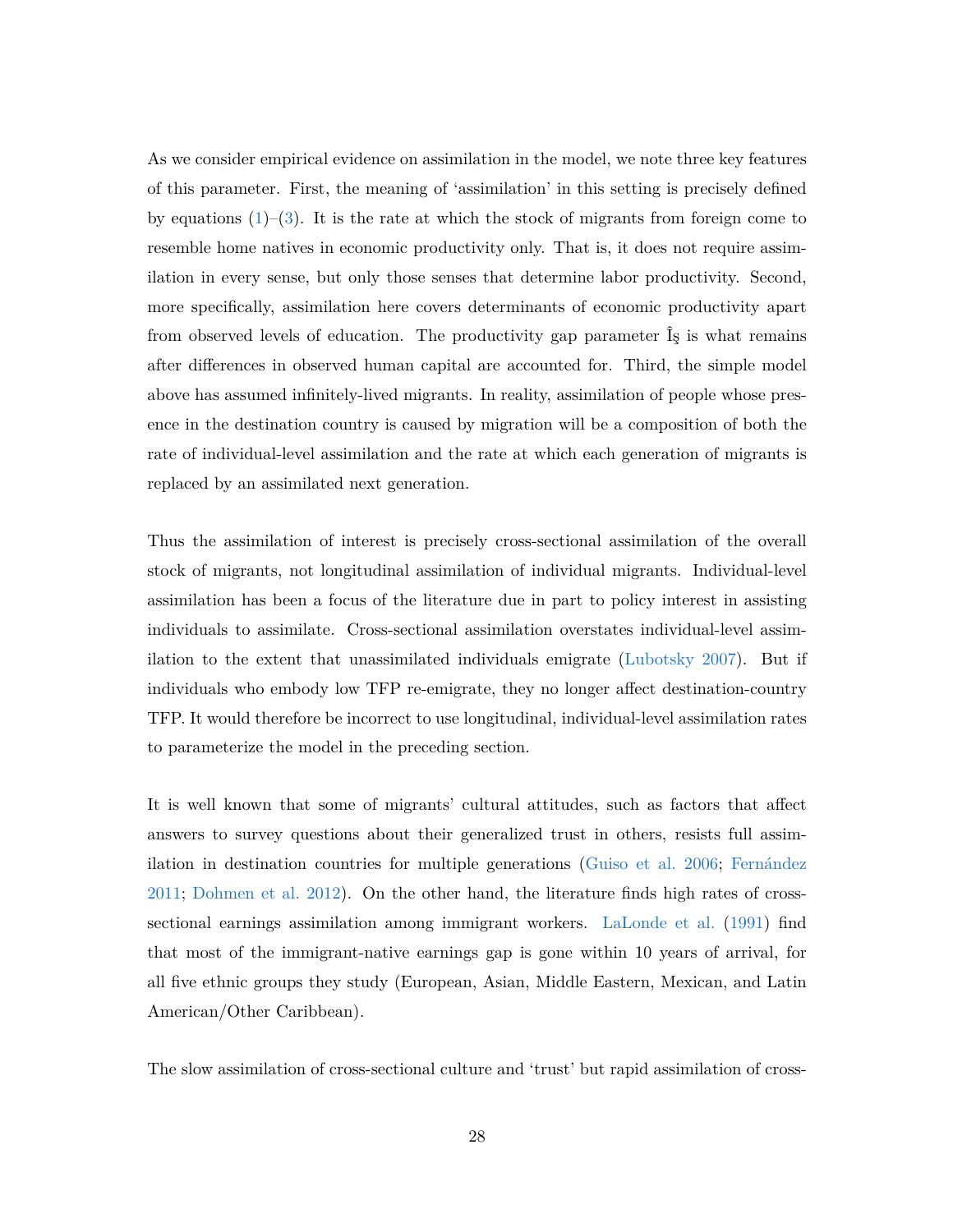As we consider empirical evidence on assimilation in the model, we note three key features of this parameter. First, the meaning of 'assimilation' in this setting is precisely defined by equations (1)–(3). It is the rate at which the stock of migrants from foreign come to resemble home natives in economic productivity only. That is, it does not require assimilation in every sense, but only those senses that determine labor productivity. Second, more specifically, assimilation here covers determinants of economic productivity apart from observed levels of education. The productivity gap parameter $\gamma$ is what remains after differences in observed human capital are accounted for. Third, the simple model above has assumed infinitely-lived migrants. In reality, assimilation of people whose presence in the destination country is caused by migration will be a composition of both the rate of individual-level assimilation and the rate at which each generation of migrants is replaced by an assimilated next generation.

Thus the assimilation of interest is precisely cross-sectional assimilation of the overall stock of migrants, not longitudinal assimilation of individual migrants. Individual-level assimilation has been a focus of the literature due in part to policy interest in assisting individuals to assimilate. Cross-sectional assimilation overstates individual-level assimilation to the extent that unassimilated individuals emigrate (Lubotsky 2007). But if individuals who embody low TFP re-emigrate, they no longer affect destination-country TFP. It would therefore be incorrect to use longitudinal, individual-level assimilation rates to parameterize the model in the preceding section.

It is well known that some of migrants' cultural attitudes, such as factors that affect answers to survey questions about their generalized trust in others, resists full assimilation in destination countries for multiple generations (Guiso et al. 2006; Fernández 2011; Dohmen et al. 2012). On the other hand, the literature finds high rates of cross-sectional earnings assimilation among immigrant workers. LaLonde et al. (1991) find that most of the immigrant-native earnings gap is gone within 10 years of arrival, for all five ethnic groups they study (European, Asian, Middle Eastern, Mexican, and Latin American/Other Caribbean).

The slow assimilation of cross-sectional culture and 'trust' but rapid assimilation of cross-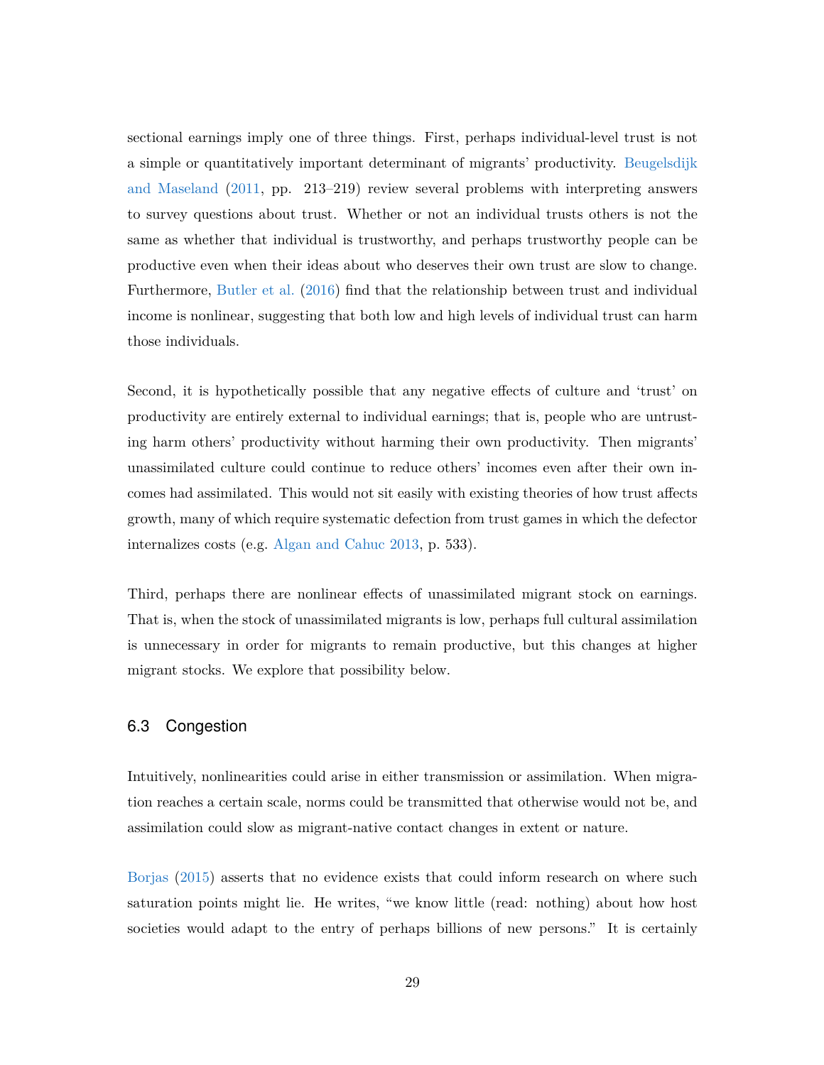sectional earnings imply one of three things. First, perhaps individual-level trust is not a simple or quantitatively important determinant of migrants' productivity. Beugelsdijk and Maseland (2011, pp. 213–219) review several problems with interpreting answers to survey questions about trust. Whether or not an individual trusts others is not the same as whether that individual is trustworthy, and perhaps trustworthy people can be productive even when their ideas about who deserves their own trust are slow to change. Furthermore, Butler et al. (2016) find that the relationship between trust and individual income is nonlinear, suggesting that both low and high levels of individual trust can harm those individuals.

Second, it is hypothetically possible that any negative effects of culture and 'trust' on productivity are entirely external to individual earnings; that is, people who are untrusting harm others' productivity without harming their own productivity. Then migrants' unassimilated culture could continue to reduce others' incomes even after their own incomes had assimilated. This would not sit easily with existing theories of how trust affects growth, many of which require systematic defection from trust games in which the defector internalizes costs (e.g. Algan and Cahuc 2013, p. 533).

Third, perhaps there are nonlinear effects of unassimilated migrant stock on earnings. That is, when the stock of unassimilated migrants is low, perhaps full cultural assimilation is unnecessary in order for migrants to remain productive, but this changes at higher migrant stocks. We explore that possibility below.

### 6.3 Congestion

Intuitively, nonlinearities could arise in either transmission or assimilation. When migration reaches a certain scale, norms could be transmitted that otherwise would not be, and assimilation could slow as migrant-native contact changes in extent or nature.

Borjas (2015) asserts that no evidence exists that could inform research on where such saturation points might lie. He writes, "we know little (read: nothing) about how host societies would adapt to the entry of perhaps billions of new persons." It is certainly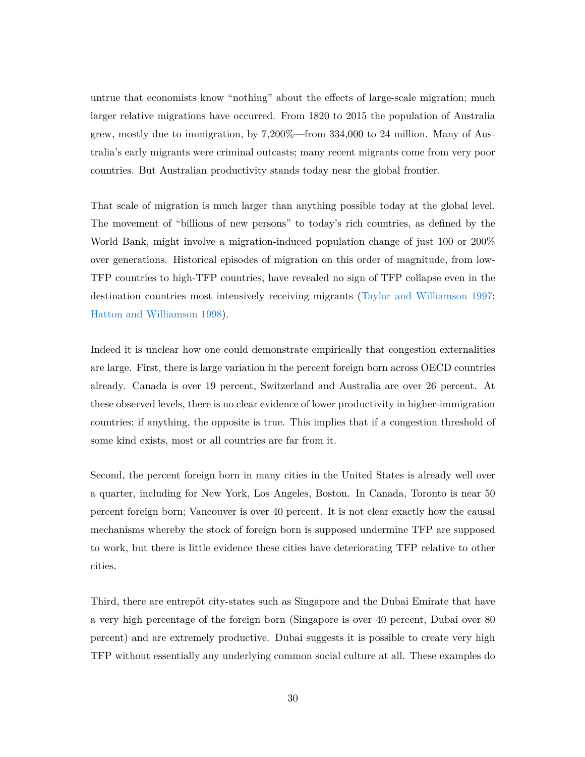untrue that economists know "nothing" about the effects of large-scale migration; much larger relative migrations have occurred. From 1820 to 2015 the population of Australia grew, mostly due to immigration, by 7,200%—from 334,000 to 24 million. Many of Australia's early migrants were criminal outcasts; many recent migrants come from very poor countries. But Australian productivity stands today near the global frontier.

That scale of migration is much larger than anything possible today at the global level. The movement of "billions of new persons" to today's rich countries, as defined by the World Bank, might involve a migration-induced population change of just 100 or 200% over generations. Historical episodes of migration on this order of magnitude, from low-TFP countries to high-TFP countries, have revealed no sign of TFP collapse even in the destination countries most intensively receiving migrants (Taylor and Williamson 1997; Hatton and Williamson 1998).

Indeed it is unclear how one could demonstrate empirically that congestion externalities are large. First, there is large variation in the percent foreign born across OECD countries already. Canada is over 19 percent, Switzerland and Australia are over 26 percent. At these observed levels, there is no clear evidence of lower productivity in higher-immigration countries; if anything, the opposite is true. This implies that if a congestion threshold of some kind exists, most or all countries are far from it.

Second, the percent foreign born in many cities in the United States is already well over a quarter, including for New York, Los Angeles, Boston. In Canada, Toronto is near 50 percent foreign born; Vancouver is over 40 percent. It is not clear exactly how the causal mechanisms whereby the stock of foreign born is supposed undermine TFP are supposed to work, but there is little evidence these cities have deteriorating TFP relative to other cities.

Third, there are entrepôt city-states such as Singapore and the Dubai Emirate that have a very high percentage of the foreign born (Singapore is over 40 percent, Dubai over 80 percent) and are extremely productive. Dubai suggests it is possible to create very high TFP without essentially any underlying common social culture at all. These examples do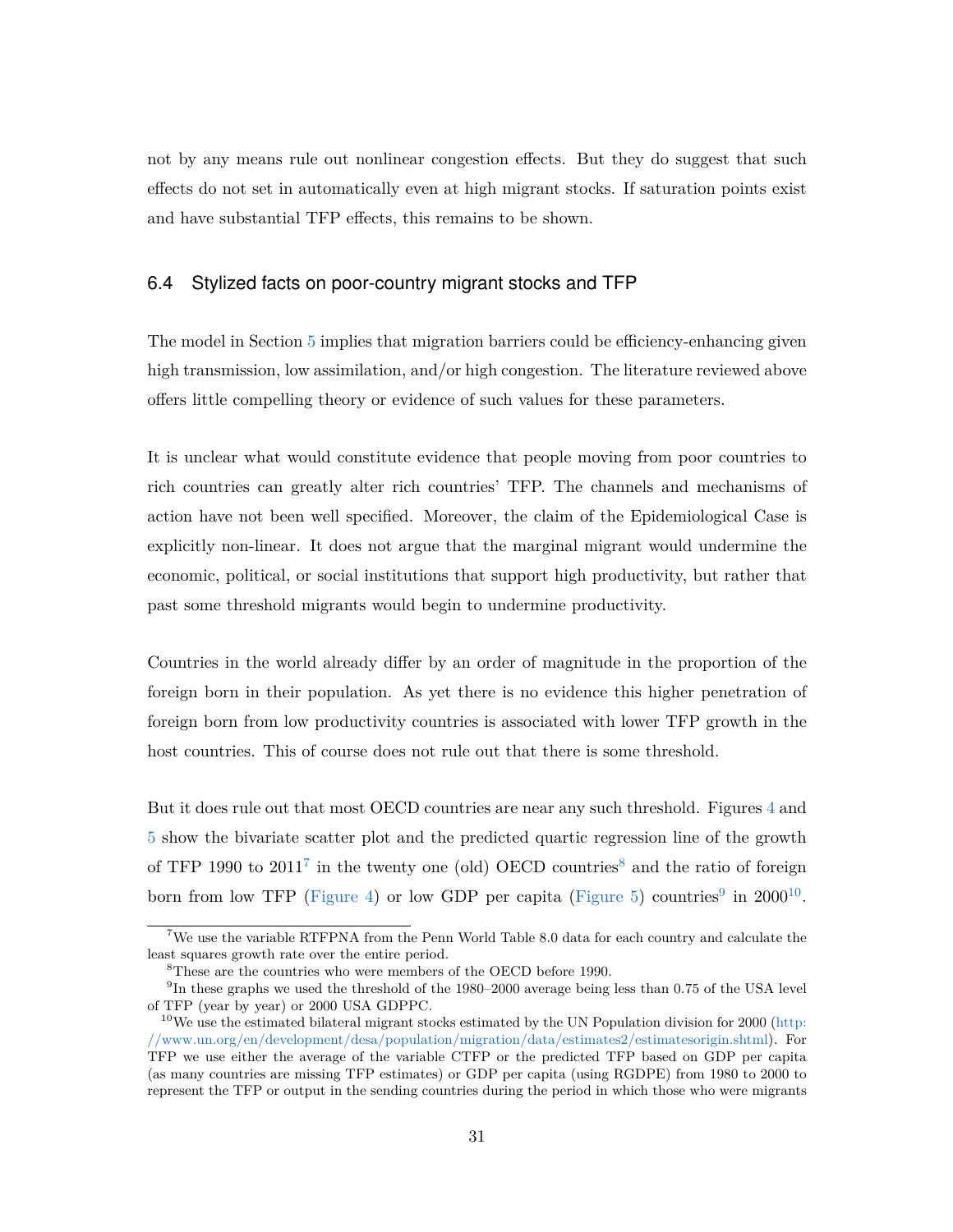not by any means rule out nonlinear congestion effects. But they do suggest that such effects do not set in automatically even at high migrant stocks. If saturation points exist and have substantial TFP effects, this remains to be shown.

### 6.4 Stylized facts on poor-country migrant stocks and TFP

The model in Section 5 implies that migration barriers could be efficiency-enhancing given high transmission, low assimilation, and/or high congestion. The literature reviewed above offers little compelling theory or evidence of such values for these parameters.

It is unclear what would constitute evidence that people moving from poor countries to rich countries can greatly alter rich countries' TFP. The channels and mechanisms of action have not been well specified. Moreover, the claim of the Epidemiological Case is explicitly non-linear. It does not argue that the marginal migrant would undermine the economic, political, or social institutions that support high productivity, but rather that past some threshold migrants would begin to undermine productivity.

Countries in the world already differ by an order of magnitude in the proportion of the foreign born in their population. As yet there is no evidence this higher penetration of foreign born from low productivity countries is associated with lower TFP growth in the host countries. This of course does not rule out that there is some threshold.

But it does rule out that most OECD countries are near any such threshold. Figures 4 and 5 show the bivariate scatter plot and the predicted quartic regression line of the growth of TFP 1990 to 2011[7] in the twenty one (old) OECD countries[8] and the ratio of foreign born from low TFP (Figure 4) or low GDP per capita (Figure 5) countries[9] in 2000[10].

[7] We use the variable RTFPNA from the Penn World Table 8.0 data for each country and calculate the least squares growth rate over the entire period.

[8] These are the countries who were members of the OECD before 1990.

[9] In these graphs we used the threshold of the 1980–2000 average being less than 0.75 of the USA level of TFP (year by year) or 2000 USA GDPPC.

[10] We use the estimated bilateral migrant stocks estimated by the UN Population division for 2000 (http://www.un.org/en/development/desa/population/migration/data/estimates2/estimatesorigin.shtml). For TFP we use either the average of the variable CTFP or the predicted TFP based on GDP per capita (as many countries are missing TFP estimates) or GDP per capita (using RGDPE) from 1980 to 2000 to represent the TFP or output in the sending countries during the period in which those who were migrants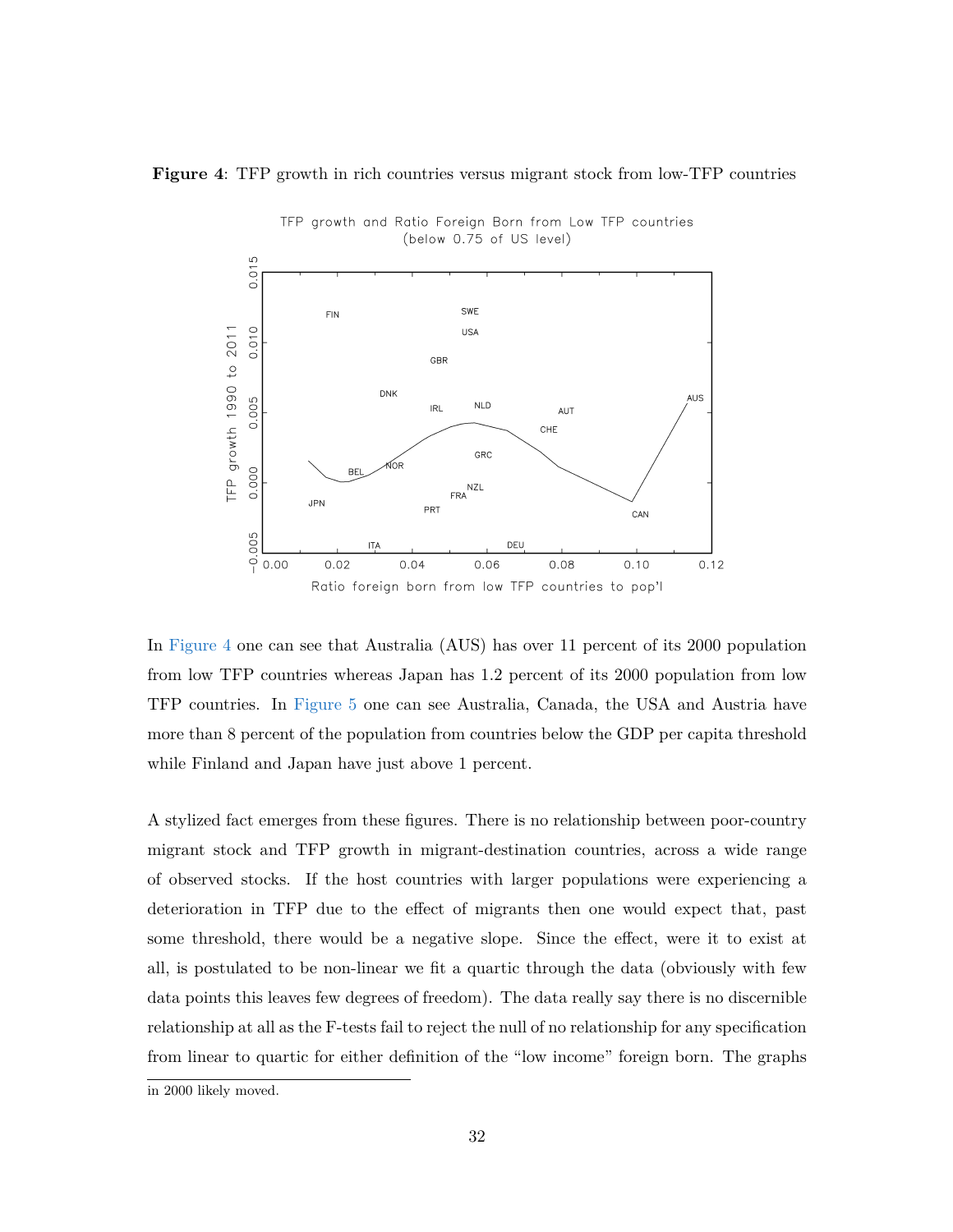**Figure 4**: TFP growth in rich countries versus migrant stock from low-TFP countries

In Figure 4 one can see that Australia (AUS) has over 11 percent of its 2000 population from low TFP countries whereas Japan has 1.2 percent of its 2000 population from low TFP countries. In Figure 5 one can see Australia, Canada, the USA and Austria have more than 8 percent of the population from countries below the GDP per capita threshold while Finland and Japan have just above 1 percent.

A stylized fact emerges from these figures. There is no relationship between poor-country migrant stock and TFP growth in migrant-destination countries, across a wide range of observed stocks. If the host countries with larger populations were experiencing a deterioration in TFP due to the effect of migrants then one would expect that, past some threshold, there would be a negative slope. Since the effect, were it to exist at all, is postulated to be non-linear we fit a quartic through the data (obviously with few data points this leaves few degrees of freedom). The data really say there is no discernible relationship at all as the F-tests fail to reject the null of no relationship for any specification from linear to quartic for either definition of the "low income" foreign born. The graphs

in 2000 likely moved.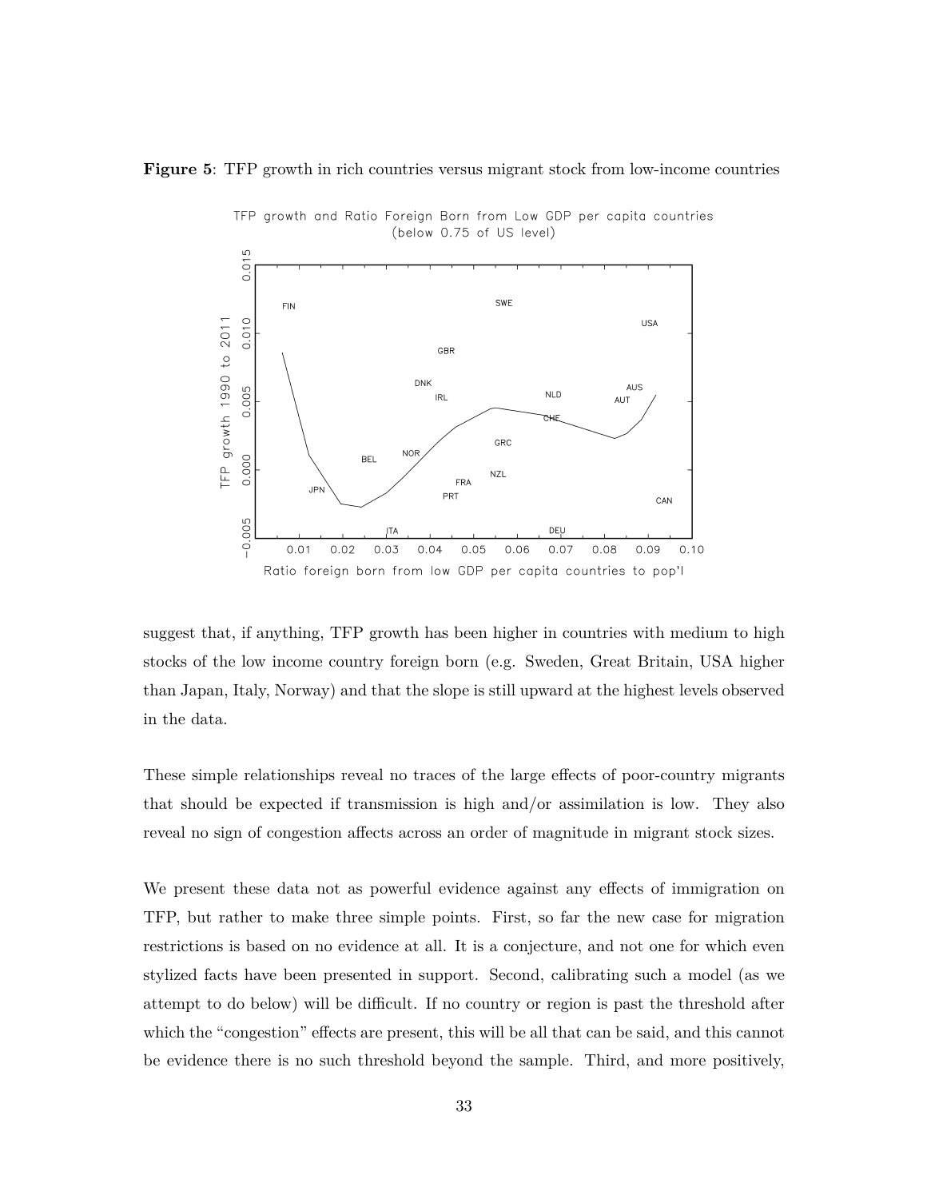**Figure 5**: TFP growth in rich countries versus migrant stock from low-income countries

suggest that, if anything, TFP growth has been higher in countries with medium to high stocks of the low income country foreign born (e.g. Sweden, Great Britain, USA higher than Japan, Italy, Norway) and that the slope is still upward at the highest levels observed in the data.

These simple relationships reveal no traces of the large effects of poor-country migrants that should be expected if transmission is high and/or assimilation is low. They also reveal no sign of congestion affects across an order of magnitude in migrant stock sizes.

We present these data not as powerful evidence against any effects of immigration on TFP, but rather to make three simple points. First, so far the new case for migration restrictions is based on no evidence at all. It is a conjecture, and not one for which even stylized facts have been presented in support. Second, calibrating such a model (as we attempt to do below) will be difficult. If no country or region is past the threshold after which the "congestion" effects are present, this will be all that can be said, and this cannot be evidence there is no such threshold beyond the sample. Third, and more positively,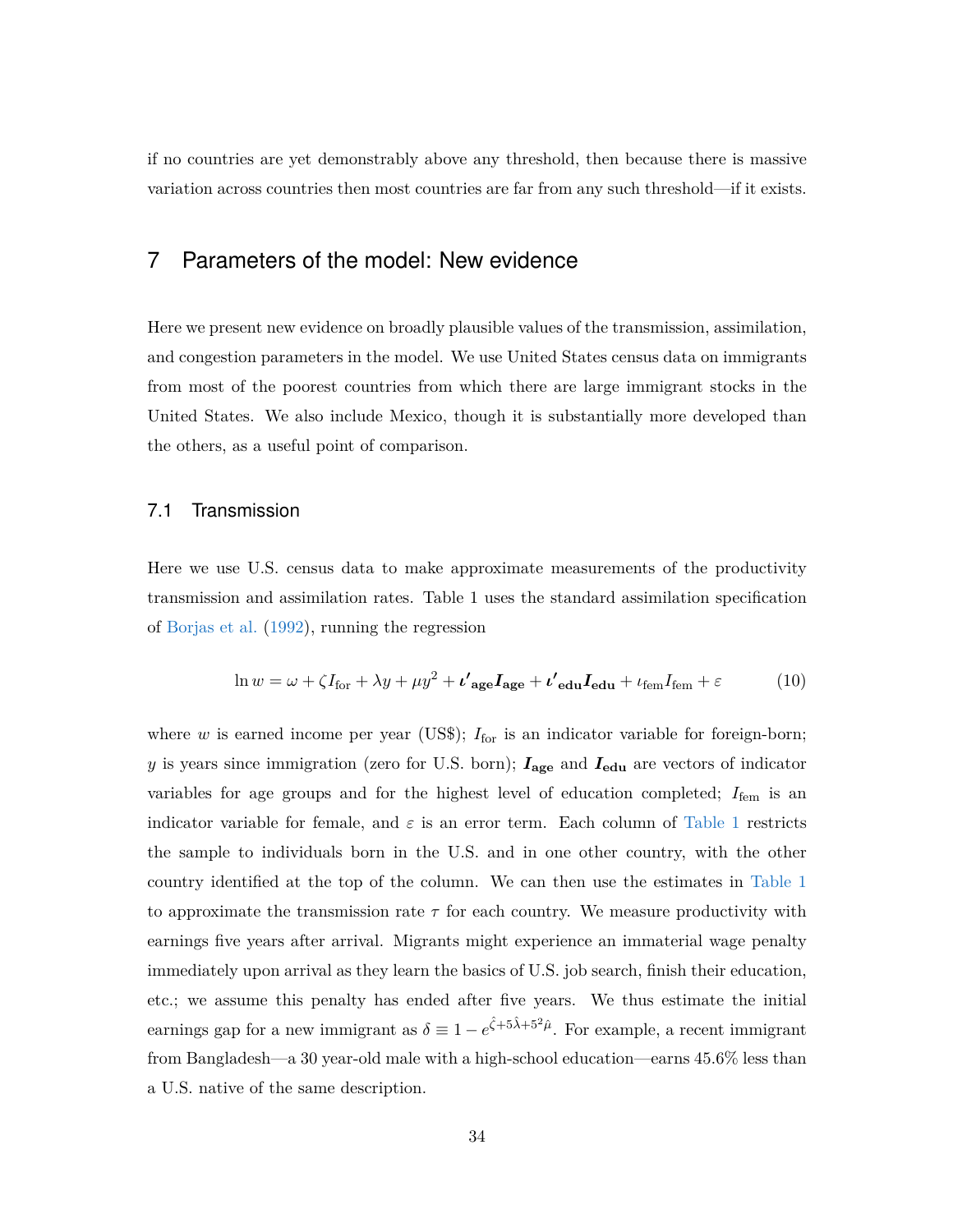if no countries are yet demonstrably above any threshold, then because there is massive variation across countries then most countries are far from any such threshold—if it exists.

## 7 Parameters of the model: New evidence

Here we present new evidence on broadly plausible values of the transmission, assimilation, and congestion parameters in the model. We use United States census data on immigrants from most of the poorest countries from which there are large immigrant stocks in the United States. We also include Mexico, though it is substantially more developed than the others, as a useful point of comparison.

### 7.1 Transmission

Here we use U.S. census data to make approximate measurements of the productivity transmission and assimilation rates. Table 1 uses the standard assimilation specification of Borjas et al. (1992), running the regression

$$\ln w = \omega + \zeta I_{\text{for}} + \lambda y + \mu y^2 + \boldsymbol{\iota'}_{\textbf{age}} \boldsymbol{I}_{\textbf{age}} + \boldsymbol{\iota'}_{\textbf{edu}} \boldsymbol{I}_{\textbf{edu}} + \iota_{\text{fem}} I_{\text{fem}} + \varepsilon \tag{10}$$

where $w$ is earned income per year (US\$); $I_{\text{for}}$ is an indicator variable for foreign-born; $y$ is years since immigration (zero for U.S. born); $\boldsymbol{I}_{\textbf{age}}$ and $\boldsymbol{I}_{\textbf{edu}}$ are vectors of indicator variables for age groups and for the highest level of education completed; $I_{\text{fem}}$ is an indicator variable for female, and $\varepsilon$ is an error term. Each column of Table 1 restricts the sample to individuals born in the U.S. and in one other country, with the other country identified at the top of the column. We can then use the estimates in Table 1 to approximate the transmission rate $\tau$ for each country. We measure productivity with earnings five years after arrival. Migrants might experience an immaterial wage penalty immediately upon arrival as they learn the basics of U.S. job search, finish their education, etc.; we assume this penalty has ended after five years. We thus estimate the initial earnings gap for a new immigrant as $\delta \equiv 1 - e^{\hat{\zeta} + 5\hat{\lambda} + 5^2\hat{\mu}}$. For example, a recent immigrant from Bangladesh—a 30 year-old male with a high-school education—earns 45.6% less than a U.S. native of the same description.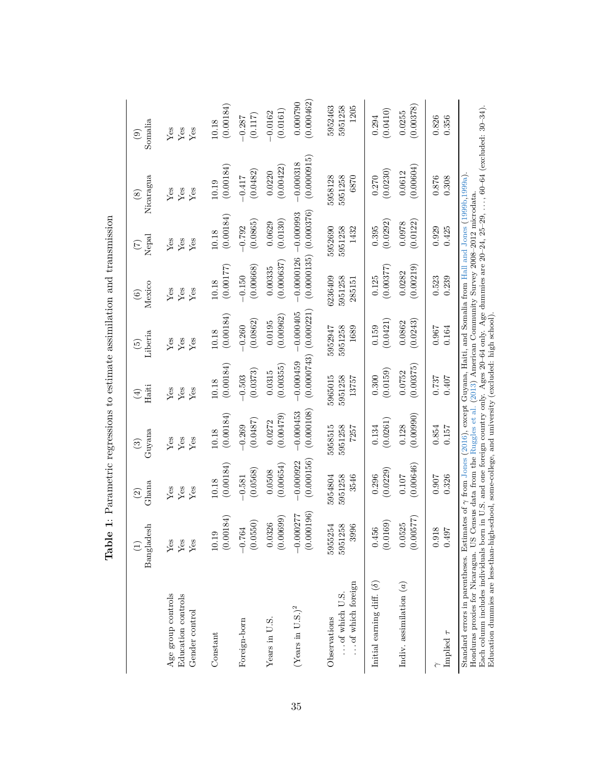**Table 1**: Parametric regressions to estimate assimilation and transmission

| | (1) Bangladesh | (2) Ghana | (3) Guyana | (4) Haiti | (5) Liberia | (6) Mexico | (7) Nepal | (8) Nicaragua | (9) Somalia |
|---|---|---|---|---|---|---|---|---|---|
| Age group controls | Yes | Yes | Yes | Yes | Yes | Yes | Yes | Yes | Yes |
| Education controls | Yes | Yes | Yes | Yes | Yes | Yes | Yes | Yes | Yes |
| Gender control | Yes | Yes | Yes | Yes | Yes | Yes | Yes | Yes | Yes |
| Constant | 10.19 | 10.18 | 10.18 | 10.18 | 10.18 | 10.18 | 10.18 | 10.19 | 10.18 |
| | (0.00184) | (0.00184) | (0.00184) | (0.00184) | (0.00184) | (0.00177) | (0.00184) | (0.00184) | (0.00184) |
| Foreign-born | −0.764 | −0.581 | −0.269 | −0.503 | −0.260 | −0.150 | −0.792 | −0.417 | −0.287 |
| | (0.0550) | (0.0568) | (0.0487) | (0.0373) | (0.0862) | (0.00668) | (0.0865) | (0.0482) | (0.117) |
| Years in U.S. | 0.0326 | 0.0508 | 0.0272 | 0.0315 | 0.0195 | 0.00335 | 0.0629 | 0.0220 | −0.0162 |
| | (0.00699) | (0.00654) | (0.00479) | (0.00355) | (0.00962) | (0.000637) | (0.0130) | (0.00422) | (0.0161) |
| (Years in U.S.)$^2$ | −0.000277 | −0.000922 | −0.000453 | −0.000459 | −0.000405 | −0.0000126 | −0.000993 | −0.000318 | 0.000790 |
| | (0.000196) | (0.000156) | (0.000108) | (0.0000743) | (0.000221) | (0.0000135) | (0.000376) | (0.0000915) | (0.000462) |
| Observations | 5955254 | 5954804 | 5958515 | 5965015 | 5952947 | 6236409 | 5952690 | 5958128 | 5952463 |
| … of which U.S. | 5951258 | 5951258 | 5951258 | 5951258 | 5951258 | 5951258 | 5951258 | 5951258 | 5951258 |
| … of which foreign | 3996 | 3546 | 7257 | 13757 | 1689 | 285151 | 1432 | 6870 | 1205 |
| Initial earning diff. ($\delta$) | 0.456 | 0.296 | 0.134 | 0.300 | 0.159 | 0.125 | 0.395 | 0.270 | 0.294 |
| | (0.0169) | (0.0229) | (0.0261) | (0.0159) | (0.0421) | (0.00377) | (0.0292) | (0.0230) | (0.0410) |
| Indiv. assimilation ($a$) | 0.0525 | 0.107 | 0.128 | 0.0752 | 0.0862 | 0.0282 | 0.0978 | 0.0612 | 0.0255 |
| | (0.00577) | (0.00646) | (0.00990) | (0.00375) | (0.0243) | (0.00219) | (0.0122) | (0.00604) | (0.00378) |
| $\gamma$ | 0.918 | 0.907 | 0.854 | 0.737 | 0.967 | 0.523 | 0.929 | 0.876 | 0.826 |
| Implied $\tau$ | 0.497 | 0.326 | 0.157 | 0.407 | 0.164 | 0.239 | 0.425 | 0.308 | 0.356 |

Standard errors in parentheses. Estimates of $\gamma$ from Jones (2016), except Guyana, Haiti, and Somalia from Hall and Jones (1999b,1999a).
Honduras proxies for Nicaragua. US Census data from the Ruggles et al. (2013) American Community Survey 2008–2012 microdata.
Each column includes individuals born in U.S. and one foreign country only. Ages 20–64 only. Age dummies are 20–24, 25–29, …, 60–64 (excluded: 30–34).
Education dummies are less-than-high-school, some-college, and university (excluded: high school).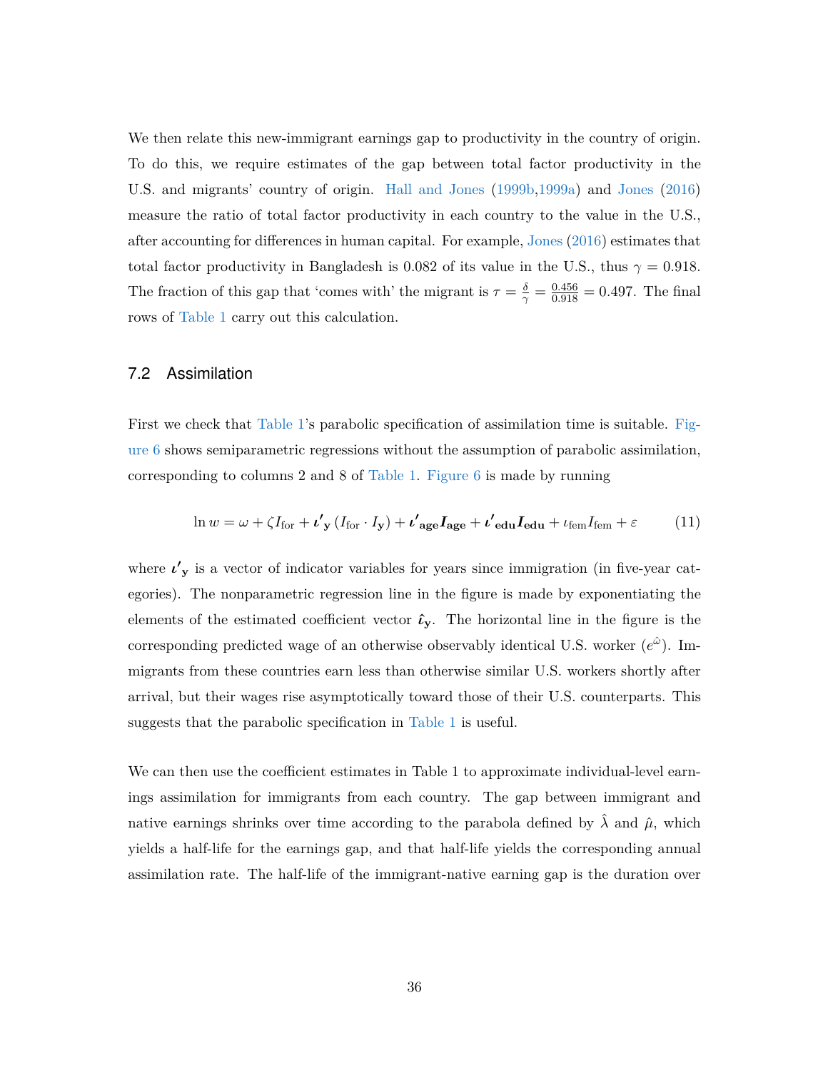We then relate this new-immigrant earnings gap to productivity in the country of origin. To do this, we require estimates of the gap between total factor productivity in the U.S. and migrants' country of origin. Hall and Jones (1999b,1999a) and Jones (2016) measure the ratio of total factor productivity in each country to the value in the U.S., after accounting for differences in human capital. For example, Jones (2016) estimates that total factor productivity in Bangladesh is 0.082 of its value in the U.S., thus $\gamma = 0.918$. The fraction of this gap that 'comes with' the migrant is $\tau = \frac{\delta}{\gamma} = \frac{0.456}{0.918} = 0.497$. The final rows of Table 1 carry out this calculation.

## 7.2 Assimilation

First we check that Table 1's parabolic specification of assimilation time is suitable. Figure 6 shows semiparametric regressions without the assumption of parabolic assimilation, corresponding to columns 2 and 8 of Table 1. Figure 6 is made by running

$$\ln w = \omega + \zeta I_{\text{for}} + \boldsymbol{\iota'}_{\mathbf{y}} \left( I_{\text{for}} \cdot \boldsymbol{I}_{\mathbf{y}} \right) + \boldsymbol{\iota'}_{\mathbf{age}} \boldsymbol{I}_{\mathbf{age}} + \boldsymbol{\iota'}_{\mathbf{edu}} \boldsymbol{I}_{\mathbf{edu}} + \iota_{\text{fem}} I_{\text{fem}} + \varepsilon \tag{11}$$

where $\boldsymbol{\iota'}_{\mathbf{y}}$ is a vector of indicator variables for years since immigration (in five-year categories). The nonparametric regression line in the figure is made by exponentiating the elements of the estimated coefficient vector $\hat{\boldsymbol{\iota}}_{\mathbf{y}}$. The horizontal line in the figure is the corresponding predicted wage of an otherwise observably identical U.S. worker ($e^{\hat{\omega}}$). Immigrants from these countries earn less than otherwise similar U.S. workers shortly after arrival, but their wages rise asymptotically toward those of their U.S. counterparts. This suggests that the parabolic specification in Table 1 is useful.

We can then use the coefficient estimates in Table 1 to approximate individual-level earnings assimilation for immigrants from each country. The gap between immigrant and native earnings shrinks over time according to the parabola defined by $\hat{\lambda}$ and $\hat{\mu}$, which yields a half-life for the earnings gap, and that half-life yields the corresponding annual assimilation rate. The half-life of the immigrant-native earning gap is the duration over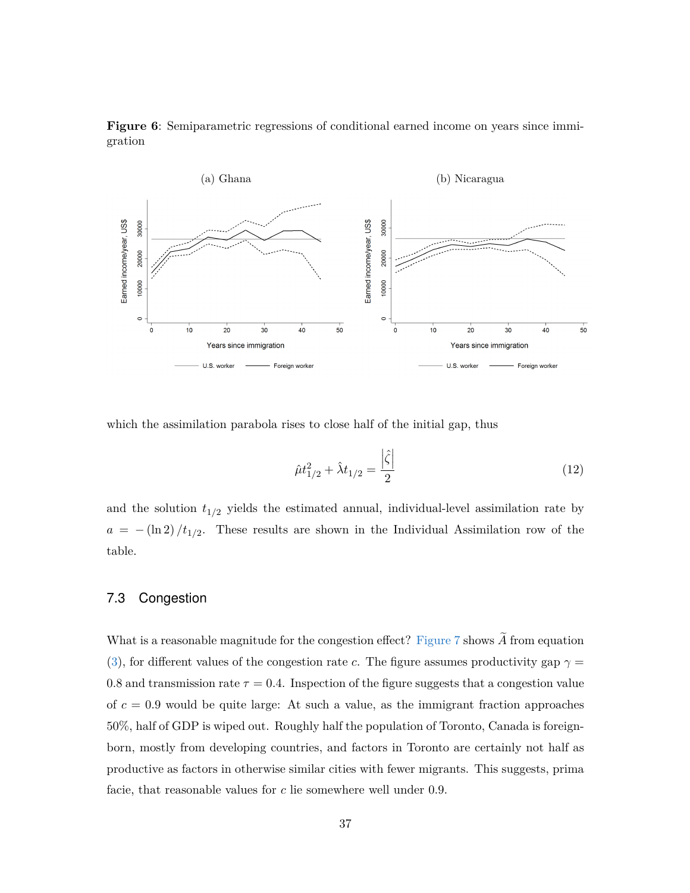**Figure 6**: Semiparametric regressions of conditional earned income on years since immigration

which the assimilation parabola rises to close half of the initial gap, thus

$$\hat{\mu}t_{1/2}^2 + \hat{\lambda}t_{1/2} = \frac{\left|\hat{\zeta}\right|}{2} \tag{12}$$

and the solution $t_{1/2}$ yields the estimated annual, individual-level assimilation rate by $a = -(\ln 2)/t_{1/2}$. These results are shown in the Individual Assimilation row of the table.

## 7.3 Congestion

What is a reasonable magnitude for the congestion effect? Figure 7 shows $\widetilde{A}$ from equation (3), for different values of the congestion rate $c$. The figure assumes productivity gap $\gamma = 0.8$ and transmission rate $\tau = 0.4$. Inspection of the figure suggests that a congestion value of $c = 0.9$ would be quite large: At such a value, as the immigrant fraction approaches 50%, half of GDP is wiped out. Roughly half the population of Toronto, Canada is foreign-born, mostly from developing countries, and factors in Toronto are certainly not half as productive as factors in otherwise similar cities with fewer migrants. This suggests, prima facie, that reasonable values for $c$ lie somewhere well under 0.9.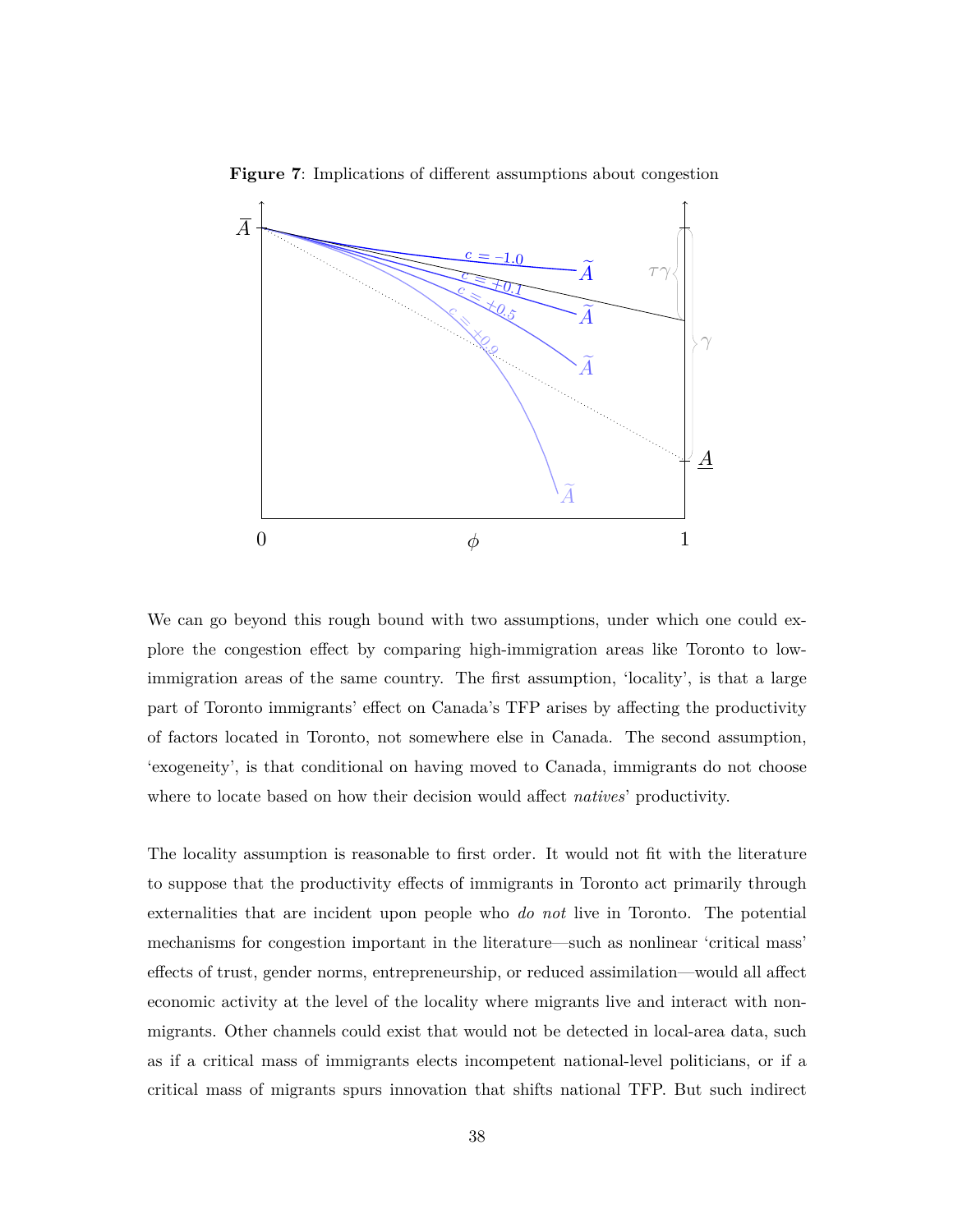**Figure 7**: Implications of different assumptions about congestion

We can go beyond this rough bound with two assumptions, under which one could explore the congestion effect by comparing high-immigration areas like Toronto to low-immigration areas of the same country. The first assumption, 'locality', is that a large part of Toronto immigrants' effect on Canada's TFP arises by affecting the productivity of factors located in Toronto, not somewhere else in Canada. The second assumption, 'exogeneity', is that conditional on having moved to Canada, immigrants do not choose where to locate based on how their decision would affect *natives*' productivity.

The locality assumption is reasonable to first order. It would not fit with the literature to suppose that the productivity effects of immigrants in Toronto act primarily through externalities that are incident upon people who *do not* live in Toronto. The potential mechanisms for congestion important in the literature—such as nonlinear 'critical mass' effects of trust, gender norms, entrepreneurship, or reduced assimilation—would all affect economic activity at the level of the locality where migrants live and interact with non-migrants. Other channels could exist that would not be detected in local-area data, such as if a critical mass of immigrants elects incompetent national-level politicians, or if a critical mass of migrants spurs innovation that shifts national TFP. But such indirect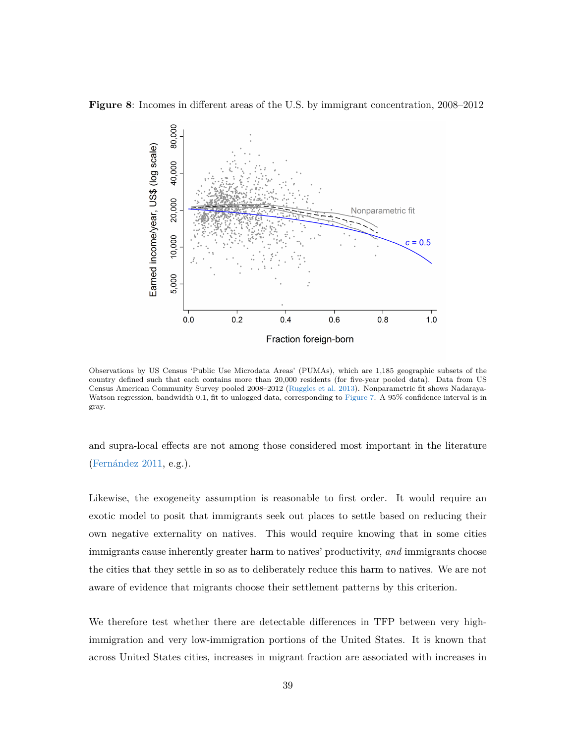**Figure 8**: Incomes in different areas of the U.S. by immigrant concentration, 2008–2012

Observations by US Census 'Public Use Microdata Areas' (PUMAs), which are 1,185 geographic subsets of the country defined such that each contains more than 20,000 residents (for five-year pooled data). Data from US Census American Community Survey pooled 2008–2012 (Ruggles et al. 2013). Nonparametric fit shows Nadaraya-Watson regression, bandwidth 0.1, fit to unlogged data, corresponding to Figure 7. A 95% confidence interval is in gray.

and supra-local effects are not among those considered most important in the literature (Fernández 2011, e.g.).

Likewise, the exogeneity assumption is reasonable to first order. It would require an exotic model to posit that immigrants seek out places to settle based on reducing their own negative externality on natives. This would require knowing that in some cities immigrants cause inherently greater harm to natives' productivity, *and* immigrants choose the cities that they settle in so as to deliberately reduce this harm to natives. We are not aware of evidence that migrants choose their settlement patterns by this criterion.

We therefore test whether there are detectable differences in TFP between very high-immigration and very low-immigration portions of the United States. It is known that across United States cities, increases in migrant fraction are associated with increases in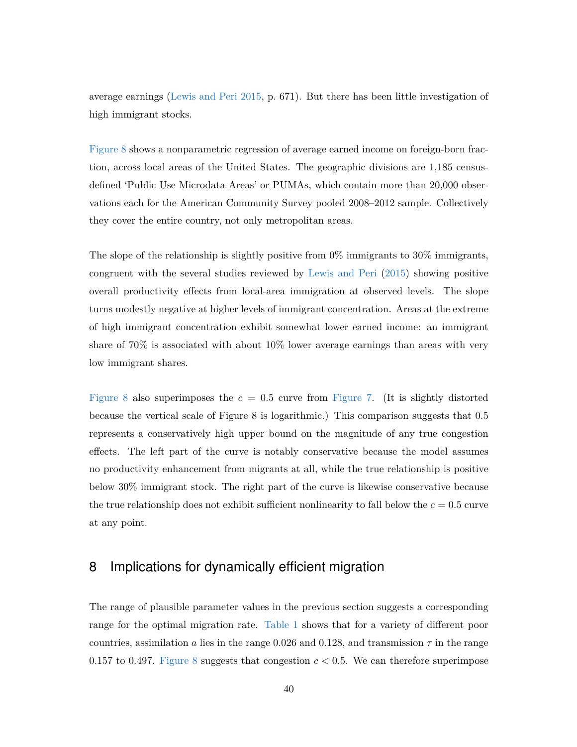average earnings (Lewis and Peri 2015, p. 671). But there has been little investigation of high immigrant stocks.

Figure 8 shows a nonparametric regression of average earned income on foreign-born fraction, across local areas of the United States. The geographic divisions are 1,185 census-defined 'Public Use Microdata Areas' or PUMAs, which contain more than 20,000 observations each for the American Community Survey pooled 2008–2012 sample. Collectively they cover the entire country, not only metropolitan areas.

The slope of the relationship is slightly positive from 0% immigrants to 30% immigrants, congruent with the several studies reviewed by Lewis and Peri (2015) showing positive overall productivity effects from local-area immigration at observed levels. The slope turns modestly negative at higher levels of immigrant concentration. Areas at the extreme of high immigrant concentration exhibit somewhat lower earned income: an immigrant share of 70% is associated with about 10% lower average earnings than areas with very low immigrant shares.

Figure 8 also superimposes the $c = 0.5$ curve from Figure 7. (It is slightly distorted because the vertical scale of Figure 8 is logarithmic.) This comparison suggests that 0.5 represents a conservatively high upper bound on the magnitude of any true congestion effects. The left part of the curve is notably conservative because the model assumes no productivity enhancement from migrants at all, while the true relationship is positive below 30% immigrant stock. The right part of the curve is likewise conservative because the true relationship does not exhibit sufficient nonlinearity to fall below the $c = 0.5$ curve at any point.

## 8 Implications for dynamically efficient migration

The range of plausible parameter values in the previous section suggests a corresponding range for the optimal migration rate. Table 1 shows that for a variety of different poor countries, assimilation $a$ lies in the range 0.026 and 0.128, and transmission $\tau$ in the range 0.157 to 0.497. Figure 8 suggests that congestion $c < 0.5$. We can therefore superimpose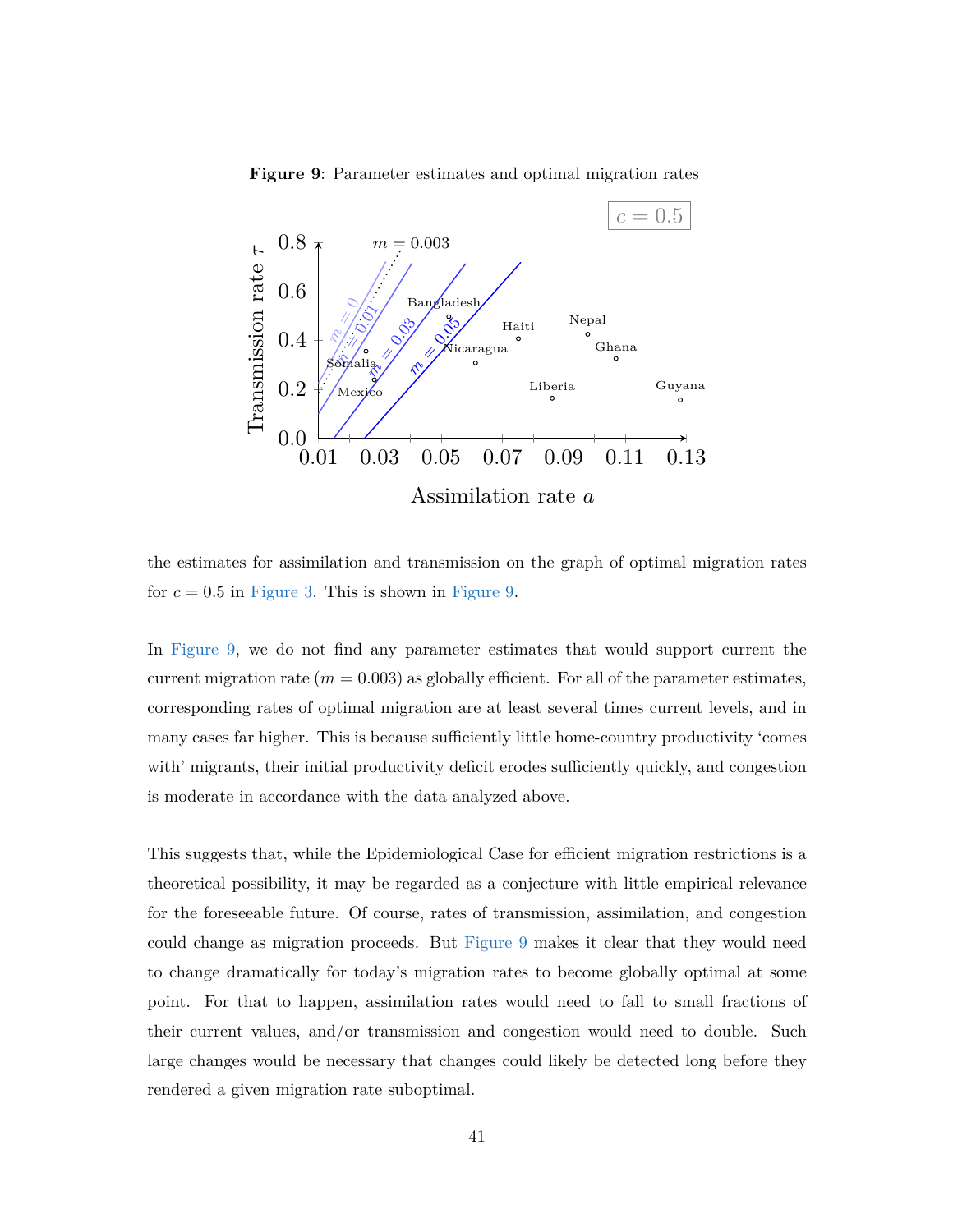**Figure 9**: Parameter estimates and optimal migration rates

the estimates for assimilation and transmission on the graph of optimal migration rates for $c = 0.5$ in Figure 3. This is shown in Figure 9.

In Figure 9, we do not find any parameter estimates that would support current the current migration rate ($m = 0.003$) as globally efficient. For all of the parameter estimates, corresponding rates of optimal migration are at least several times current levels, and in many cases far higher. This is because sufficiently little home-country productivity 'comes with' migrants, their initial productivity deficit erodes sufficiently quickly, and congestion is moderate in accordance with the data analyzed above.

This suggests that, while the Epidemiological Case for efficient migration restrictions is a theoretical possibility, it may be regarded as a conjecture with little empirical relevance for the foreseeable future. Of course, rates of transmission, assimilation, and congestion could change as migration proceeds. But Figure 9 makes it clear that they would need to change dramatically for today's migration rates to become globally optimal at some point. For that to happen, assimilation rates would need to fall to small fractions of their current values, and/or transmission and congestion would need to double. Such large changes would be necessary that changes could likely be detected long before they rendered a given migration rate suboptimal.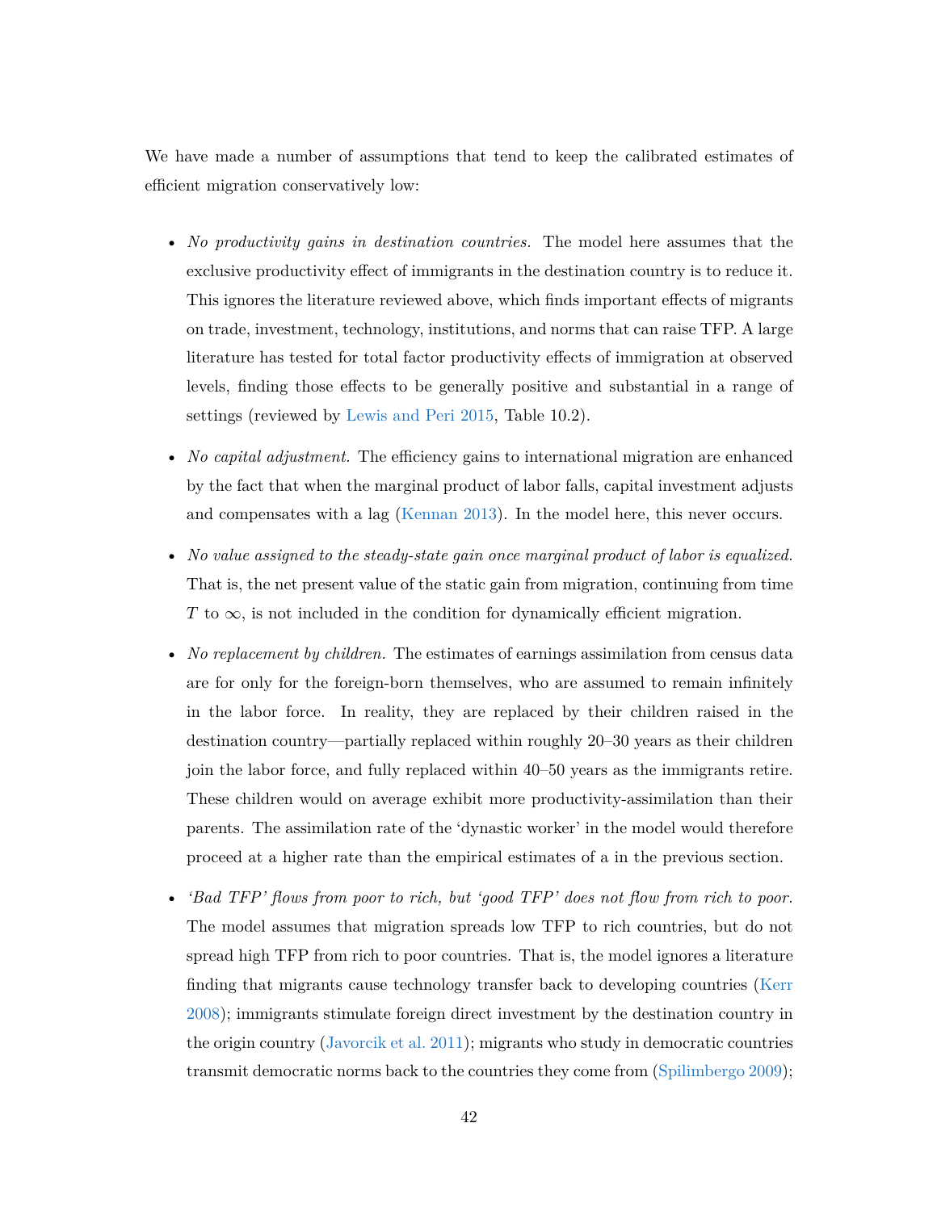We have made a number of assumptions that tend to keep the calibrated estimates of efficient migration conservatively low:

- *No productivity gains in destination countries.* The model here assumes that the exclusive productivity effect of immigrants in the destination country is to reduce it. This ignores the literature reviewed above, which finds important effects of migrants on trade, investment, technology, institutions, and norms that can raise TFP. A large literature has tested for total factor productivity effects of immigration at observed levels, finding those effects to be generally positive and substantial in a range of settings (reviewed by Lewis and Peri 2015, Table 10.2).
- *No capital adjustment.* The efficiency gains to international migration are enhanced by the fact that when the marginal product of labor falls, capital investment adjusts and compensates with a lag (Kennan 2013). In the model here, this never occurs.
- *No value assigned to the steady-state gain once marginal product of labor is equalized.* That is, the net present value of the static gain from migration, continuing from time $T$ to $\infty$, is not included in the condition for dynamically efficient migration.
- *No replacement by children.* The estimates of earnings assimilation from census data are for only for the foreign-born themselves, who are assumed to remain infinitely in the labor force. In reality, they are replaced by their children raised in the destination country—partially replaced within roughly 20–30 years as their children join the labor force, and fully replaced within 40–50 years as the immigrants retire. These children would on average exhibit more productivity-assimilation than their parents. The assimilation rate of the 'dynastic worker' in the model would therefore proceed at a higher rate than the empirical estimates of a in the previous section.
- *'Bad TFP' flows from poor to rich, but 'good TFP' does not flow from rich to poor.* The model assumes that migration spreads low TFP to rich countries, but do not spread high TFP from rich to poor countries. That is, the model ignores a literature finding that migrants cause technology transfer back to developing countries (Kerr 2008); immigrants stimulate foreign direct investment by the destination country in the origin country (Javorcik et al. 2011); migrants who study in democratic countries transmit democratic norms back to the countries they come from (Spilimbergo 2009);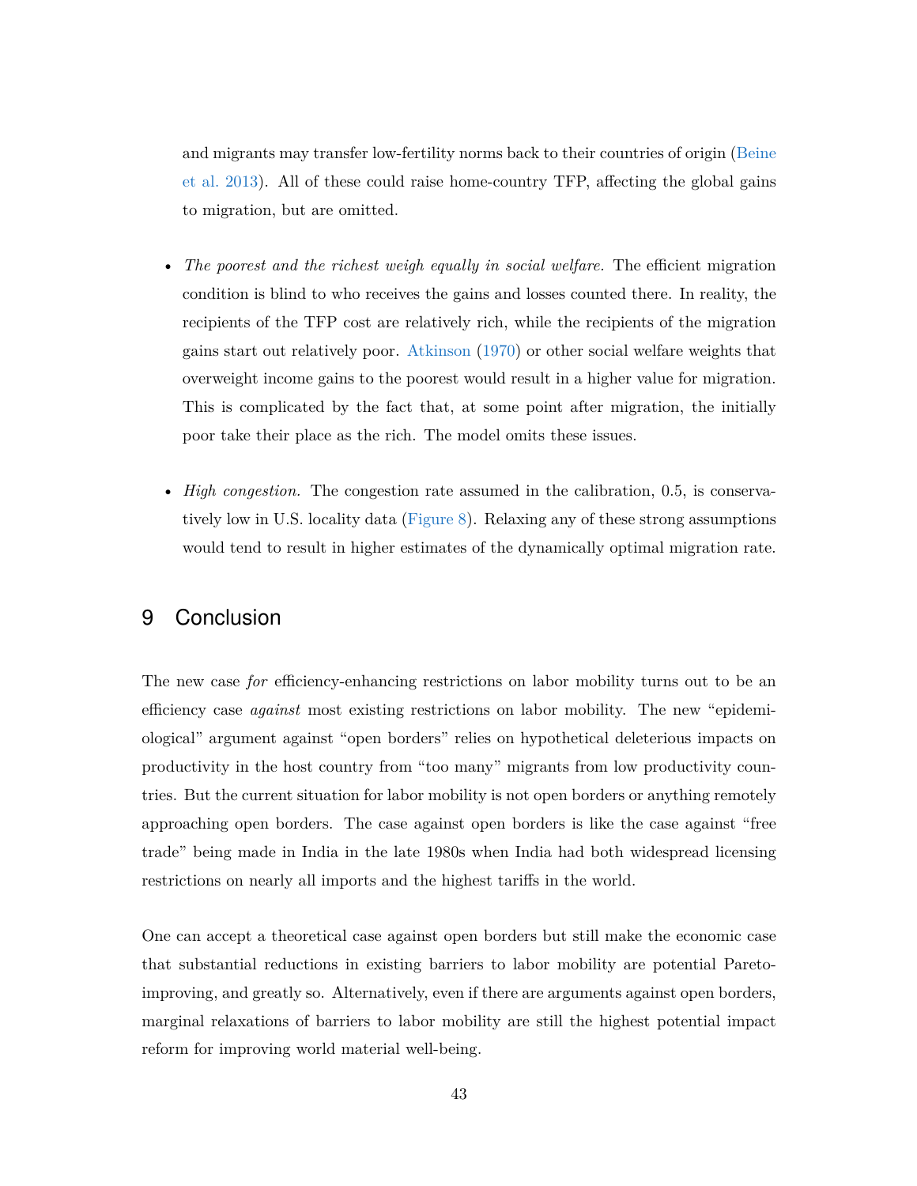and migrants may transfer low-fertility norms back to their countries of origin (Beine et al. 2013). All of these could raise home-country TFP, affecting the global gains to migration, but are omitted.

- *The poorest and the richest weigh equally in social welfare.* The efficient migration condition is blind to who receives the gains and losses counted there. In reality, the recipients of the TFP cost are relatively rich, while the recipients of the migration gains start out relatively poor. Atkinson (1970) or other social welfare weights that overweight income gains to the poorest would result in a higher value for migration. This is complicated by the fact that, at some point after migration, the initially poor take their place as the rich. The model omits these issues.

- *High congestion.* The congestion rate assumed in the calibration, 0.5, is conservatively low in U.S. locality data (Figure 8). Relaxing any of these strong assumptions would tend to result in higher estimates of the dynamically optimal migration rate.

# 9 Conclusion

The new case *for* efficiency-enhancing restrictions on labor mobility turns out to be an efficiency case *against* most existing restrictions on labor mobility. The new "epidemiological" argument against "open borders" relies on hypothetical deleterious impacts on productivity in the host country from "too many" migrants from low productivity countries. But the current situation for labor mobility is not open borders or anything remotely approaching open borders. The case against open borders is like the case against "free trade" being made in India in the late 1980s when India had both widespread licensing restrictions on nearly all imports and the highest tariffs in the world.

One can accept a theoretical case against open borders but still make the economic case that substantial reductions in existing barriers to labor mobility are potential Pareto-improving, and greatly so. Alternatively, even if there are arguments against open borders, marginal relaxations of barriers to labor mobility are still the highest potential impact reform for improving world material well-being.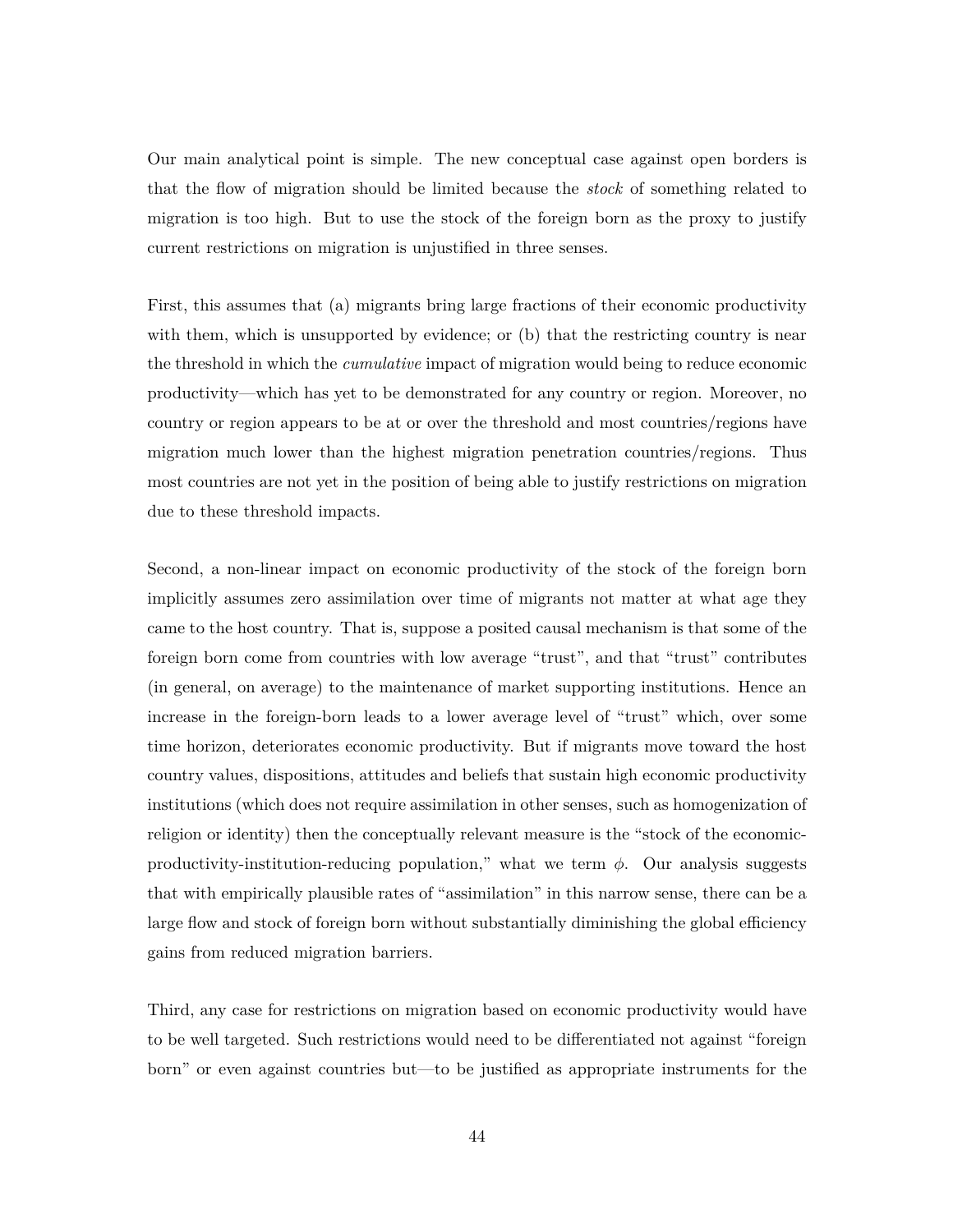Our main analytical point is simple. The new conceptual case against open borders is that the flow of migration should be limited because the *stock* of something related to migration is too high. But to use the stock of the foreign born as the proxy to justify current restrictions on migration is unjustified in three senses.

First, this assumes that (a) migrants bring large fractions of their economic productivity with them, which is unsupported by evidence; or (b) that the restricting country is near the threshold in which the *cumulative* impact of migration would being to reduce economic productivity—which has yet to be demonstrated for any country or region. Moreover, no country or region appears to be at or over the threshold and most countries/regions have migration much lower than the highest migration penetration countries/regions. Thus most countries are not yet in the position of being able to justify restrictions on migration due to these threshold impacts.

Second, a non-linear impact on economic productivity of the stock of the foreign born implicitly assumes zero assimilation over time of migrants not matter at what age they came to the host country. That is, suppose a posited causal mechanism is that some of the foreign born come from countries with low average "trust", and that "trust" contributes (in general, on average) to the maintenance of market supporting institutions. Hence an increase in the foreign-born leads to a lower average level of "trust" which, over some time horizon, deteriorates economic productivity. But if migrants move toward the host country values, dispositions, attitudes and beliefs that sustain high economic productivity institutions (which does not require assimilation in other senses, such as homogenization of religion or identity) then the conceptually relevant measure is the "stock of the economic-productivity-institution-reducing population," what we term $\phi$. Our analysis suggests that with empirically plausible rates of "assimilation" in this narrow sense, there can be a large flow and stock of foreign born without substantially diminishing the global efficiency gains from reduced migration barriers.

Third, any case for restrictions on migration based on economic productivity would have to be well targeted. Such restrictions would need to be differentiated not against "foreign born" or even against countries but—to be justified as appropriate instruments for the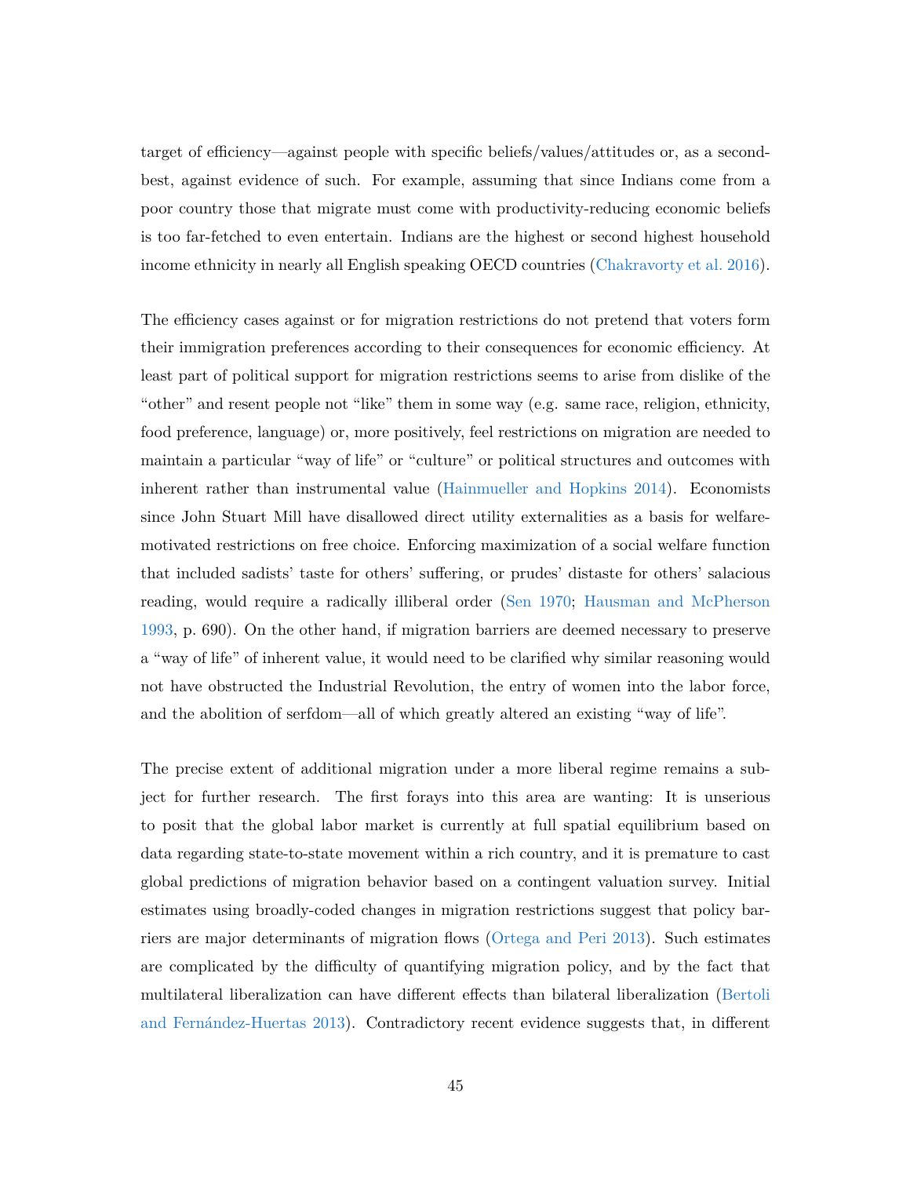target of efficiency—against people with specific beliefs/values/attitudes or, as a second-best, against evidence of such. For example, assuming that since Indians come from a poor country those that migrate must come with productivity-reducing economic beliefs is too far-fetched to even entertain. Indians are the highest or second highest household income ethnicity in nearly all English speaking OECD countries (Chakravorty et al. 2016).

The efficiency cases against or for migration restrictions do not pretend that voters form their immigration preferences according to their consequences for economic efficiency. At least part of political support for migration restrictions seems to arise from dislike of the "other" and resent people not "like" them in some way (e.g. same race, religion, ethnicity, food preference, language) or, more positively, feel restrictions on migration are needed to maintain a particular "way of life" or "culture" or political structures and outcomes with inherent rather than instrumental value (Hainmueller and Hopkins 2014). Economists since John Stuart Mill have disallowed direct utility externalities as a basis for welfare-motivated restrictions on free choice. Enforcing maximization of a social welfare function that included sadists' taste for others' suffering, or prudes' distaste for others' salacious reading, would require a radically illiberal order (Sen 1970; Hausman and McPherson 1993, p. 690). On the other hand, if migration barriers are deemed necessary to preserve a "way of life" of inherent value, it would need to be clarified why similar reasoning would not have obstructed the Industrial Revolution, the entry of women into the labor force, and the abolition of serfdom—all of which greatly altered an existing "way of life".

The precise extent of additional migration under a more liberal regime remains a subject for further research. The first forays into this area are wanting: It is unserious to posit that the global labor market is currently at full spatial equilibrium based on data regarding state-to-state movement within a rich country, and it is premature to cast global predictions of migration behavior based on a contingent valuation survey. Initial estimates using broadly-coded changes in migration restrictions suggest that policy barriers are major determinants of migration flows (Ortega and Peri 2013). Such estimates are complicated by the difficulty of quantifying migration policy, and by the fact that multilateral liberalization can have different effects than bilateral liberalization (Bertoli and Fernández-Huertas 2013). Contradictory recent evidence suggests that, in different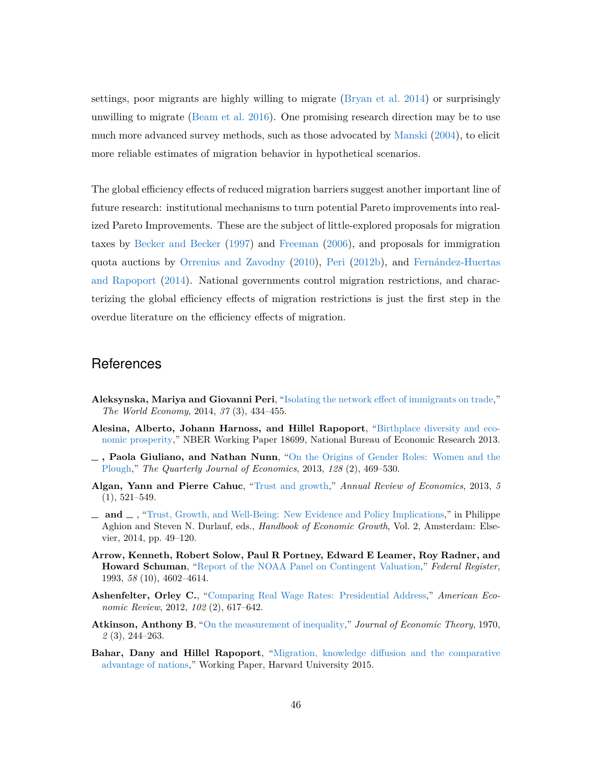settings, poor migrants are highly willing to migrate (Bryan et al. 2014) or surprisingly unwilling to migrate (Beam et al. 2016). One promising research direction may be to use much more advanced survey methods, such as those advocated by Manski (2004), to elicit more reliable estimates of migration behavior in hypothetical scenarios.

The global efficiency effects of reduced migration barriers suggest another important line of future research: institutional mechanisms to turn potential Pareto improvements into realized Pareto Improvements. These are the subject of little-explored proposals for migration taxes by Becker and Becker (1997) and Freeman (2006), and proposals for immigration quota auctions by Orrenius and Zavodny (2010), Peri (2012b), and Fernández-Huertas and Rapoport (2014). National governments control migration restrictions, and characterizing the global efficiency effects of migration restrictions is just the first step in the overdue literature on the efficiency effects of migration.

## References

**Aleksynska, Mariya and Giovanni Peri**, "Isolating the network effect of immigrants on trade," *The World Economy*, 2014, *37* (3), 434–455.

**Alesina, Alberto, Johann Harnoss, and Hillel Rapoport**, "Birthplace diversity and economic prosperity," NBER Working Paper 18699, National Bureau of Economic Research 2013.

**_ , Paola Giuliano, and Nathan Nunn**, "On the Origins of Gender Roles: Women and the Plough," *The Quarterly Journal of Economics*, 2013, *128* (2), 469–530.

**Algan, Yann and Pierre Cahuc**, "Trust and growth," *Annual Review of Economics*, 2013, *5* (1), 521–549.

**_ and _** , "Trust, Growth, and Well-Being: New Evidence and Policy Implications," in Philippe Aghion and Steven N. Durlauf, eds., *Handbook of Economic Growth*, Vol. 2, Amsterdam: Elsevier, 2014, pp. 49–120.

**Arrow, Kenneth, Robert Solow, Paul R Portney, Edward E Leamer, Roy Radner, and Howard Schuman**, "Report of the NOAA Panel on Contingent Valuation," *Federal Register*, 1993, *58* (10), 4602–4614.

**Ashenfelter, Orley C.**, "Comparing Real Wage Rates: Presidential Address," *American Economic Review*, 2012, *102* (2), 617–642.

**Atkinson, Anthony B**, "On the measurement of inequality," *Journal of Economic Theory*, 1970, *2* (3), 244–263.

**Bahar, Dany and Hillel Rapoport**, "Migration, knowledge diffusion and the comparative advantage of nations," Working Paper, Harvard University 2015.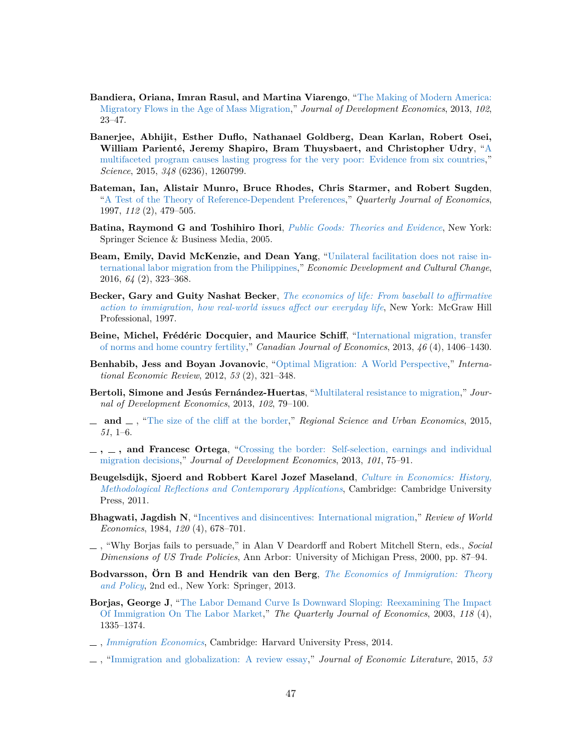**Bandiera, Oriana, Imran Rasul, and Martina Viarengo**, "The Making of Modern America: Migratory Flows in the Age of Mass Migration," *Journal of Development Economics*, 2013, *102*, 23–47.

**Banerjee, Abhijit, Esther Duflo, Nathanael Goldberg, Dean Karlan, Robert Osei, William Parienté, Jeremy Shapiro, Bram Thuysbaert, and Christopher Udry**, "A multifaceted program causes lasting progress for the very poor: Evidence from six countries," *Science*, 2015, *348* (6236), 1260799.

**Bateman, Ian, Alistair Munro, Bruce Rhodes, Chris Starmer, and Robert Sugden**, "A Test of the Theory of Reference-Dependent Preferences," *Quarterly Journal of Economics*, 1997, *112* (2), 479–505.

**Batina, Raymond G and Toshihiro Ihori**, *Public Goods: Theories and Evidence*, New York: Springer Science & Business Media, 2005.

**Beam, Emily, David McKenzie, and Dean Yang**, "Unilateral facilitation does not raise international labor migration from the Philippines," *Economic Development and Cultural Change*, 2016, *64* (2), 323–368.

**Becker, Gary and Guity Nashat Becker**, *The economics of life: From baseball to affirmative action to immigration, how real-world issues affect our everyday life*, New York: McGraw Hill Professional, 1997.

**Beine, Michel, Frédéric Docquier, and Maurice Schiff**, "International migration, transfer of norms and home country fertility," *Canadian Journal of Economics*, 2013, *46* (4), 1406–1430.

**Benhabib, Jess and Boyan Jovanovic**, "Optimal Migration: A World Perspective," *International Economic Review*, 2012, *53* (2), 321–348.

**Bertoli, Simone and Jesús Fernández-Huertas**, "Multilateral resistance to migration," *Journal of Development Economics*, 2013, *102*, 79–100.

\_\_ **and** \_\_ , "The size of the cliff at the border," *Regional Science and Urban Economics*, 2015, *51*, 1–6.

\_\_ **,** \_\_ **, and Francesc Ortega**, "Crossing the border: Self-selection, earnings and individual migration decisions," *Journal of Development Economics*, 2013, *101*, 75–91.

**Beugelsdijk, Sjoerd and Robbert Karel Jozef Maseland**, *Culture in Economics: History, Methodological Reflections and Contemporary Applications*, Cambridge: Cambridge University Press, 2011.

**Bhagwati, Jagdish N**, "Incentives and disincentives: International migration," *Review of World Economics*, 1984, *120* (4), 678–701.

\_\_ , "Why Borjas fails to persuade," in Alan V Deardorff and Robert Mitchell Stern, eds., *Social Dimensions of US Trade Policies*, Ann Arbor: University of Michigan Press, 2000, pp. 87–94.

**Bodvarsson, Örn B and Hendrik van den Berg**, *The Economics of Immigration: Theory and Policy*, 2nd ed., New York: Springer, 2013.

**Borjas, George J**, "The Labor Demand Curve Is Downward Sloping: Reexamining The Impact Of Immigration On The Labor Market," *The Quarterly Journal of Economics*, 2003, *118* (4), 1335–1374.

\_\_ , *Immigration Economics*, Cambridge: Harvard University Press, 2014.

\_\_ , "Immigration and globalization: A review essay," *Journal of Economic Literature*, 2015, *53*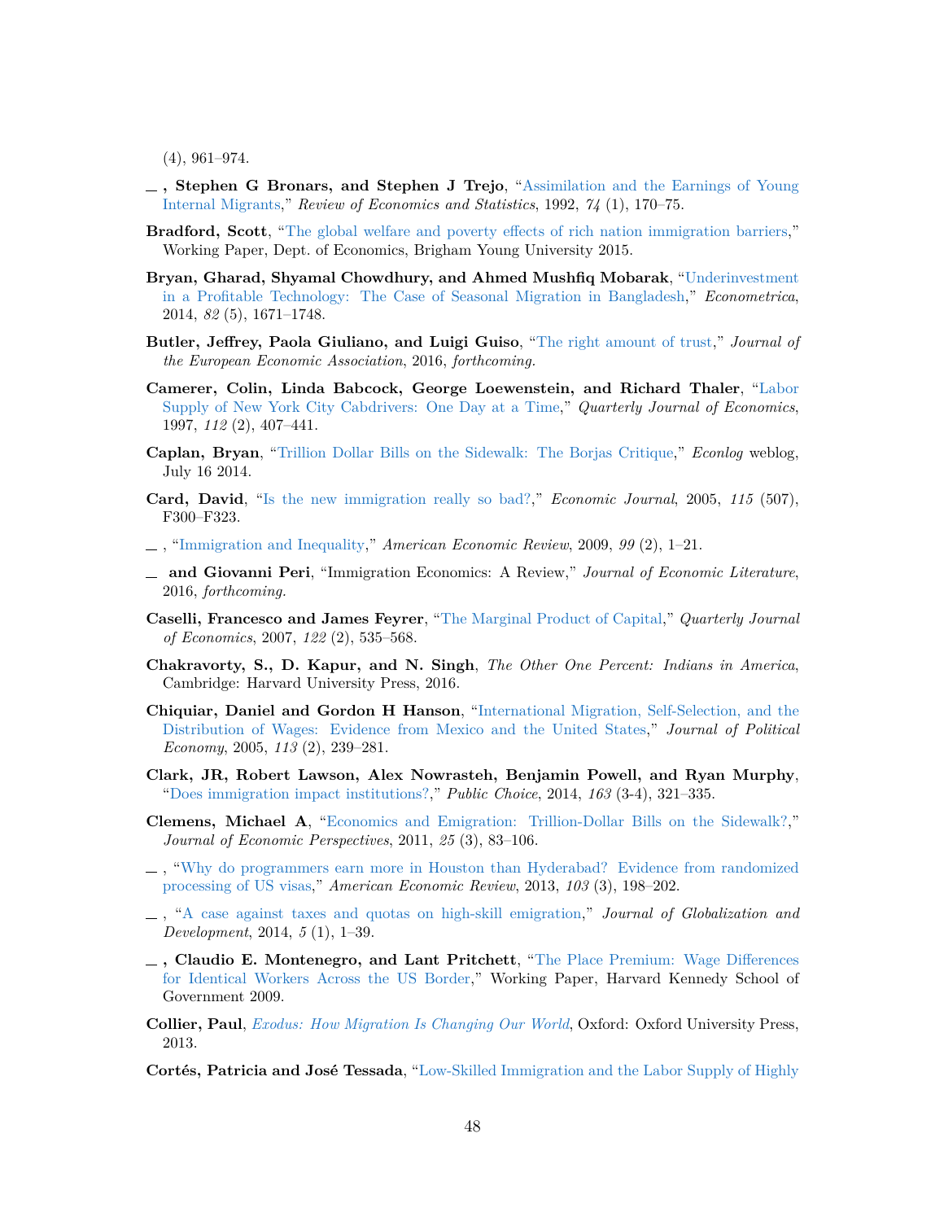(4), 961–974.

— , **Stephen G Bronars, and Stephen J Trejo**, "Assimilation and the Earnings of Young Internal Migrants," *Review of Economics and Statistics*, 1992, *74* (1), 170–75.

**Bradford, Scott**, "The global welfare and poverty effects of rich nation immigration barriers," Working Paper, Dept. of Economics, Brigham Young University 2015.

**Bryan, Gharad, Shyamal Chowdhury, and Ahmed Mushfiq Mobarak**, "Underinvestment in a Profitable Technology: The Case of Seasonal Migration in Bangladesh," *Econometrica*, 2014, *82* (5), 1671–1748.

**Butler, Jeffrey, Paola Giuliano, and Luigi Guiso**, "The right amount of trust," *Journal of the European Economic Association*, 2016, *forthcoming.*

**Camerer, Colin, Linda Babcock, George Loewenstein, and Richard Thaler**, "Labor Supply of New York City Cabdrivers: One Day at a Time," *Quarterly Journal of Economics*, 1997, *112* (2), 407–441.

**Caplan, Bryan**, "Trillion Dollar Bills on the Sidewalk: The Borjas Critique," *Econlog* weblog, July 16 2014.

**Card, David**, "Is the new immigration really so bad?," *Economic Journal*, 2005, *115* (507), F300–F323.

— , "Immigration and Inequality," *American Economic Review*, 2009, *99* (2), 1–21.

— **and Giovanni Peri**, "Immigration Economics: A Review," *Journal of Economic Literature*, 2016, *forthcoming.*

**Caselli, Francesco and James Feyrer**, "The Marginal Product of Capital," *Quarterly Journal of Economics*, 2007, *122* (2), 535–568.

**Chakravorty, S., D. Kapur, and N. Singh**, *The Other One Percent: Indians in America*, Cambridge: Harvard University Press, 2016.

**Chiquiar, Daniel and Gordon H Hanson**, "International Migration, Self-Selection, and the Distribution of Wages: Evidence from Mexico and the United States," *Journal of Political Economy*, 2005, *113* (2), 239–281.

**Clark, JR, Robert Lawson, Alex Nowrasteh, Benjamin Powell, and Ryan Murphy**, "Does immigration impact institutions?," *Public Choice*, 2014, *163* (3-4), 321–335.

**Clemens, Michael A**, "Economics and Emigration: Trillion-Dollar Bills on the Sidewalk?," *Journal of Economic Perspectives*, 2011, *25* (3), 83–106.

— , "Why do programmers earn more in Houston than Hyderabad? Evidence from randomized processing of US visas," *American Economic Review*, 2013, *103* (3), 198–202.

— , "A case against taxes and quotas on high-skill emigration," *Journal of Globalization and Development*, 2014, *5* (1), 1–39.

— **, Claudio E. Montenegro, and Lant Pritchett**, "The Place Premium: Wage Differences for Identical Workers Across the US Border," Working Paper, Harvard Kennedy School of Government 2009.

**Collier, Paul**, *Exodus: How Migration Is Changing Our World*, Oxford: Oxford University Press, 2013.

**Cortés, Patricia and José Tessada**, "Low-Skilled Immigration and the Labor Supply of Highly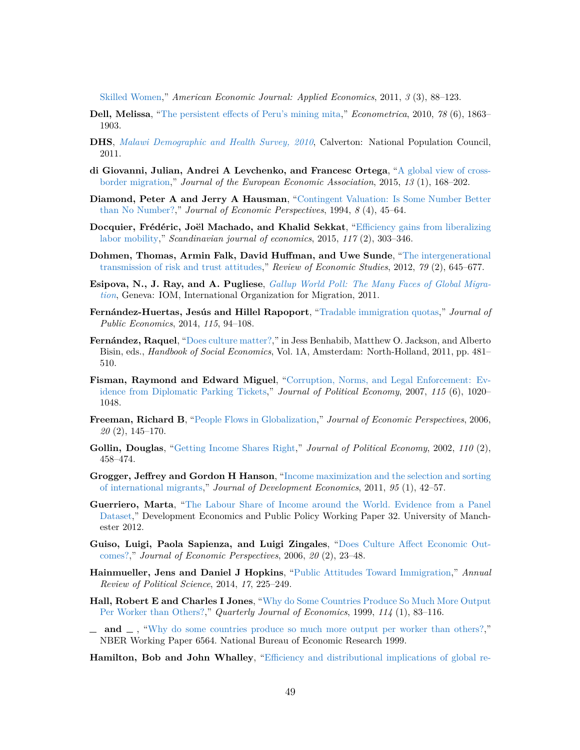Skilled Women," *American Economic Journal: Applied Economics*, 2011, *3* (3), 88–123.

**Dell, Melissa**, "The persistent effects of Peru's mining mita," *Econometrica*, 2010, *78* (6), 1863–1903.

**DHS**, *Malawi Demographic and Health Survey, 2010*, Calverton: National Population Council, 2011.

**di Giovanni, Julian, Andrei A Levchenko, and Francesc Ortega**, "A global view of cross-border migration," *Journal of the European Economic Association*, 2015, *13* (1), 168–202.

**Diamond, Peter A and Jerry A Hausman**, "Contingent Valuation: Is Some Number Better than No Number?," *Journal of Economic Perspectives*, 1994, *8* (4), 45–64.

**Docquier, Frédéric, Joël Machado, and Khalid Sekkat**, "Efficiency gains from liberalizing labor mobility," *Scandinavian journal of economics*, 2015, *117* (2), 303–346.

**Dohmen, Thomas, Armin Falk, David Huffman, and Uwe Sunde**, "The intergenerational transmission of risk and trust attitudes," *Review of Economic Studies*, 2012, *79* (2), 645–677.

**Esipova, N., J. Ray, and A. Pugliese**, *Gallup World Poll: The Many Faces of Global Migration*, Geneva: IOM, International Organization for Migration, 2011.

**Fernández-Huertas, Jesús and Hillel Rapoport**, "Tradable immigration quotas," *Journal of Public Economics*, 2014, *115*, 94–108.

**Fernández, Raquel**, "Does culture matter?," in Jess Benhabib, Matthew O. Jackson, and Alberto Bisin, eds., *Handbook of Social Economics*, Vol. 1A, Amsterdam: North-Holland, 2011, pp. 481–510.

**Fisman, Raymond and Edward Miguel**, "Corruption, Norms, and Legal Enforcement: Evidence from Diplomatic Parking Tickets," *Journal of Political Economy*, 2007, *115* (6), 1020–1048.

**Freeman, Richard B**, "People Flows in Globalization," *Journal of Economic Perspectives*, 2006, *20* (2), 145–170.

**Gollin, Douglas**, "Getting Income Shares Right," *Journal of Political Economy*, 2002, *110* (2), 458–474.

**Grogger, Jeffrey and Gordon H Hanson**, "Income maximization and the selection and sorting of international migrants," *Journal of Development Economics*, 2011, *95* (1), 42–57.

**Guerriero, Marta**, "The Labour Share of Income around the World. Evidence from a Panel Dataset," Development Economics and Public Policy Working Paper 32. University of Manchester 2012.

**Guiso, Luigi, Paola Sapienza, and Luigi Zingales**, "Does Culture Affect Economic Outcomes?," *Journal of Economic Perspectives*, 2006, *20* (2), 23–48.

**Hainmueller, Jens and Daniel J Hopkins**, "Public Attitudes Toward Immigration," *Annual Review of Political Science*, 2014, *17*, 225–249.

**Hall, Robert E and Charles I Jones**, "Why do Some Countries Produce So Much More Output Per Worker than Others?," *Quarterly Journal of Economics*, 1999, *114* (1), 83–116.

**_ and _** , "Why do some countries produce so much more output per worker than others?," NBER Working Paper 6564. National Bureau of Economic Research 1999.

**Hamilton, Bob and John Whalley**, "Efficiency and distributional implications of global re-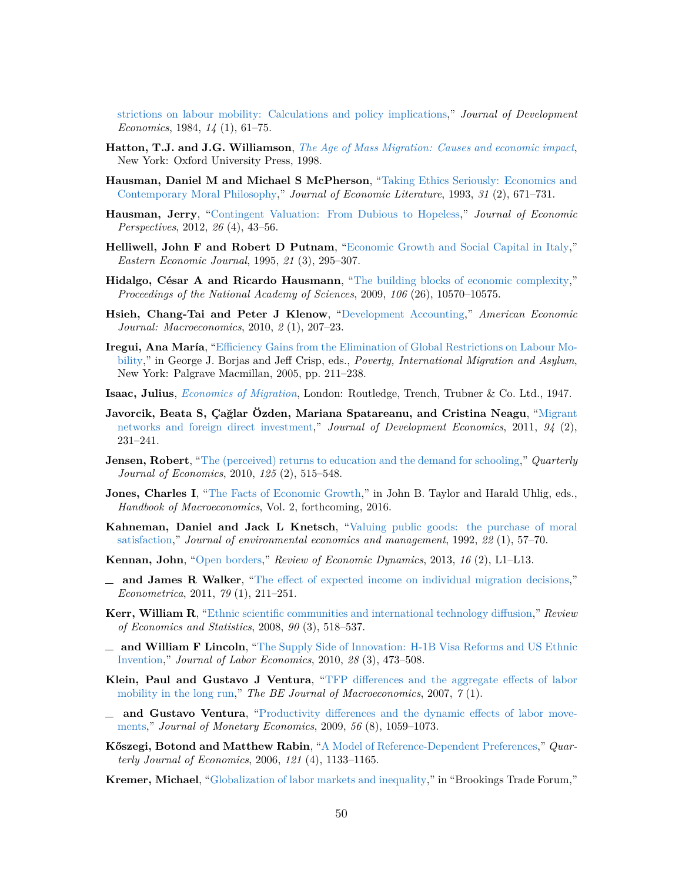strictions on labour mobility: Calculations and policy implications," *Journal of Development Economics*, 1984, *14* (1), 61–75.

**Hatton, T.J. and J.G. Williamson**, *The Age of Mass Migration: Causes and economic impact*, New York: Oxford University Press, 1998.

**Hausman, Daniel M and Michael S McPherson**, "Taking Ethics Seriously: Economics and Contemporary Moral Philosophy," *Journal of Economic Literature*, 1993, *31* (2), 671–731.

**Hausman, Jerry**, "Contingent Valuation: From Dubious to Hopeless," *Journal of Economic Perspectives*, 2012, *26* (4), 43–56.

**Helliwell, John F and Robert D Putnam**, "Economic Growth and Social Capital in Italy," *Eastern Economic Journal*, 1995, *21* (3), 295–307.

**Hidalgo, César A and Ricardo Hausmann**, "The building blocks of economic complexity," *Proceedings of the National Academy of Sciences*, 2009, *106* (26), 10570–10575.

**Hsieh, Chang-Tai and Peter J Klenow**, "Development Accounting," *American Economic Journal: Macroeconomics*, 2010, *2* (1), 207–23.

**Iregui, Ana María**, "Efficiency Gains from the Elimination of Global Restrictions on Labour Mobility," in George J. Borjas and Jeff Crisp, eds., *Poverty, International Migration and Asylum*, New York: Palgrave Macmillan, 2005, pp. 211–238.

**Isaac, Julius**, *Economics of Migration*, London: Routledge, Trench, Trubner & Co. Ltd., 1947.

**Javorcik, Beata S, Çağlar Özden, Mariana Spatareanu, and Cristina Neagu**, "Migrant networks and foreign direct investment," *Journal of Development Economics*, 2011, *94* (2), 231–241.

**Jensen, Robert**, "The (perceived) returns to education and the demand for schooling," *Quarterly Journal of Economics*, 2010, *125* (2), 515–548.

**Jones, Charles I**, "The Facts of Economic Growth," in John B. Taylor and Harald Uhlig, eds., *Handbook of Macroeconomics*, Vol. 2, forthcoming, 2016.

**Kahneman, Daniel and Jack L Knetsch**, "Valuing public goods: the purchase of moral satisfaction," *Journal of environmental economics and management*, 1992, *22* (1), 57–70.

**Kennan, John**, "Open borders," *Review of Economic Dynamics*, 2013, *16* (2), L1–L13.

\_ **and James R Walker**, "The effect of expected income on individual migration decisions," *Econometrica*, 2011, *79* (1), 211–251.

**Kerr, William R**, "Ethnic scientific communities and international technology diffusion," *Review of Economics and Statistics*, 2008, *90* (3), 518–537.

\_ **and William F Lincoln**, "The Supply Side of Innovation: H-1B Visa Reforms and US Ethnic Invention," *Journal of Labor Economics*, 2010, *28* (3), 473–508.

**Klein, Paul and Gustavo J Ventura**, "TFP differences and the aggregate effects of labor mobility in the long run," *The BE Journal of Macroeconomics*, 2007, *7* (1).

\_ **and Gustavo Ventura**, "Productivity differences and the dynamic effects of labor movements," *Journal of Monetary Economics*, 2009, *56* (8), 1059–1073.

**Kőszegi, Botond and Matthew Rabin**, "A Model of Reference-Dependent Preferences," *Quarterly Journal of Economics*, 2006, *121* (4), 1133–1165.

**Kremer, Michael**, "Globalization of labor markets and inequality," in "Brookings Trade Forum,"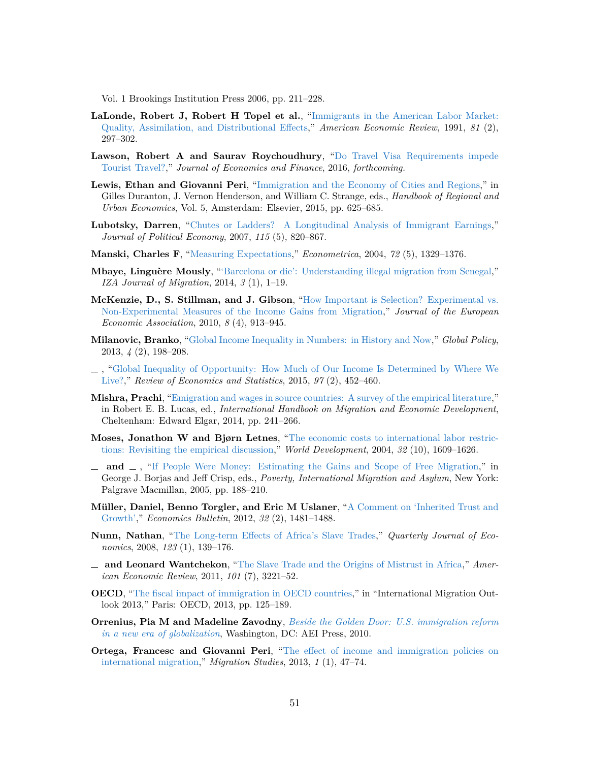Vol. 1 Brookings Institution Press 2006, pp. 211–228.

**LaLonde, Robert J, Robert H Topel et al.**, "Immigrants in the American Labor Market: Quality, Assimilation, and Distributional Effects," *American Economic Review*, 1991, *81* (2), 297–302.

**Lawson, Robert A and Saurav Roychoudhury**, "Do Travel Visa Requirements impede Tourist Travel?," *Journal of Economics and Finance*, 2016, *forthcoming.*

**Lewis, Ethan and Giovanni Peri**, "Immigration and the Economy of Cities and Regions," in Gilles Duranton, J. Vernon Henderson, and William C. Strange, eds., *Handbook of Regional and Urban Economics*, Vol. 5, Amsterdam: Elsevier, 2015, pp. 625–685.

**Lubotsky, Darren**, "Chutes or Ladders? A Longitudinal Analysis of Immigrant Earnings," *Journal of Political Economy*, 2007, *115* (5), 820–867.

**Manski, Charles F**, "Measuring Expectations," *Econometrica*, 2004, *72* (5), 1329–1376.

**Mbaye, Linguère Mously**, "'Barcelona or die': Understanding illegal migration from Senegal," *IZA Journal of Migration*, 2014, *3* (1), 1–19.

**McKenzie, D., S. Stillman, and J. Gibson**, "How Important is Selection? Experimental vs. Non-Experimental Measures of the Income Gains from Migration," *Journal of the European Economic Association*, 2010, *8* (4), 913–945.

**Milanovic, Branko**, "Global Income Inequality in Numbers: in History and Now," *Global Policy*, 2013, *4* (2), 198–208.

_ , "Global Inequality of Opportunity: How Much of Our Income Is Determined by Where We Live?," *Review of Economics and Statistics*, 2015, *97* (2), 452–460.

**Mishra, Prachi**, "Emigration and wages in source countries: A survey of the empirical literature," in Robert E. B. Lucas, ed., *International Handbook on Migration and Economic Development*, Cheltenham: Edward Elgar, 2014, pp. 241–266.

**Moses, Jonathon W and Bjørn Letnes**, "The economic costs to international labor restrictions: Revisiting the empirical discussion," *World Development*, 2004, *32* (10), 1609–1626.

_ **and** _ , "If People Were Money: Estimating the Gains and Scope of Free Migration," in George J. Borjas and Jeff Crisp, eds., *Poverty, International Migration and Asylum*, New York: Palgrave Macmillan, 2005, pp. 188–210.

**Müller, Daniel, Benno Torgler, and Eric M Uslaner**, "A Comment on 'Inherited Trust and Growth'," *Economics Bulletin*, 2012, *32* (2), 1481–1488.

**Nunn, Nathan**, "The Long-term Effects of Africa's Slave Trades," *Quarterly Journal of Economics*, 2008, *123* (1), 139–176.

_ **and Leonard Wantchekon**, "The Slave Trade and the Origins of Mistrust in Africa," *American Economic Review*, 2011, *101* (7), 3221–52.

**OECD**, "The fiscal impact of immigration in OECD countries," in "International Migration Outlook 2013," Paris: OECD, 2013, pp. 125–189.

**Orrenius, Pia M and Madeline Zavodny**, *Beside the Golden Door: U.S. immigration reform in a new era of globalization*, Washington, DC: AEI Press, 2010.

**Ortega, Francesc and Giovanni Peri**, "The effect of income and immigration policies on international migration," *Migration Studies*, 2013, *1* (1), 47–74.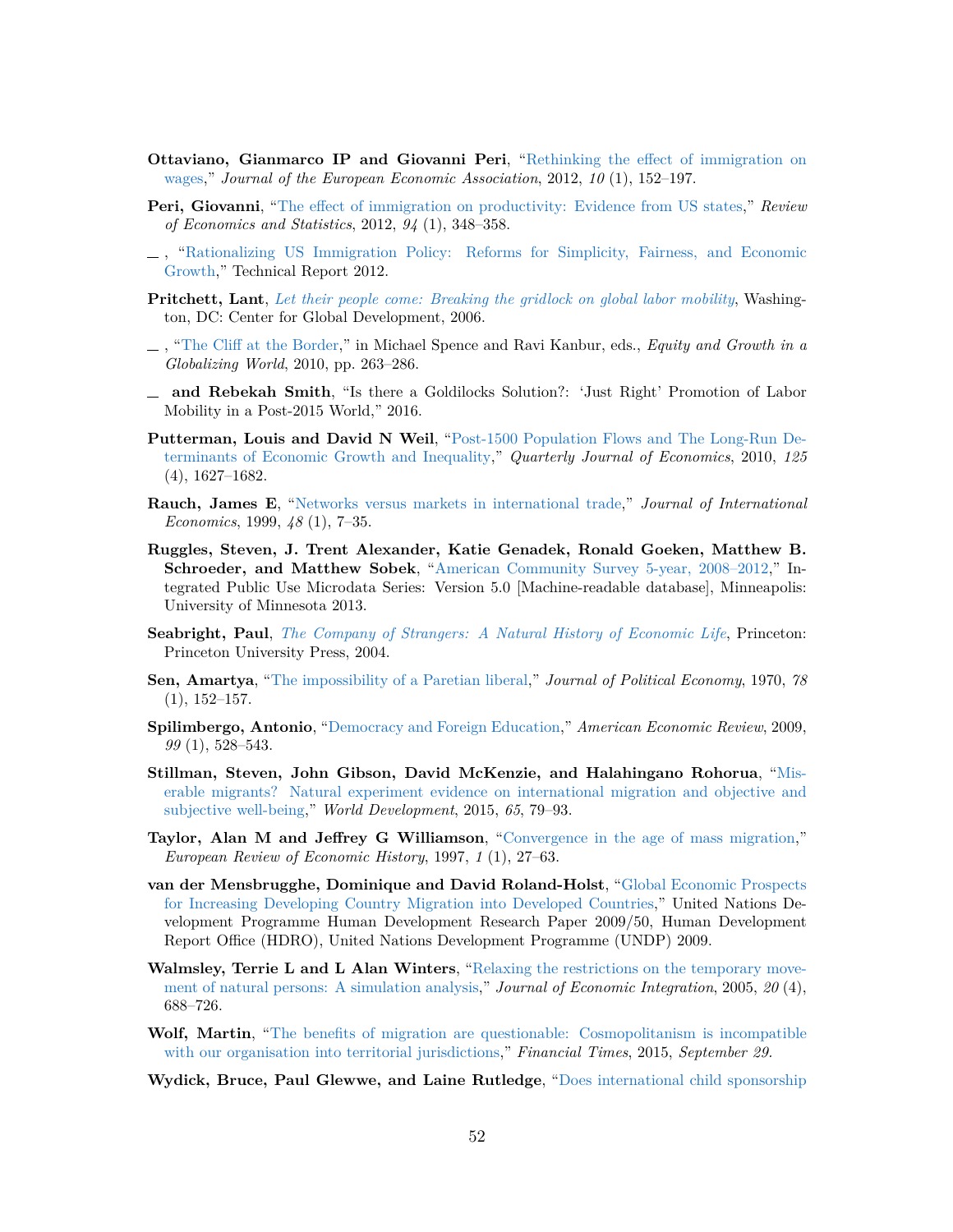**Ottaviano, Gianmarco IP and Giovanni Peri**, "Rethinking the effect of immigration on wages," *Journal of the European Economic Association*, 2012, *10* (1), 152–197.

**Peri, Giovanni**, "The effect of immigration on productivity: Evidence from US states," *Review of Economics and Statistics*, 2012, *94* (1), 348–358.

_ , "Rationalizing US Immigration Policy: Reforms for Simplicity, Fairness, and Economic Growth," Technical Report 2012.

**Pritchett, Lant**, *Let their people come: Breaking the gridlock on global labor mobility*, Washington, DC: Center for Global Development, 2006.

_ , "The Cliff at the Border," in Michael Spence and Ravi Kanbur, eds., *Equity and Growth in a Globalizing World*, 2010, pp. 263–286.

_ **and Rebekah Smith**, "Is there a Goldilocks Solution?: 'Just Right' Promotion of Labor Mobility in a Post-2015 World," 2016.

**Putterman, Louis and David N Weil**, "Post-1500 Population Flows and The Long-Run Determinants of Economic Growth and Inequality," *Quarterly Journal of Economics*, 2010, *125* (4), 1627–1682.

**Rauch, James E**, "Networks versus markets in international trade," *Journal of International Economics*, 1999, *48* (1), 7–35.

**Ruggles, Steven, J. Trent Alexander, Katie Genadek, Ronald Goeken, Matthew B. Schroeder, and Matthew Sobek**, "American Community Survey 5-year, 2008–2012," Integrated Public Use Microdata Series: Version 5.0 [Machine-readable database], Minneapolis: University of Minnesota 2013.

**Seabright, Paul**, *The Company of Strangers: A Natural History of Economic Life*, Princeton: Princeton University Press, 2004.

**Sen, Amartya**, "The impossibility of a Paretian liberal," *Journal of Political Economy*, 1970, *78* (1), 152–157.

**Spilimbergo, Antonio**, "Democracy and Foreign Education," *American Economic Review*, 2009, *99* (1), 528–543.

**Stillman, Steven, John Gibson, David McKenzie, and Halahingano Rohorua**, "Miserable migrants? Natural experiment evidence on international migration and objective and subjective well-being," *World Development*, 2015, *65*, 79–93.

**Taylor, Alan M and Jeffrey G Williamson**, "Convergence in the age of mass migration," *European Review of Economic History*, 1997, *1* (1), 27–63.

**van der Mensbrugghe, Dominique and David Roland-Holst**, "Global Economic Prospects for Increasing Developing Country Migration into Developed Countries," United Nations Development Programme Human Development Research Paper 2009/50, Human Development Report Office (HDRO), United Nations Development Programme (UNDP) 2009.

**Walmsley, Terrie L and L Alan Winters**, "Relaxing the restrictions on the temporary movement of natural persons: A simulation analysis," *Journal of Economic Integration*, 2005, *20* (4), 688–726.

**Wolf, Martin**, "The benefits of migration are questionable: Cosmopolitanism is incompatible with our organisation into territorial jurisdictions," *Financial Times*, 2015, *September 29.*

**Wydick, Bruce, Paul Glewwe, and Laine Rutledge**, "Does international child sponsorship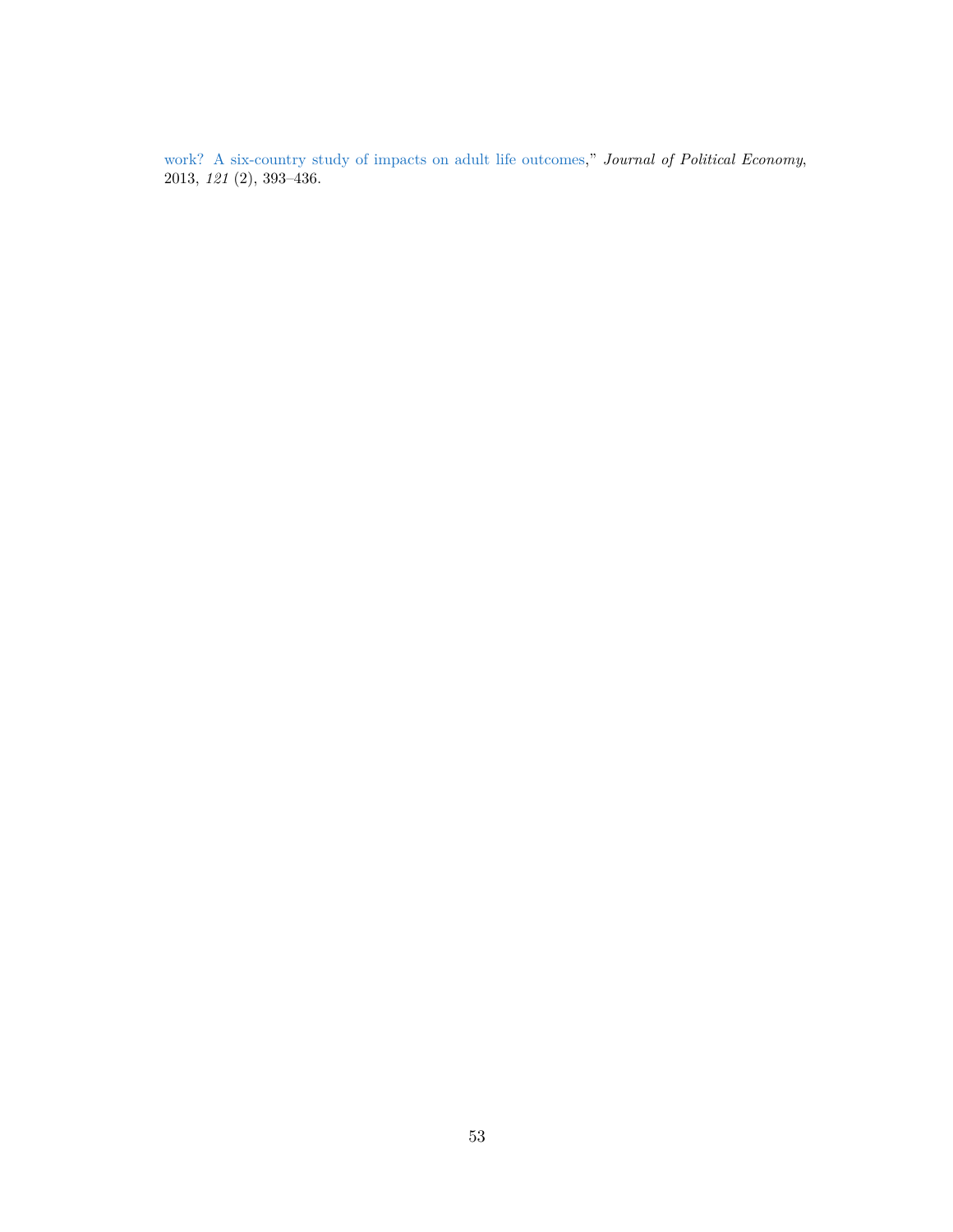work? A six-country study of impacts on adult life outcomes," *Journal of Political Economy*, 2013, *121* (2), 393–436.